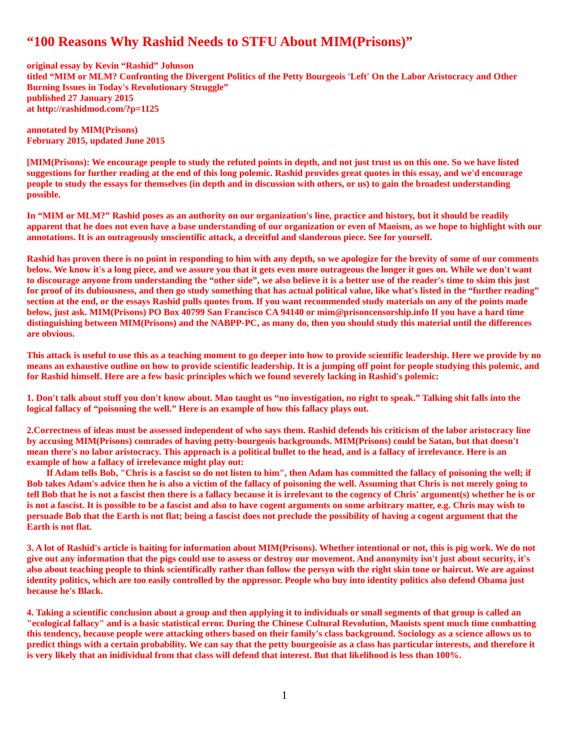# "100 Reasons Why Rashid Needs to STFU About MIM(Prisons)"

**original essay by Kevin "Rashid" Johnson**
**titled "MIM or MLM? Confronting the Divergent Politics of the Petty Bourgeois 'Left' On the Labor Aristocracy and Other Burning Issues in Today's Revolutionary Struggle"**
**published 27 January 2015**
**at http://rashidmod.com/?p=1125**

**annotated by MIM(Prisons)**
**February 2015, updated June 2015**

**[MIM(Prisons): We encourage people to study the refuted points in depth, and not just trust us on this one. So we have listed suggestions for further reading at the end of this long polemic. Rashid provides great quotes in this essay, and we'd encourage people to study the essays for themselves (in depth and in discussion with others, or us) to gain the broadest understanding possible.**

**In "MIM or MLM?" Rashid poses as an authority on our organization's line, practice and history, but it should be readily apparent that he does not even have a base understanding of our organization or even of Maoism, as we hope to highlight with our annotations. It is an outrageously unscientific attack, a deceitful and slanderous piece. See for yourself.**

**Rashid has proven there is no point in responding to him with any depth, so we apologize for the brevity of some of our comments below. We know it's a long piece, and we assure you that it gets even more outrageous the longer it goes on. While we don't want to discourage anyone from understanding the "other side", we also believe it is a better use of the reader's time to skim this just for proof of its dubiousness, and then go study something that has actual political value, like what's listed in the "further reading" section at the end, or the essays Rashid pulls quotes from. If you want recommended study materials on any of the points made below, just ask. MIM(Prisons) PO Box 40799 San Francisco CA 94140 or mim@prisoncensorship.info If you have a hard time distinguishing between MIM(Prisons) and the NABPP-PC, as many do, then you should study this material until the differences are obvious.**

**This attack is useful to use this as a teaching moment to go deeper into how to provide scientific leadership. Here we provide by no means an exhaustive outline on how to provide scientific leadership. It is a jumping off point for people studying this polemic, and for Rashid himself. Here are a few basic principles which we found severely lacking in Rashid's polemic:**

**1. Don't talk about stuff you don't know about. Mao taught us "no investigation, no right to speak." Talking shit falls into the logical fallacy of "poisoning the well." Here is an example of how this fallacy plays out.**

**2.Correctness of ideas must be assessed independent of who says them. Rashid defends his criticism of the labor aristocracy line by accusing MIM(Prisons) comrades of having petty-bourgeois backgrounds. MIM(Prisons) could be Satan, but that doesn't mean there's no labor aristocracy. This approach is a political bullet to the head, and is a fallacy of irrelevance. Here is an example of how a fallacy of irrelevance might play out:**

**If Adam tells Bob, "Chris is a fascist so do not listen to him", then Adam has committed the fallacy of poisoning the well; if Bob takes Adam's advice then he is also a victim of the fallacy of poisoning the well. Assuming that Chris is not merely going to tell Bob that he is not a fascist then there is a fallacy because it is irrelevant to the cogency of Chris' argument(s) whether he is or is not a fascist. It is possible to be a fascist and also to have cogent arguments on some arbitrary matter, e.g. Chris may wish to persuade Bob that the Earth is not flat; being a fascist does not preclude the possibility of having a cogent argument that the Earth is not flat.**

**3. A lot of Rashid's article is baiting for information about MIM(Prisons). Whether intentional or not, this is pig work. We do not give out any information that the pigs could use to assess or destroy our movement. And anonymity isn't just about security, it's also about teaching people to think scientifically rather than follow the persyn with the right skin tone or haircut. We are against identity politics, which are too easily controlled by the oppressor. People who buy into identity politics also defend Obama just because he's Black.**

**4. Taking a scientific conclusion about a group and then applying it to individuals or small segments of that group is called an "ecological fallacy" and is a basic statistical error. During the Chinese Cultural Revolution, Maoists spent much time combatting this tendency, because people were attacking others based on their family's class background. Sociology as a science allows us to predict things with a certain probability. We can say that the petty bourgeoisie as a class has particular interests, and therefore it is very likely that an inidividual from that class will defend that interest. But that likelihood is less than 100%.**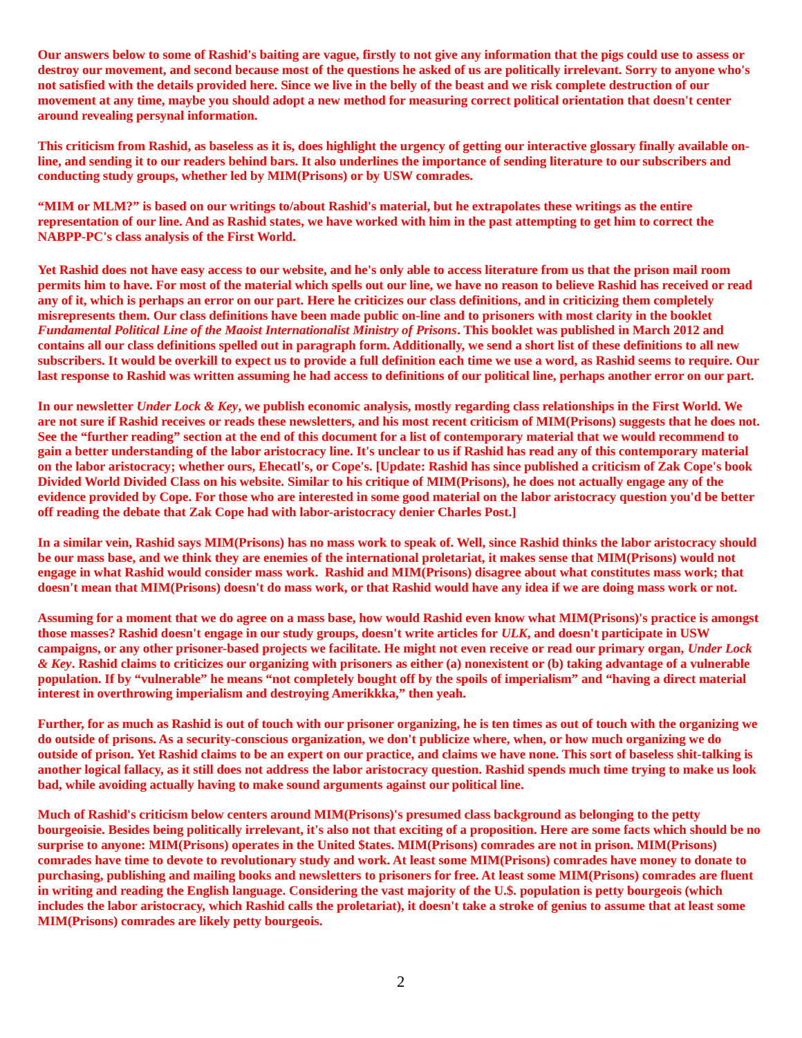**Our answers below to some of Rashid's baiting are vague, firstly to not give any information that the pigs could use to assess or destroy our movement, and second because most of the questions he asked of us are politically irrelevant. Sorry to anyone who's not satisfied with the details provided here. Since we live in the belly of the beast and we risk complete destruction of our movement at any time, maybe you should adopt a new method for measuring correct political orientation that doesn't center around revealing persynal information.**

**This criticism from Rashid, as baseless as it is, does highlight the urgency of getting our interactive glossary finally available on-line, and sending it to our readers behind bars. It also underlines the importance of sending literature to our subscribers and conducting study groups, whether led by MIM(Prisons) or by USW comrades.**

**"MIM or MLM?" is based on our writings to/about Rashid's material, but he extrapolates these writings as the entire representation of our line. And as Rashid states, we have worked with him in the past attempting to get him to correct the NABPP-PC's class analysis of the First World.**

**Yet Rashid does not have easy access to our website, and he's only able to access literature from us that the prison mail room permits him to have. For most of the material which spells out our line, we have no reason to believe Rashid has received or read any of it, which is perhaps an error on our part. Here he criticizes our class definitions, and in criticizing them completely misrepresents them. Our class definitions have been made public on-line and to prisoners with most clarity in the booklet *Fundamental Political Line of the Maoist Internationalist Ministry of Prisons*. This booklet was published in March 2012 and contains all our class definitions spelled out in paragraph form. Additionally, we send a short list of these definitions to all new subscribers. It would be overkill to expect us to provide a full definition each time we use a word, as Rashid seems to require. Our last response to Rashid was written assuming he had access to definitions of our political line, perhaps another error on our part.**

**In our newsletter *Under Lock & Key*, we publish economic analysis, mostly regarding class relationships in the First World. We are not sure if Rashid receives or reads these newsletters, and his most recent criticism of MIM(Prisons) suggests that he does not. See the "further reading" section at the end of this document for a list of contemporary material that we would recommend to gain a better understanding of the labor aristocracy line. It's unclear to us if Rashid has read any of this contemporary material on the labor aristocracy; whether ours, Ehecatl's, or Cope's. [Update: Rashid has since published a criticism of Zak Cope's book Divided World Divided Class on his website. Similar to his critique of MIM(Prisons), he does not actually engage any of the evidence provided by Cope. For those who are interested in some good material on the labor aristocracy question you'd be better off reading the debate that Zak Cope had with labor-aristocracy denier Charles Post.]**

**In a similar vein, Rashid says MIM(Prisons) has no mass work to speak of. Well, since Rashid thinks the labor aristocracy should be our mass base, and we think they are enemies of the international proletariat, it makes sense that MIM(Prisons) would not engage in what Rashid would consider mass work. Rashid and MIM(Prisons) disagree about what constitutes mass work; that doesn't mean that MIM(Prisons) doesn't do mass work, or that Rashid would have any idea if we are doing mass work or not.**

**Assuming for a moment that we do agree on a mass base, how would Rashid even know what MIM(Prisons)'s practice is amongst those masses? Rashid doesn't engage in our study groups, doesn't write articles for *ULK*, and doesn't participate in USW campaigns, or any other prisoner-based projects we facilitate. He might not even receive or read our primary organ, *Under Lock & Key*. Rashid claims to criticizes our organizing with prisoners as either (a) nonexistent or (b) taking advantage of a vulnerable population. If by "vulnerable" he means "not completely bought off by the spoils of imperialism" and "having a direct material interest in overthrowing imperialism and destroying Amerikkka," then yeah.**

**Further, for as much as Rashid is out of touch with our prisoner organizing, he is ten times as out of touch with the organizing we do outside of prisons. As a security-conscious organization, we don't publicize where, when, or how much organizing we do outside of prison. Yet Rashid claims to be an expert on our practice, and claims we have none. This sort of baseless shit-talking is another logical fallacy, as it still does not address the labor aristocracy question. Rashid spends much time trying to make us look bad, while avoiding actually having to make sound arguments against our political line.**

**Much of Rashid's criticism below centers around MIM(Prisons)'s presumed class background as belonging to the petty bourgeoisie. Besides being politically irrelevant, it's also not that exciting of a proposition. Here are some facts which should be no surprise to anyone: MIM(Prisons) operates in the United $tates. MIM(Prisons) comrades are not in prison. MIM(Prisons) comrades have time to devote to revolutionary study and work. At least some MIM(Prisons) comrades have money to donate to purchasing, publishing and mailing books and newsletters to prisoners for free. At least some MIM(Prisons) comrades are fluent in writing and reading the English language. Considering the vast majority of the U.$. population is petty bourgeois (which includes the labor aristocracy, which Rashid calls the proletariat), it doesn't take a stroke of genius to assume that at least some MIM(Prisons) comrades are likely petty bourgeois.**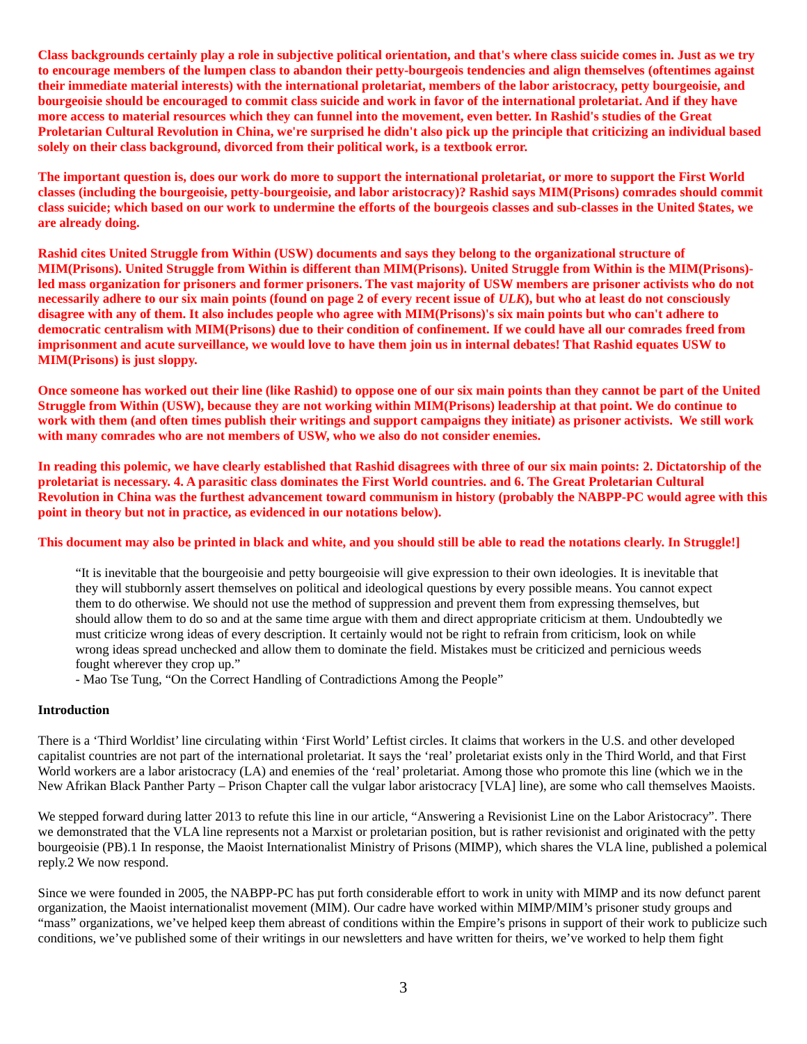**Class backgrounds certainly play a role in subjective political orientation, and that's where class suicide comes in. Just as we try to encourage members of the lumpen class to abandon their petty-bourgeois tendencies and align themselves (oftentimes against their immediate material interests) with the international proletariat, members of the labor aristocracy, petty bourgeoisie, and bourgeoisie should be encouraged to commit class suicide and work in favor of the international proletariat. And if they have more access to material resources which they can funnel into the movement, even better. In Rashid's studies of the Great Proletarian Cultural Revolution in China, we're surprised he didn't also pick up the principle that criticizing an individual based solely on their class background, divorced from their political work, is a textbook error.**

**The important question is, does our work do more to support the international proletariat, or more to support the First World classes (including the bourgeoisie, petty-bourgeoisie, and labor aristocracy)? Rashid says MIM(Prisons) comrades should commit class suicide; which based on our work to undermine the efforts of the bourgeois classes and sub-classes in the United $tates, we are already doing.**

**Rashid cites United Struggle from Within (USW) documents and says they belong to the organizational structure of MIM(Prisons). United Struggle from Within is different than MIM(Prisons). United Struggle from Within is the MIM(Prisons)-led mass organization for prisoners and former prisoners. The vast majority of USW members are prisoner activists who do not necessarily adhere to our six main points (found on page 2 of every recent issue of *ULK*), but who at least do not consciously disagree with any of them. It also includes people who agree with MIM(Prisons)'s six main points but who can't adhere to democratic centralism with MIM(Prisons) due to their condition of confinement. If we could have all our comrades freed from imprisonment and acute surveillance, we would love to have them join us in internal debates! That Rashid equates USW to MIM(Prisons) is just sloppy.**

**Once someone has worked out their line (like Rashid) to oppose one of our six main points than they cannot be part of the United Struggle from Within (USW), because they are not working within MIM(Prisons) leadership at that point. We do continue to work with them (and often times publish their writings and support campaigns they initiate) as prisoner activists. We still work with many comrades who are not members of USW, who we also do not consider enemies.**

**In reading this polemic, we have clearly established that Rashid disagrees with three of our six main points: 2. Dictatorship of the proletariat is necessary. 4. A parasitic class dominates the First World countries. and 6. The Great Proletarian Cultural Revolution in China was the furthest advancement toward communism in history (probably the NABPP-PC would agree with this point in theory but not in practice, as evidenced in our notations below).**

**This document may also be printed in black and white, and you should still be able to read the notations clearly. In Struggle!]**

> "It is inevitable that the bourgeoisie and petty bourgeoisie will give expression to their own ideologies. It is inevitable that they will stubbornly assert themselves on political and ideological questions by every possible means. You cannot expect them to do otherwise. We should not use the method of suppression and prevent them from expressing themselves, but should allow them to do so and at the same time argue with them and direct appropriate criticism at them. Undoubtedly we must criticize wrong ideas of every description. It certainly would not be right to refrain from criticism, look on while wrong ideas spread unchecked and allow them to dominate the field. Mistakes must be criticized and pernicious weeds fought wherever they crop up."
> - Mao Tse Tung, "On the Correct Handling of Contradictions Among the People"

**Introduction**

There is a 'Third Worldist' line circulating within 'First World' Leftist circles. It claims that workers in the U.S. and other developed capitalist countries are not part of the international proletariat. It says the 'real' proletariat exists only in the Third World, and that First World workers are a labor aristocracy (LA) and enemies of the 'real' proletariat. Among those who promote this line (which we in the New Afrikan Black Panther Party – Prison Chapter call the vulgar labor aristocracy [VLA] line), are some who call themselves Maoists.

We stepped forward during latter 2013 to refute this line in our article, "Answering a Revisionist Line on the Labor Aristocracy". There we demonstrated that the VLA line represents not a Marxist or proletarian position, but is rather revisionist and originated with the petty bourgeoisie (PB).1 In response, the Maoist Internationalist Ministry of Prisons (MIMP), which shares the VLA line, published a polemical reply.2 We now respond.

Since we were founded in 2005, the NABPP-PC has put forth considerable effort to work in unity with MIMP and its now defunct parent organization, the Maoist internationalist movement (MIM). Our cadre have worked within MIMP/MIM's prisoner study groups and "mass" organizations, we've helped keep them abreast of conditions within the Empire's prisons in support of their work to publicize such conditions, we've published some of their writings in our newsletters and have written for theirs, we've worked to help them fight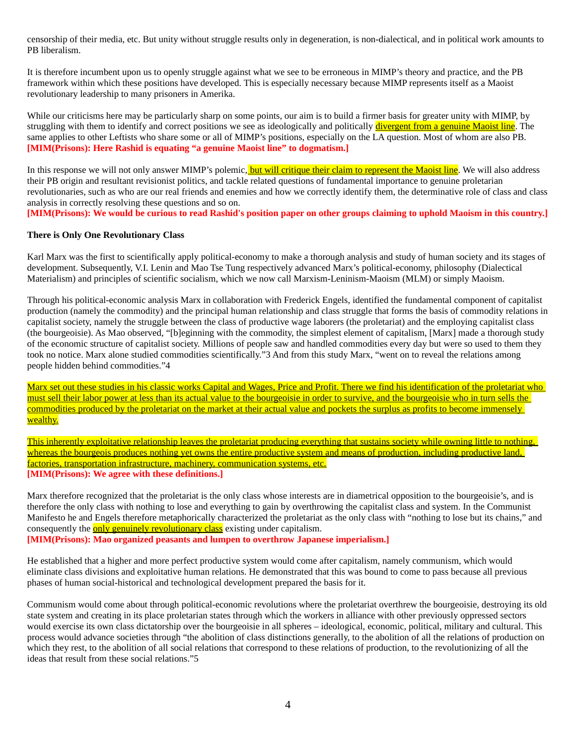censorship of their media, etc. But unity without struggle results only in degeneration, is non-dialectical, and in political work amounts to PB liberalism.

It is therefore incumbent upon us to openly struggle against what we see to be erroneous in MIMP's theory and practice, and the PB framework within which these positions have developed. This is especially necessary because MIMP represents itself as a Maoist revolutionary leadership to many prisoners in Amerika.

While our criticisms here may be particularly sharp on some points, our aim is to build a firmer basis for greater unity with MIMP, by struggling with them to identify and correct positions we see as ideologically and politically divergent from a genuine Maoist line. The same applies to other Leftists who share some or all of MIMP's positions, especially on the LA question. Most of whom are also PB.
**[MIM(Prisons): Here Rashid is equating "a genuine Maoist line" to dogmatism.]**

In this response we will not only answer MIMP's polemic, but will critique their claim to represent the Maoist line. We will also address their PB origin and resultant revisionist politics, and tackle related questions of fundamental importance to genuine proletarian revolutionaries, such as who are our real friends and enemies and how we correctly identify them, the determinative role of class and class analysis in correctly resolving these questions and so on.
**[MIM(Prisons): We would be curious to read Rashid's position paper on other groups claiming to uphold Maoism in this country.]**

**There is Only One Revolutionary Class**

Karl Marx was the first to scientifically apply political-economy to make a thorough analysis and study of human society and its stages of development. Subsequently, V.I. Lenin and Mao Tse Tung respectively advanced Marx's political-economy, philosophy (Dialectical Materialism) and principles of scientific socialism, which we now call Marxism-Leninism-Maoism (MLM) or simply Maoism.

Through his political-economic analysis Marx in collaboration with Frederick Engels, identified the fundamental component of capitalist production (namely the commodity) and the principal human relationship and class struggle that forms the basis of commodity relations in capitalist society, namely the struggle between the class of productive wage laborers (the proletariat) and the employing capitalist class (the bourgeoisie). As Mao observed, "[b]eginning with the commodity, the simplest element of capitalism, [Marx] made a thorough study of the economic structure of capitalist society. Millions of people saw and handled commodities every day but were so used to them they took no notice. Marx alone studied commodities scientifically."3 And from this study Marx, "went on to reveal the relations among people hidden behind commodities."4

Marx set out these studies in his classic works Capital and Wages, Price and Profit. There we find his identification of the proletariat who must sell their labor power at less than its actual value to the bourgeoisie in order to survive, and the bourgeoisie who in turn sells the commodities produced by the proletariat on the market at their actual value and pockets the surplus as profits to become immensely wealthy.

This inherently exploitative relationship leaves the proletariat producing everything that sustains society while owning little to nothing, whereas the bourgeois produces nothing yet owns the entire productive system and means of production, including productive land, factories, transportation infrastructure, machinery, communication systems, etc.
**[MIM(Prisons): We agree with these definitions.]**

Marx therefore recognized that the proletariat is the only class whose interests are in diametrical opposition to the bourgeoisie's, and is therefore the only class with nothing to lose and everything to gain by overthrowing the capitalist class and system. In the Communist Manifesto he and Engels therefore metaphorically characterized the proletariat as the only class with "nothing to lose but its chains," and consequently the only genuinely revolutionary class existing under capitalism.
**[MIM(Prisons): Mao organized peasants and lumpen to overthrow Japanese imperialism.]**

He established that a higher and more perfect productive system would come after capitalism, namely communism, which would eliminate class divisions and exploitative human relations. He demonstrated that this was bound to come to pass because all previous phases of human social-historical and technological development prepared the basis for it.

Communism would come about through political-economic revolutions where the proletariat overthrew the bourgeoisie, destroying its old state system and creating in its place proletarian states through which the workers in alliance with other previously oppressed sectors would exercise its own class dictatorship over the bourgeoisie in all spheres – ideological, economic, political, military and cultural. This process would advance societies through "the abolition of class distinctions generally, to the abolition of all the relations of production on which they rest, to the abolition of all social relations that correspond to these relations of production, to the revolutionizing of all the ideas that result from these social relations."5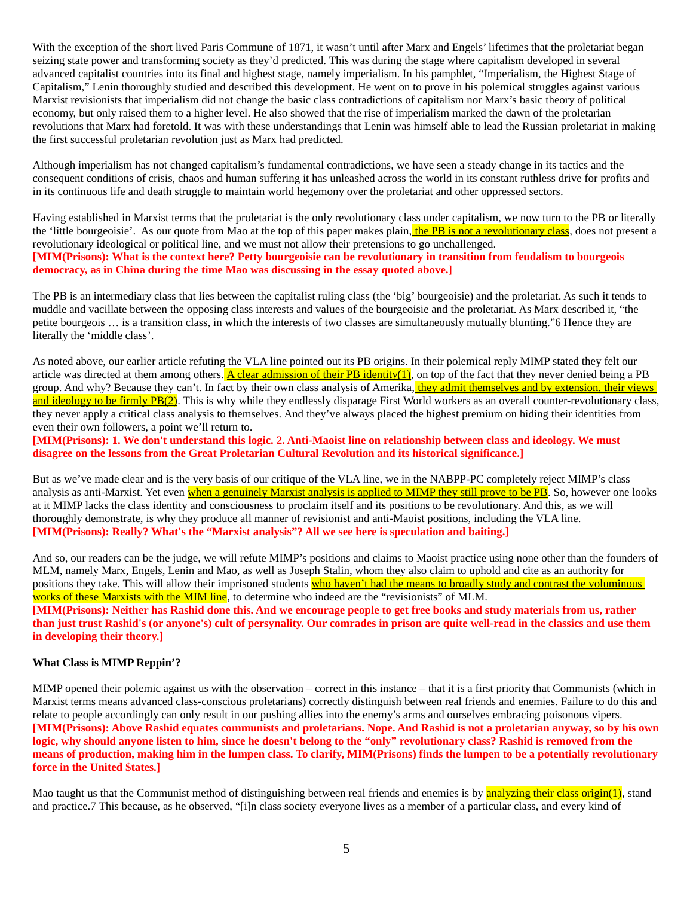With the exception of the short lived Paris Commune of 1871, it wasn't until after Marx and Engels' lifetimes that the proletariat began seizing state power and transforming society as they'd predicted. This was during the stage where capitalism developed in several advanced capitalist countries into its final and highest stage, namely imperialism. In his pamphlet, "Imperialism, the Highest Stage of Capitalism," Lenin thoroughly studied and described this development. He went on to prove in his polemical struggles against various Marxist revisionists that imperialism did not change the basic class contradictions of capitalism nor Marx's basic theory of political economy, but only raised them to a higher level. He also showed that the rise of imperialism marked the dawn of the proletarian revolutions that Marx had foretold. It was with these understandings that Lenin was himself able to lead the Russian proletariat in making the first successful proletarian revolution just as Marx had predicted.

Although imperialism has not changed capitalism's fundamental contradictions, we have seen a steady change in its tactics and the consequent conditions of crisis, chaos and human suffering it has unleashed across the world in its constant ruthless drive for profits and in its continuous life and death struggle to maintain world hegemony over the proletariat and other oppressed sectors.

Having established in Marxist terms that the proletariat is the only revolutionary class under capitalism, we now turn to the PB or literally the 'little bourgeoisie'. As our quote from Mao at the top of this paper makes plain, the PB is not a revolutionary class, does not present a revolutionary ideological or political line, and we must not allow their pretensions to go unchallenged.
**[MIM(Prisons): What is the context here? Petty bourgeoisie can be revolutionary in transition from feudalism to bourgeois democracy, as in China during the time Mao was discussing in the essay quoted above.]**

The PB is an intermediary class that lies between the capitalist ruling class (the 'big' bourgeoisie) and the proletariat. As such it tends to muddle and vacillate between the opposing class interests and values of the bourgeoisie and the proletariat. As Marx described it, "the petite bourgeois … is a transition class, in which the interests of two classes are simultaneously mutually blunting."6 Hence they are literally the 'middle class'.

As noted above, our earlier article refuting the VLA line pointed out its PB origins. In their polemical reply MIMP stated they felt our article was directed at them among others. A clear admission of their PB identity(1), on top of the fact that they never denied being a PB group. And why? Because they can't. In fact by their own class analysis of Amerika, they admit themselves and by extension, their views and ideology to be firmly PB(2). This is why while they endlessly disparage First World workers as an overall counter-revolutionary class, they never apply a critical class analysis to themselves. And they've always placed the highest premium on hiding their identities from even their own followers, a point we'll return to.
**[MIM(Prisons): 1. We don't understand this logic. 2. Anti-Maoist line on relationship between class and ideology. We must disagree on the lessons from the Great Proletarian Cultural Revolution and its historical significance.]**

But as we've made clear and is the very basis of our critique of the VLA line, we in the NABPP-PC completely reject MIMP's class analysis as anti-Marxist. Yet even when a genuinely Marxist analysis is applied to MIMP they still prove to be PB. So, however one looks at it MIMP lacks the class identity and consciousness to proclaim itself and its positions to be revolutionary. And this, as we will thoroughly demonstrate, is why they produce all manner of revisionist and anti-Maoist positions, including the VLA line.
**[MIM(Prisons): Really? What's the "Marxist analysis"? All we see here is speculation and baiting.]**

And so, our readers can be the judge, we will refute MIMP's positions and claims to Maoist practice using none other than the founders of MLM, namely Marx, Engels, Lenin and Mao, as well as Joseph Stalin, whom they also claim to uphold and cite as an authority for positions they take. This will allow their imprisoned students who haven't had the means to broadly study and contrast the voluminous works of these Marxists with the MIM line, to determine who indeed are the "revisionists" of MLM.
**[MIM(Prisons): Neither has Rashid done this. And we encourage people to get free books and study materials from us, rather than just trust Rashid's (or anyone's) cult of persynality. Our comrades in prison are quite well-read in the classics and use them in developing their theory.]**

**What Class is MIMP Reppin'?**

MIMP opened their polemic against us with the observation – correct in this instance – that it is a first priority that Communists (which in Marxist terms means advanced class-conscious proletarians) correctly distinguish between real friends and enemies. Failure to do this and relate to people accordingly can only result in our pushing allies into the enemy's arms and ourselves embracing poisonous vipers.
**[MIM(Prisons): Above Rashid equates communists and proletarians. Nope. And Rashid is not a proletarian anyway, so by his own logic, why should anyone listen to him, since he doesn't belong to the "only" revolutionary class? Rashid is removed from the means of production, making him in the lumpen class. To clarify, MIM(Prisons) finds the lumpen to be a potentially revolutionary force in the United $tates.]**

Mao taught us that the Communist method of distinguishing between real friends and enemies is by analyzing their class origin(1), stand and practice.7 This because, as he observed, "[i]n class society everyone lives as a member of a particular class, and every kind of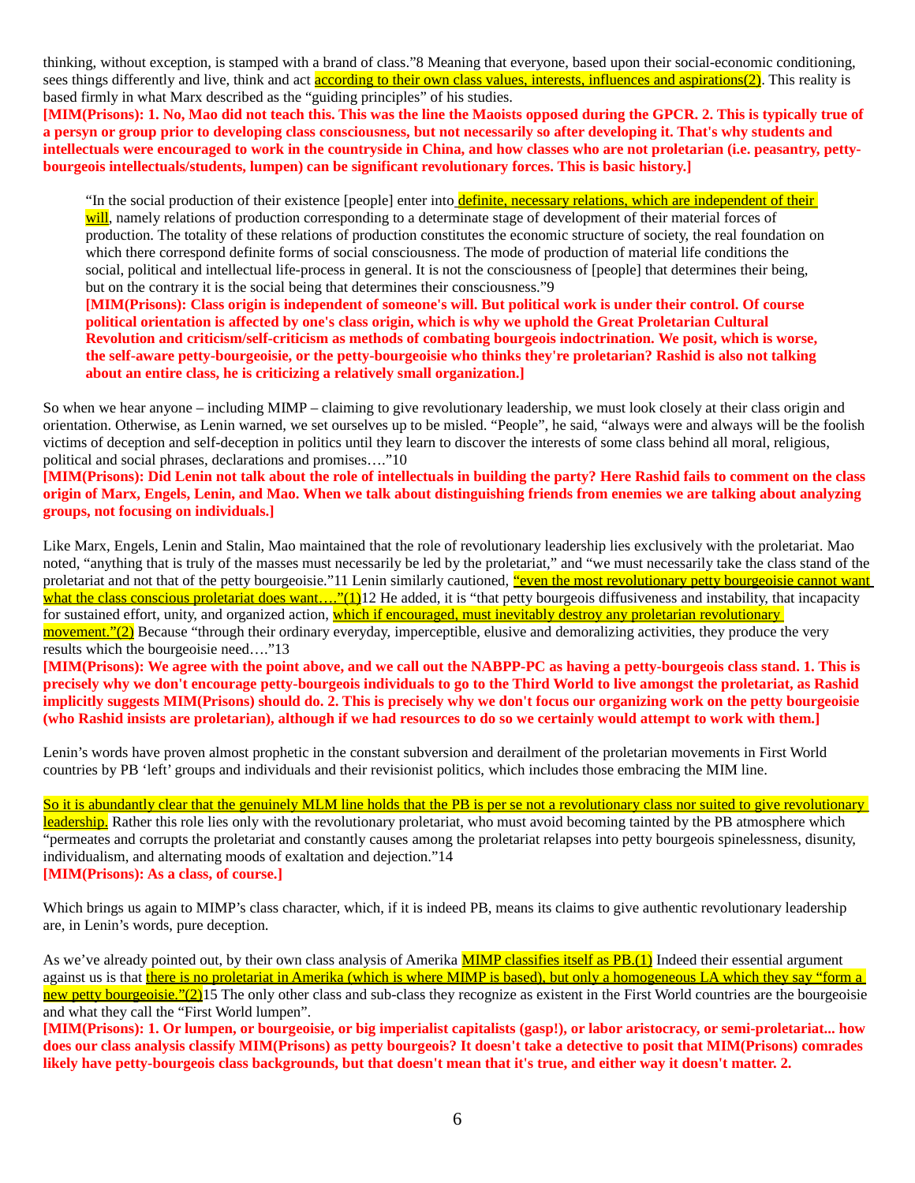thinking, without exception, is stamped with a brand of class."8 Meaning that everyone, based upon their social-economic conditioning, sees things differently and live, think and act according to their own class values, interests, influences and aspirations(2). This reality is based firmly in what Marx described as the "guiding principles" of his studies.

**[MIM(Prisons): 1. No, Mao did not teach this. This was the line the Maoists opposed during the GPCR. 2. This is typically true of a persyn or group prior to developing class consciousness, but not necessarily so after developing it. That's why students and intellectuals were encouraged to work in the countryside in China, and how classes who are not proletarian (i.e. peasantry, petty-bourgeois intellectuals/students, lumpen) can be significant revolutionary forces. This is basic history.]**

> "In the social production of their existence [people] enter into definite, necessary relations, which are independent of their will, namely relations of production corresponding to a determinate stage of development of their material forces of production. The totality of these relations of production constitutes the economic structure of society, the real foundation on which there correspond definite forms of social consciousness. The mode of production of material life conditions the social, political and intellectual life-process in general. It is not the consciousness of [people] that determines their being, but on the contrary it is the social being that determines their consciousness."9
>
> **[MIM(Prisons): Class origin is independent of someone's will. But political work is under their control. Of course political orientation is affected by one's class origin, which is why we uphold the Great Proletarian Cultural Revolution and criticism/self-criticism as methods of combating bourgeois indoctrination. We posit, which is worse, the self-aware petty-bourgeoisie, or the petty-bourgeoisie who thinks they're proletarian? Rashid is also not talking about an entire class, he is criticizing a relatively small organization.]**

So when we hear anyone – including MIMP – claiming to give revolutionary leadership, we must look closely at their class origin and orientation. Otherwise, as Lenin warned, we set ourselves up to be misled. "People", he said, "always were and always will be the foolish victims of deception and self-deception in politics until they learn to discover the interests of some class behind all moral, religious, political and social phrases, declarations and promises…."10

**[MIM(Prisons): Did Lenin not talk about the role of intellectuals in building the party? Here Rashid fails to comment on the class origin of Marx, Engels, Lenin, and Mao. When we talk about distinguishing friends from enemies we are talking about analyzing groups, not focusing on individuals.]**

Like Marx, Engels, Lenin and Stalin, Mao maintained that the role of revolutionary leadership lies exclusively with the proletariat. Mao noted, "anything that is truly of the masses must necessarily be led by the proletariat," and "we must necessarily take the class stand of the proletariat and not that of the petty bourgeoisie."11 Lenin similarly cautioned, "even the most revolutionary petty bourgeoisie cannot want what the class conscious proletariat does want…."(1)12 He added, it is "that petty bourgeois diffusiveness and instability, that incapacity for sustained effort, unity, and organized action, which if encouraged, must inevitably destroy any proletarian revolutionary movement."(2) Because "through their ordinary everyday, imperceptible, elusive and demoralizing activities, they produce the very results which the bourgeoisie need…."13

**[MIM(Prisons): We agree with the point above, and we call out the NABPP-PC as having a petty-bourgeois class stand. 1. This is precisely why we don't encourage petty-bourgeois individuals to go to the Third World to live amongst the proletariat, as Rashid implicitly suggests MIM(Prisons) should do. 2. This is precisely why we don't focus our organizing work on the petty bourgeoisie (who Rashid insists are proletarian), although if we had resources to do so we certainly would attempt to work with them.]**

Lenin's words have proven almost prophetic in the constant subversion and derailment of the proletarian movements in First World countries by PB 'left' groups and individuals and their revisionist politics, which includes those embracing the MIM line.

So it is abundantly clear that the genuinely MLM line holds that the PB is per se not a revolutionary class nor suited to give revolutionary leadership. Rather this role lies only with the revolutionary proletariat, who must avoid becoming tainted by the PB atmosphere which "permeates and corrupts the proletariat and constantly causes among the proletariat relapses into petty bourgeois spinelessness, disunity, individualism, and alternating moods of exaltation and dejection."14

**[MIM(Prisons): As a class, of course.]**

Which brings us again to MIMP's class character, which, if it is indeed PB, means its claims to give authentic revolutionary leadership are, in Lenin's words, pure deception.

As we've already pointed out, by their own class analysis of Amerika MIMP classifies itself as PB.(1) Indeed their essential argument against us is that there is no proletariat in Amerika (which is where MIMP is based), but only a homogeneous LA which they say "form a new petty bourgeoisie."(2)15 The only other class and sub-class they recognize as existent in the First World countries are the bourgeoisie and what they call the "First World lumpen".

**[MIM(Prisons): 1. Or lumpen, or bourgeoisie, or big imperialist capitalists (gasp!), or labor aristocracy, or semi-proletariat... how does our class analysis classify MIM(Prisons) as petty bourgeois? It doesn't take a detective to posit that MIM(Prisons) comrades likely have petty-bourgeois class backgrounds, but that doesn't mean that it's true, and either way it doesn't matter. 2.**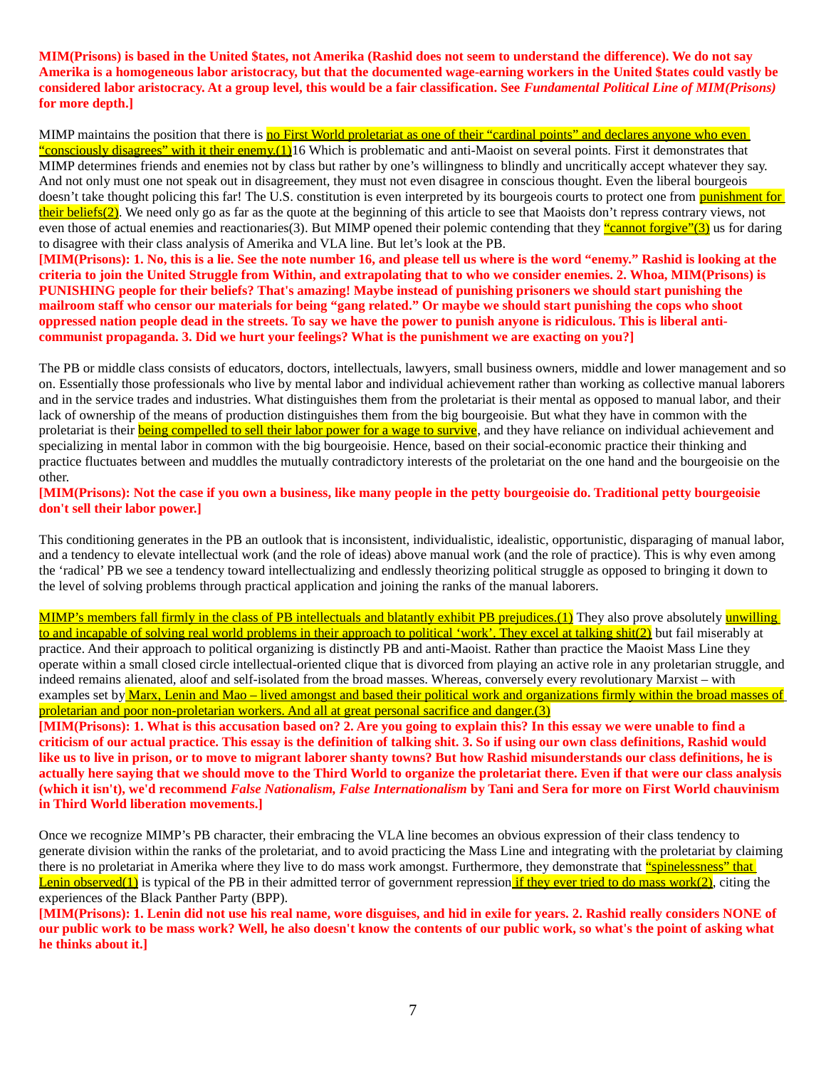**MIM(Prisons) is based in the United $tates, not Amerika (Rashid does not seem to understand the difference). We do not say Amerika is a homogeneous labor aristocracy, but that the documented wage-earning workers in the United $tates could vastly be considered labor aristocracy. At a group level, this would be a fair classification. See *Fundamental Political Line of MIM(Prisons)* for more depth.]**

MIMP maintains the position that there is no First World proletariat as one of their "cardinal points" and declares anyone who even "consciously disagrees" with it their enemy.(1)16 Which is problematic and anti-Maoist on several points. First it demonstrates that MIMP determines friends and enemies not by class but rather by one's willingness to blindly and uncritically accept whatever they say. And not only must one not speak out in disagreement, they must not even disagree in conscious thought. Even the liberal bourgeois doesn't take thought policing this far! The U.S. constitution is even interpreted by its bourgeois courts to protect one from punishment for their beliefs(2). We need only go as far as the quote at the beginning of this article to see that Maoists don't repress contrary views, not even those of actual enemies and reactionaries(3). But MIMP opened their polemic contending that they "cannot forgive"(3) us for daring to disagree with their class analysis of Amerika and VLA line. But let's look at the PB.

**[MIM(Prisons): 1. No, this is a lie. See the note number 16, and please tell us where is the word "enemy." Rashid is looking at the criteria to join the United Struggle from Within, and extrapolating that to who we consider enemies. 2. Whoa, MIM(Prisons) is PUNISHING people for their beliefs? That's amazing! Maybe instead of punishing prisoners we should start punishing the mailroom staff who censor our materials for being "gang related." Or maybe we should start punishing the cops who shoot oppressed nation people dead in the streets. To say we have the power to punish anyone is ridiculous. This is liberal anti-communist propaganda. 3. Did we hurt your feelings? What is the punishment we are exacting on you?]**

The PB or middle class consists of educators, doctors, intellectuals, lawyers, small business owners, middle and lower management and so on. Essentially those professionals who live by mental labor and individual achievement rather than working as collective manual laborers and in the service trades and industries. What distinguishes them from the proletariat is their mental as opposed to manual labor, and their lack of ownership of the means of production distinguishes them from the big bourgeoisie. But what they have in common with the proletariat is their being compelled to sell their labor power for a wage to survive, and they have reliance on individual achievement and specializing in mental labor in common with the big bourgeoisie. Hence, based on their social-economic practice their thinking and practice fluctuates between and muddles the mutually contradictory interests of the proletariat on the one hand and the bourgeoisie on the other.

**[MIM(Prisons): Not the case if you own a business, like many people in the petty bourgeoisie do. Traditional petty bourgeoisie don't sell their labor power.]**

This conditioning generates in the PB an outlook that is inconsistent, individualistic, idealistic, opportunistic, disparaging of manual labor, and a tendency to elevate intellectual work (and the role of ideas) above manual work (and the role of practice). This is why even among the 'radical' PB we see a tendency toward intellectualizing and endlessly theorizing political struggle as opposed to bringing it down to the level of solving problems through practical application and joining the ranks of the manual laborers.

MIMP's members fall firmly in the class of PB intellectuals and blatantly exhibit PB prejudices.(1) They also prove absolutely unwilling to and incapable of solving real world problems in their approach to political 'work'. They excel at talking shit(2) but fail miserably at practice. And their approach to political organizing is distinctly PB and anti-Maoist. Rather than practice the Maoist Mass Line they operate within a small closed circle intellectual-oriented clique that is divorced from playing an active role in any proletarian struggle, and indeed remains alienated, aloof and self-isolated from the broad masses. Whereas, conversely every revolutionary Marxist – with examples set by Marx, Lenin and Mao – lived amongst and based their political work and organizations firmly within the broad masses of proletarian and poor non-proletarian workers. And all at great personal sacrifice and danger.(3)

**[MIM(Prisons): 1. What is this accusation based on? 2. Are you going to explain this? In this essay we were unable to find a criticism of our actual practice. This essay is the definition of talking shit. 3. So if using our own class definitions, Rashid would like us to live in prison, or to move to migrant laborer shanty towns? But how Rashid misunderstands our class definitions, he is actually here saying that we should move to the Third World to organize the proletariat there. Even if that were our class analysis (which it isn't), we'd recommend *False Nationalism, False Internationalism* by Tani and Sera for more on First World chauvinism in Third World liberation movements.]**

Once we recognize MIMP's PB character, their embracing the VLA line becomes an obvious expression of their class tendency to generate division within the ranks of the proletariat, and to avoid practicing the Mass Line and integrating with the proletariat by claiming there is no proletariat in Amerika where they live to do mass work amongst. Furthermore, they demonstrate that "spinelessness" that Lenin observed(1) is typical of the PB in their admitted terror of government repression if they ever tried to do mass work(2), citing the experiences of the Black Panther Party (BPP).

**[MIM(Prisons): 1. Lenin did not use his real name, wore disguises, and hid in exile for years. 2. Rashid really considers NONE of our public work to be mass work? Well, he also doesn't know the contents of our public work, so what's the point of asking what he thinks about it.]**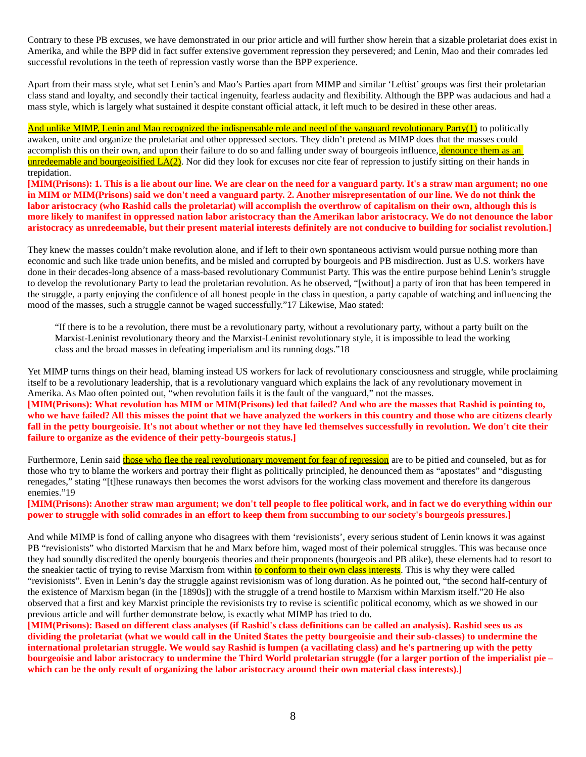Contrary to these PB excuses, we have demonstrated in our prior article and will further show herein that a sizable proletariat does exist in Amerika, and while the BPP did in fact suffer extensive government repression they persevered; and Lenin, Mao and their comrades led successful revolutions in the teeth of repression vastly worse than the BPP experience.

Apart from their mass style, what set Lenin's and Mao's Parties apart from MIMP and similar 'Leftist' groups was first their proletarian class stand and loyalty, and secondly their tactical ingenuity, fearless audacity and flexibility. Although the BPP was audacious and had a mass style, which is largely what sustained it despite constant official attack, it left much to be desired in these other areas.

And unlike MIMP, Lenin and Mao recognized the indispensable role and need of the vanguard revolutionary Party(1) to politically awaken, unite and organize the proletariat and other oppressed sectors. They didn't pretend as MIMP does that the masses could accomplish this on their own, and upon their failure to do so and falling under sway of bourgeois influence, denounce them as an unredeemable and bourgeoisified LA(2). Nor did they look for excuses nor cite fear of repression to justify sitting on their hands in trepidation.

**[MIM(Prisons): 1. This is a lie about our line. We are clear on the need for a vanguard party. It's a straw man argument; no one in MIM or MIM(Prisons) said we don't need a vanguard party. 2. Another misrepresentation of our line. We do not think the labor aristocracy (who Rashid calls the proletariat) will accomplish the overthrow of capitalism on their own, although this is more likely to manifest in oppressed nation labor aristocracy than the Amerikan labor aristocracy. We do not denounce the labor aristocracy as unredeemable, but their present material interests definitely are not conducive to building for socialist revolution.]**

They knew the masses couldn't make revolution alone, and if left to their own spontaneous activism would pursue nothing more than economic and such like trade union benefits, and be misled and corrupted by bourgeois and PB misdirection. Just as U.S. workers have done in their decades-long absence of a mass-based revolutionary Communist Party. This was the entire purpose behind Lenin's struggle to develop the revolutionary Party to lead the proletarian revolution. As he observed, "[without] a party of iron that has been tempered in the struggle, a party enjoying the confidence of all honest people in the class in question, a party capable of watching and influencing the mood of the masses, such a struggle cannot be waged successfully."17 Likewise, Mao stated:

> "If there is to be a revolution, there must be a revolutionary party, without a revolutionary party, without a party built on the Marxist-Leninist revolutionary theory and the Marxist-Leninist revolutionary style, it is impossible to lead the working class and the broad masses in defeating imperialism and its running dogs."18

Yet MIMP turns things on their head, blaming instead US workers for lack of revolutionary consciousness and struggle, while proclaiming itself to be a revolutionary leadership, that is a revolutionary vanguard which explains the lack of any revolutionary movement in Amerika. As Mao often pointed out, "when revolution fails it is the fault of the vanguard," not the masses.

**[MIM(Prisons): What revolution has MIM or MIM(Prisons) led that failed? And who are the masses that Rashid is pointing to, who we have failed? All this misses the point that we have analyzed the workers in this country and those who are citizens clearly fall in the petty bourgeoisie. It's not about whether or not they have led themselves successfully in revolution. We don't cite their failure to organize as the evidence of their petty-bourgeois status.]**

Furthermore, Lenin said those who flee the real revolutionary movement for fear of repression are to be pitied and counseled, but as for those who try to blame the workers and portray their flight as politically principled, he denounced them as "apostates" and "disgusting renegades," stating "[t]hese runaways then becomes the worst advisors for the working class movement and therefore its dangerous enemies."19

**[MIM(Prisons): Another straw man argument; we don't tell people to flee political work, and in fact we do everything within our power to struggle with solid comrades in an effort to keep them from succumbing to our society's bourgeois pressures.]**

And while MIMP is fond of calling anyone who disagrees with them 'revisionists', every serious student of Lenin knows it was against PB "revisionists" who distorted Marxism that he and Marx before him, waged most of their polemical struggles. This was because once they had soundly discredited the openly bourgeois theories and their proponents (bourgeois and PB alike), these elements had to resort to the sneakier tactic of trying to revise Marxism from within to conform to their own class interests. This is why they were called "revisionists". Even in Lenin's day the struggle against revisionism was of long duration. As he pointed out, "the second half-century of the existence of Marxism began (in the [1890s]) with the struggle of a trend hostile to Marxism within Marxism itself."20 He also observed that a first and key Marxist principle the revisionists try to revise is scientific political economy, which as we showed in our previous article and will further demonstrate below, is exactly what MIMP has tried to do.

**[MIM(Prisons): Based on different class analyses (if Rashid's class definitions can be called an analysis). Rashid sees us as dividing the proletariat (what we would call in the United $tates the petty bourgeoisie and their sub-classes) to undermine the international proletarian struggle. We would say Rashid is lumpen (a vacillating class) and he's partnering up with the petty bourgeoisie and labor aristocracy to undermine the Third World proletarian struggle (for a larger portion of the imperialist pie – which can be the only result of organizing the labor aristocracy around their own material class interests).]**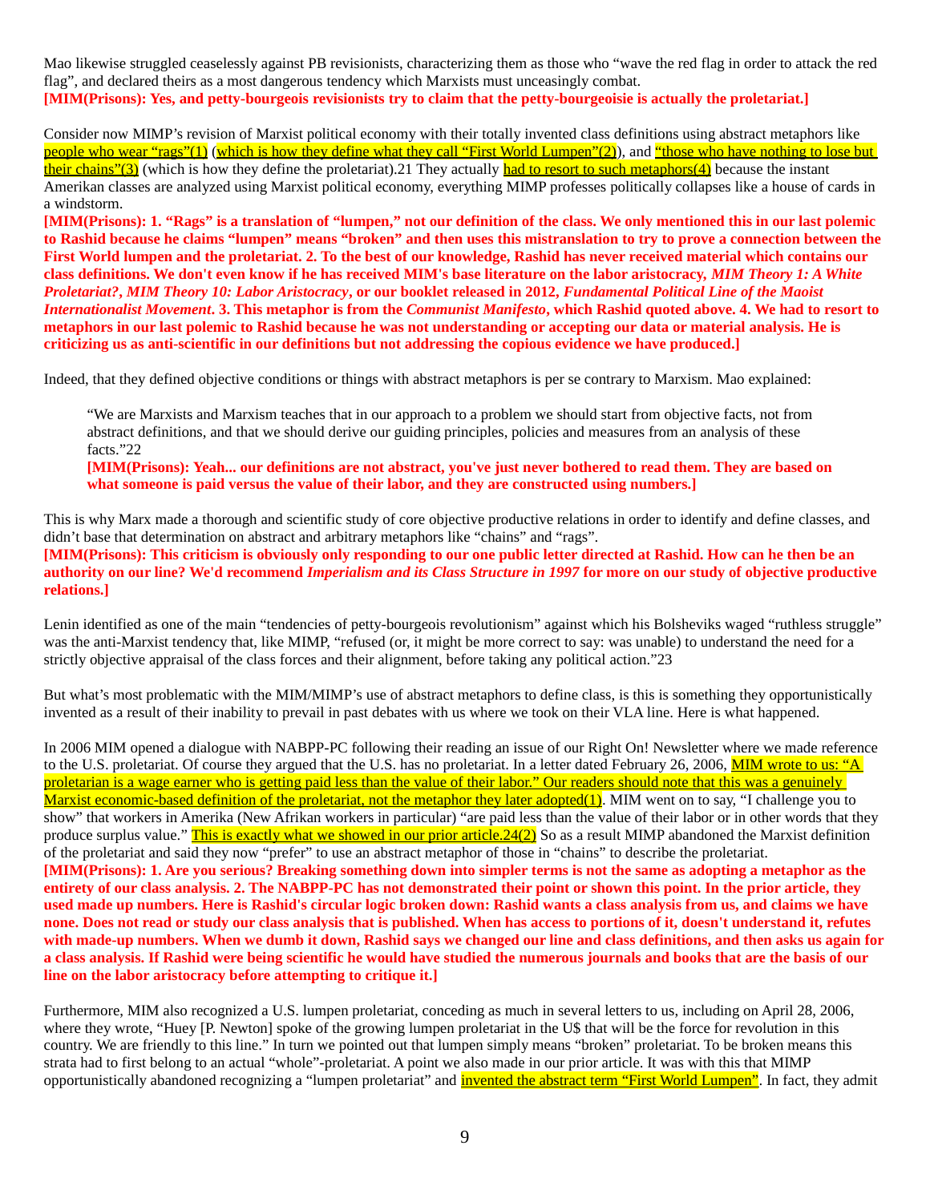Mao likewise struggled ceaselessly against PB revisionists, characterizing them as those who "wave the red flag in order to attack the red flag", and declared theirs as a most dangerous tendency which Marxists must unceasingly combat.
**[MIM(Prisons): Yes, and petty-bourgeois revisionists try to claim that the petty-bourgeoisie is actually the proletariat.]**

Consider now MIMP's revision of Marxist political economy with their totally invented class definitions using abstract metaphors like people who wear "rags"(1) (which is how they define what they call "First World Lumpen"(2)), and "those who have nothing to lose but their chains"(3) (which is how they define the proletariat).21 They actually had to resort to such metaphors(4) because the instant Amerikan classes are analyzed using Marxist political economy, everything MIMP professes politically collapses like a house of cards in a windstorm.
**[MIM(Prisons): 1. "Rags" is a translation of "lumpen," not our definition of the class. We only mentioned this in our last polemic to Rashid because he claims "lumpen" means "broken" and then uses this mistranslation to try to prove a connection between the First World lumpen and the proletariat. 2. To the best of our knowledge, Rashid has never received material which contains our class definitions. We don't even know if he has received MIM's base literature on the labor aristocracy, *MIM Theory 1: A White Proletariat?*, *MIM Theory 10: Labor Aristocracy*, or our booklet released in 2012, *Fundamental Political Line of the Maoist Internationalist Movement*. 3. This metaphor is from the *Communist Manifesto*, which Rashid quoted above. 4. We had to resort to metaphors in our last polemic to Rashid because he was not understanding or accepting our data or material analysis. He is criticizing us as anti-scientific in our definitions but not addressing the copious evidence we have produced.]**

Indeed, that they defined objective conditions or things with abstract metaphors is per se contrary to Marxism. Mao explained:

> "We are Marxists and Marxism teaches that in our approach to a problem we should start from objective facts, not from abstract definitions, and that we should derive our guiding principles, policies and measures from an analysis of these facts."22
> **[MIM(Prisons): Yeah... our definitions are not abstract, you've just never bothered to read them. They are based on what someone is paid versus the value of their labor, and they are constructed using numbers.]**

This is why Marx made a thorough and scientific study of core objective productive relations in order to identify and define classes, and didn't base that determination on abstract and arbitrary metaphors like "chains" and "rags".
**[MIM(Prisons): This criticism is obviously only responding to our one public letter directed at Rashid. How can he then be an authority on our line? We'd recommend *Imperialism and its Class Structure in 1997* for more on our study of objective productive relations.]**

Lenin identified as one of the main "tendencies of petty-bourgeois revolutionism" against which his Bolsheviks waged "ruthless struggle" was the anti-Marxist tendency that, like MIMP, "refused (or, it might be more correct to say: was unable) to understand the need for a strictly objective appraisal of the class forces and their alignment, before taking any political action."23

But what's most problematic with the MIM/MIMP's use of abstract metaphors to define class, is this is something they opportunistically invented as a result of their inability to prevail in past debates with us where we took on their VLA line. Here is what happened.

In 2006 MIM opened a dialogue with NABPP-PC following their reading an issue of our Right On! Newsletter where we made reference to the U.S. proletariat. Of course they argued that the U.S. has no proletariat. In a letter dated February 26, 2006, MIM wrote to us: "A proletarian is a wage earner who is getting paid less than the value of their labor." Our readers should note that this was a genuinely Marxist economic-based definition of the proletariat, not the metaphor they later adopted(1). MIM went on to say, "I challenge you to show" that workers in Amerika (New Afrikan workers in particular) "are paid less than the value of their labor or in other words that they produce surplus value." This is exactly what we showed in our prior article.24(2) So as a result MIMP abandoned the Marxist definition of the proletariat and said they now "prefer" to use an abstract metaphor of those in "chains" to describe the proletariat.
**[MIM(Prisons): 1. Are you serious? Breaking something down into simpler terms is not the same as adopting a metaphor as the entirety of our class analysis. 2. The NABPP-PC has not demonstrated their point or shown this point. In the prior article, they used made up numbers. Here is Rashid's circular logic broken down: Rashid wants a class analysis from us, and claims we have none. Does not read or study our class analysis that is published. When has access to portions of it, doesn't understand it, refutes with made-up numbers. When we dumb it down, Rashid says we changed our line and class definitions, and then asks us again for a class analysis. If Rashid were being scientific he would have studied the numerous journals and books that are the basis of our line on the labor aristocracy before attempting to critique it.]**

Furthermore, MIM also recognized a U.S. lumpen proletariat, conceding as much in several letters to us, including on April 28, 2006, where they wrote, "Huey [P. Newton] spoke of the growing lumpen proletariat in the U$ that will be the force for revolution in this country. We are friendly to this line." In turn we pointed out that lumpen simply means "broken" proletariat. To be broken means this strata had to first belong to an actual "whole"-proletariat. A point we also made in our prior article. It was with this that MIMP opportunistically abandoned recognizing a "lumpen proletariat" and invented the abstract term "First World Lumpen". In fact, they admit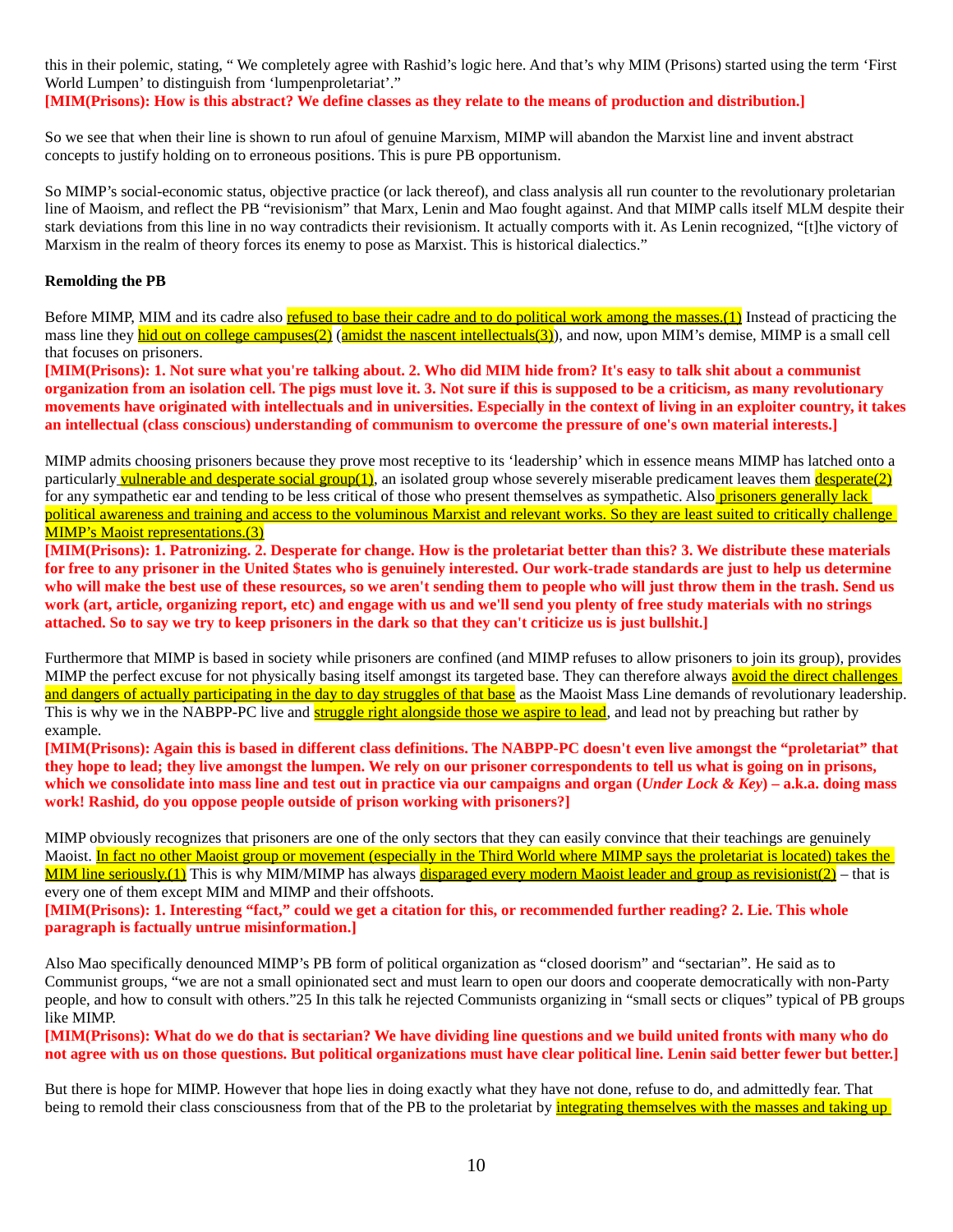this in their polemic, stating, " We completely agree with Rashid's logic here. And that's why MIM (Prisons) started using the term 'First World Lumpen' to distinguish from 'lumpenproletariat'."
**[MIM(Prisons): How is this abstract? We define classes as they relate to the means of production and distribution.]**

So we see that when their line is shown to run afoul of genuine Marxism, MIMP will abandon the Marxist line and invent abstract concepts to justify holding on to erroneous positions. This is pure PB opportunism.

So MIMP's social-economic status, objective practice (or lack thereof), and class analysis all run counter to the revolutionary proletarian line of Maoism, and reflect the PB "revisionism" that Marx, Lenin and Mao fought against. And that MIMP calls itself MLM despite their stark deviations from this line in no way contradicts their revisionism. It actually comports with it. As Lenin recognized, "[t]he victory of Marxism in the realm of theory forces its enemy to pose as Marxist. This is historical dialectics."

**Remolding the PB**

Before MIMP, MIM and its cadre also refused to base their cadre and to do political work among the masses.(1) Instead of practicing the mass line they hid out on college campuses(2) (amidst the nascent intellectuals(3)), and now, upon MIM's demise, MIMP is a small cell that focuses on prisoners.
**[MIM(Prisons): 1. Not sure what you're talking about. 2. Who did MIM hide from? It's easy to talk shit about a communist organization from an isolation cell. The pigs must love it. 3. Not sure if this is supposed to be a criticism, as many revolutionary movements have originated with intellectuals and in universities. Especially in the context of living in an exploiter country, it takes an intellectual (class conscious) understanding of communism to overcome the pressure of one's own material interests.]**

MIMP admits choosing prisoners because they prove most receptive to its 'leadership' which in essence means MIMP has latched onto a particularly vulnerable and desperate social group(1), an isolated group whose severely miserable predicament leaves them desperate(2) for any sympathetic ear and tending to be less critical of those who present themselves as sympathetic. Also prisoners generally lack political awareness and training and access to the voluminous Marxist and relevant works. So they are least suited to critically challenge MIMP's Maoist representations.(3)
**[MIM(Prisons): 1. Patronizing. 2. Desperate for change. How is the proletariat better than this? 3. We distribute these materials for free to any prisoner in the United $tates who is genuinely interested. Our work-trade standards are just to help us determine who will make the best use of these resources, so we aren't sending them to people who will just throw them in the trash. Send us work (art, article, organizing report, etc) and engage with us and we'll send you plenty of free study materials with no strings attached. So to say we try to keep prisoners in the dark so that they can't criticize us is just bullshit.]**

Furthermore that MIMP is based in society while prisoners are confined (and MIMP refuses to allow prisoners to join its group), provides MIMP the perfect excuse for not physically basing itself amongst its targeted base. They can therefore always avoid the direct challenges and dangers of actually participating in the day to day struggles of that base as the Maoist Mass Line demands of revolutionary leadership. This is why we in the NABPP-PC live and struggle right alongside those we aspire to lead, and lead not by preaching but rather by example.
**[MIM(Prisons): Again this is based in different class definitions. The NABPP-PC doesn't even live amongst the "proletariat" that they hope to lead; they live amongst the lumpen. We rely on our prisoner correspondents to tell us what is going on in prisons, which we consolidate into mass line and test out in practice via our campaigns and organ (*Under Lock & Key*) – a.k.a. doing mass work! Rashid, do you oppose people outside of prison working with prisoners?]**

MIMP obviously recognizes that prisoners are one of the only sectors that they can easily convince that their teachings are genuinely Maoist. In fact no other Maoist group or movement (especially in the Third World where MIMP says the proletariat is located) takes the MIM line seriously.(1) This is why MIM/MIMP has always disparaged every modern Maoist leader and group as revisionist(2) – that is every one of them except MIM and MIMP and their offshoots.
**[MIM(Prisons): 1. Interesting "fact," could we get a citation for this, or recommended further reading? 2. Lie. This whole paragraph is factually untrue misinformation.]**

Also Mao specifically denounced MIMP's PB form of political organization as "closed doorism" and "sectarian". He said as to Communist groups, "we are not a small opinionated sect and must learn to open our doors and cooperate democratically with non-Party people, and how to consult with others."25 In this talk he rejected Communists organizing in "small sects or cliques" typical of PB groups like MIMP.
**[MIM(Prisons): What do we do that is sectarian? We have dividing line questions and we build united fronts with many who do not agree with us on those questions. But political organizations must have clear political line. Lenin said better fewer but better.]**

But there is hope for MIMP. However that hope lies in doing exactly what they have not done, refuse to do, and admittedly fear. That being to remold their class consciousness from that of the PB to the proletariat by integrating themselves with the masses and taking up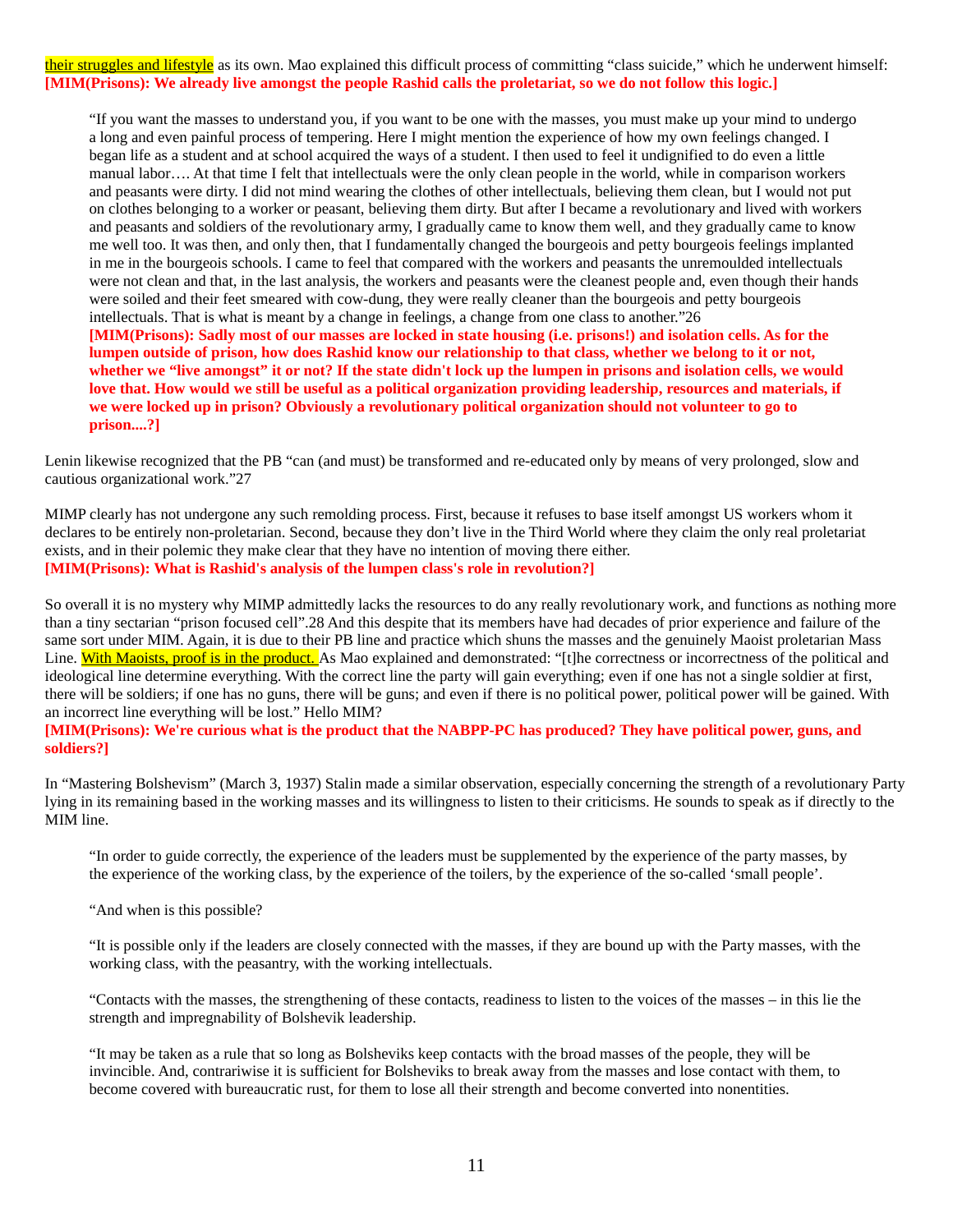their struggles and lifestyle as its own. Mao explained this difficult process of committing "class suicide," which he underwent himself:
**[MIM(Prisons): We already live amongst the people Rashid calls the proletariat, so we do not follow this logic.]**

> "If you want the masses to understand you, if you want to be one with the masses, you must make up your mind to undergo a long and even painful process of tempering. Here I might mention the experience of how my own feelings changed. I began life as a student and at school acquired the ways of a student. I then used to feel it undignified to do even a little manual labor…. At that time I felt that intellectuals were the only clean people in the world, while in comparison workers and peasants were dirty. I did not mind wearing the clothes of other intellectuals, believing them clean, but I would not put on clothes belonging to a worker or peasant, believing them dirty. But after I became a revolutionary and lived with workers and peasants and soldiers of the revolutionary army, I gradually came to know them well, and they gradually came to know me well too. It was then, and only then, that I fundamentally changed the bourgeois and petty bourgeois feelings implanted in me in the bourgeois schools. I came to feel that compared with the workers and peasants the unremoulded intellectuals were not clean and that, in the last analysis, the workers and peasants were the cleanest people and, even though their hands were soiled and their feet smeared with cow-dung, they were really cleaner than the bourgeois and petty bourgeois intellectuals. That is what is meant by a change in feelings, a change from one class to another."26
> **[MIM(Prisons): Sadly most of our masses are locked in state housing (i.e. prisons!) and isolation cells. As for the lumpen outside of prison, how does Rashid know our relationship to that class, whether we belong to it or not, whether we "live amongst" it or not? If the state didn't lock up the lumpen in prisons and isolation cells, we would love that. How would we still be useful as a political organization providing leadership, resources and materials, if we were locked up in prison? Obviously a revolutionary political organization should not volunteer to go to prison....?]**

Lenin likewise recognized that the PB "can (and must) be transformed and re-educated only by means of very prolonged, slow and cautious organizational work."27

MIMP clearly has not undergone any such remolding process. First, because it refuses to base itself amongst US workers whom it declares to be entirely non-proletarian. Second, because they don't live in the Third World where they claim the only real proletariat exists, and in their polemic they make clear that they have no intention of moving there either.
**[MIM(Prisons): What is Rashid's analysis of the lumpen class's role in revolution?]**

So overall it is no mystery why MIMP admittedly lacks the resources to do any really revolutionary work, and functions as nothing more than a tiny sectarian "prison focused cell".28 And this despite that its members have had decades of prior experience and failure of the same sort under MIM. Again, it is due to their PB line and practice which shuns the masses and the genuinely Maoist proletarian Mass Line. With Maoists, proof is in the product. As Mao explained and demonstrated: "[t]he correctness or incorrectness of the political and ideological line determine everything. With the correct line the party will gain everything; even if one has not a single soldier at first, there will be soldiers; if one has no guns, there will be guns; and even if there is no political power, political power will be gained. With an incorrect line everything will be lost." Hello MIM?
**[MIM(Prisons): We're curious what is the product that the NABPP-PC has produced? They have political power, guns, and soldiers?]**

In "Mastering Bolshevism" (March 3, 1937) Stalin made a similar observation, especially concerning the strength of a revolutionary Party lying in its remaining based in the working masses and its willingness to listen to their criticisms. He sounds to speak as if directly to the MIM line.

> "In order to guide correctly, the experience of the leaders must be supplemented by the experience of the party masses, by the experience of the working class, by the experience of the toilers, by the experience of the so-called 'small people'.
>
> "And when is this possible?
>
> "It is possible only if the leaders are closely connected with the masses, if they are bound up with the Party masses, with the working class, with the peasantry, with the working intellectuals.
>
> "Contacts with the masses, the strengthening of these contacts, readiness to listen to the voices of the masses – in this lie the strength and impregnability of Bolshevik leadership.
>
> "It may be taken as a rule that so long as Bolsheviks keep contacts with the broad masses of the people, they will be invincible. And, contrariwise it is sufficient for Bolsheviks to break away from the masses and lose contact with them, to become covered with bureaucratic rust, for them to lose all their strength and become converted into nonentities.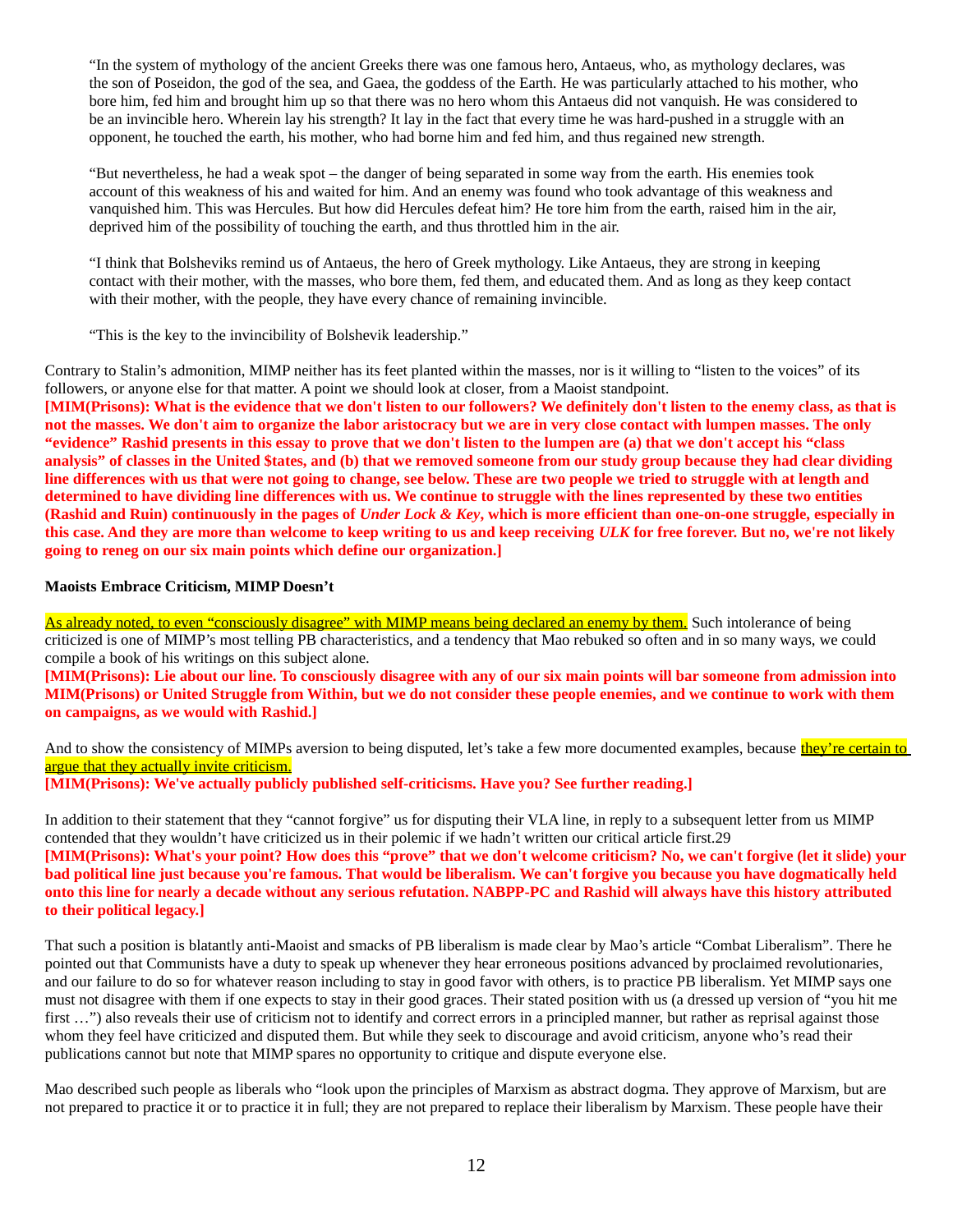> "In the system of mythology of the ancient Greeks there was one famous hero, Antaeus, who, as mythology declares, was the son of Poseidon, the god of the sea, and Gaea, the goddess of the Earth. He was particularly attached to his mother, who bore him, fed him and brought him up so that there was no hero whom this Antaeus did not vanquish. He was considered to be an invincible hero. Wherein lay his strength? It lay in the fact that every time he was hard-pushed in a struggle with an opponent, he touched the earth, his mother, who had borne him and fed him, and thus regained new strength.
>
> "But nevertheless, he had a weak spot – the danger of being separated in some way from the earth. His enemies took account of this weakness of his and waited for him. And an enemy was found who took advantage of this weakness and vanquished him. This was Hercules. But how did Hercules defeat him? He tore him from the earth, raised him in the air, deprived him of the possibility of touching the earth, and thus throttled him in the air.
>
> "I think that Bolsheviks remind us of Antaeus, the hero of Greek mythology. Like Antaeus, they are strong in keeping contact with their mother, with the masses, who bore them, fed them, and educated them. And as long as they keep contact with their mother, with the people, they have every chance of remaining invincible.
>
> "This is the key to the invincibility of Bolshevik leadership."

Contrary to Stalin's admonition, MIMP neither has its feet planted within the masses, nor is it willing to "listen to the voices" of its followers, or anyone else for that matter. A point we should look at closer, from a Maoist standpoint.
**[MIM(Prisons): What is the evidence that we don't listen to our followers? We definitely don't listen to the enemy class, as that is not the masses. We don't aim to organize the labor aristocracy but we are in very close contact with lumpen masses. The only "evidence" Rashid presents in this essay to prove that we don't listen to the lumpen are (a) that we don't accept his "class analysis" of classes in the United $tates, and (b) that we removed someone from our study group because they had clear dividing line differences with us that were not going to change, see below. These are two people we tried to struggle with at length and determined to have dividing line differences with us. We continue to struggle with the lines represented by these two entities (Rashid and Ruin) continuously in the pages of *Under Lock & Key*, which is more efficient than one-on-one struggle, especially in this case. And they are more than welcome to keep writing to us and keep receiving *ULK* for free forever. But no, we're not likely going to reneg on our six main points which define our organization.]**

**Maoists Embrace Criticism, MIMP Doesn't**

As already noted, to even "consciously disagree" with MIMP means being declared an enemy by them. Such intolerance of being criticized is one of MIMP's most telling PB characteristics, and a tendency that Mao rebuked so often and in so many ways, we could compile a book of his writings on this subject alone.
**[MIM(Prisons): Lie about our line. To consciously disagree with any of our six main points will bar someone from admission into MIM(Prisons) or United Struggle from Within, but we do not consider these people enemies, and we continue to work with them on campaigns, as we would with Rashid.]**

And to show the consistency of MIMPs aversion to being disputed, let's take a few more documented examples, because they're certain to argue that they actually invite criticism.
**[MIM(Prisons): We've actually publicly published self-criticisms. Have you? See further reading.]**

In addition to their statement that they "cannot forgive" us for disputing their VLA line, in reply to a subsequent letter from us MIMP contended that they wouldn't have criticized us in their polemic if we hadn't written our critical article first.29
**[MIM(Prisons): What's your point? How does this "prove" that we don't welcome criticism? No, we can't forgive (let it slide) your bad political line just because you're famous. That would be liberalism. We can't forgive you because you have dogmatically held onto this line for nearly a decade without any serious refutation. NABPP-PC and Rashid will always have this history attributed to their political legacy.]**

That such a position is blatantly anti-Maoist and smacks of PB liberalism is made clear by Mao's article "Combat Liberalism". There he pointed out that Communists have a duty to speak up whenever they hear erroneous positions advanced by proclaimed revolutionaries, and our failure to do so for whatever reason including to stay in good favor with others, is to practice PB liberalism. Yet MIMP says one must not disagree with them if one expects to stay in their good graces. Their stated position with us (a dressed up version of "you hit me first …") also reveals their use of criticism not to identify and correct errors in a principled manner, but rather as reprisal against those whom they feel have criticized and disputed them. But while they seek to discourage and avoid criticism, anyone who's read their publications cannot but note that MIMP spares no opportunity to critique and dispute everyone else.

Mao described such people as liberals who "look upon the principles of Marxism as abstract dogma. They approve of Marxism, but are not prepared to practice it or to practice it in full; they are not prepared to replace their liberalism by Marxism. These people have their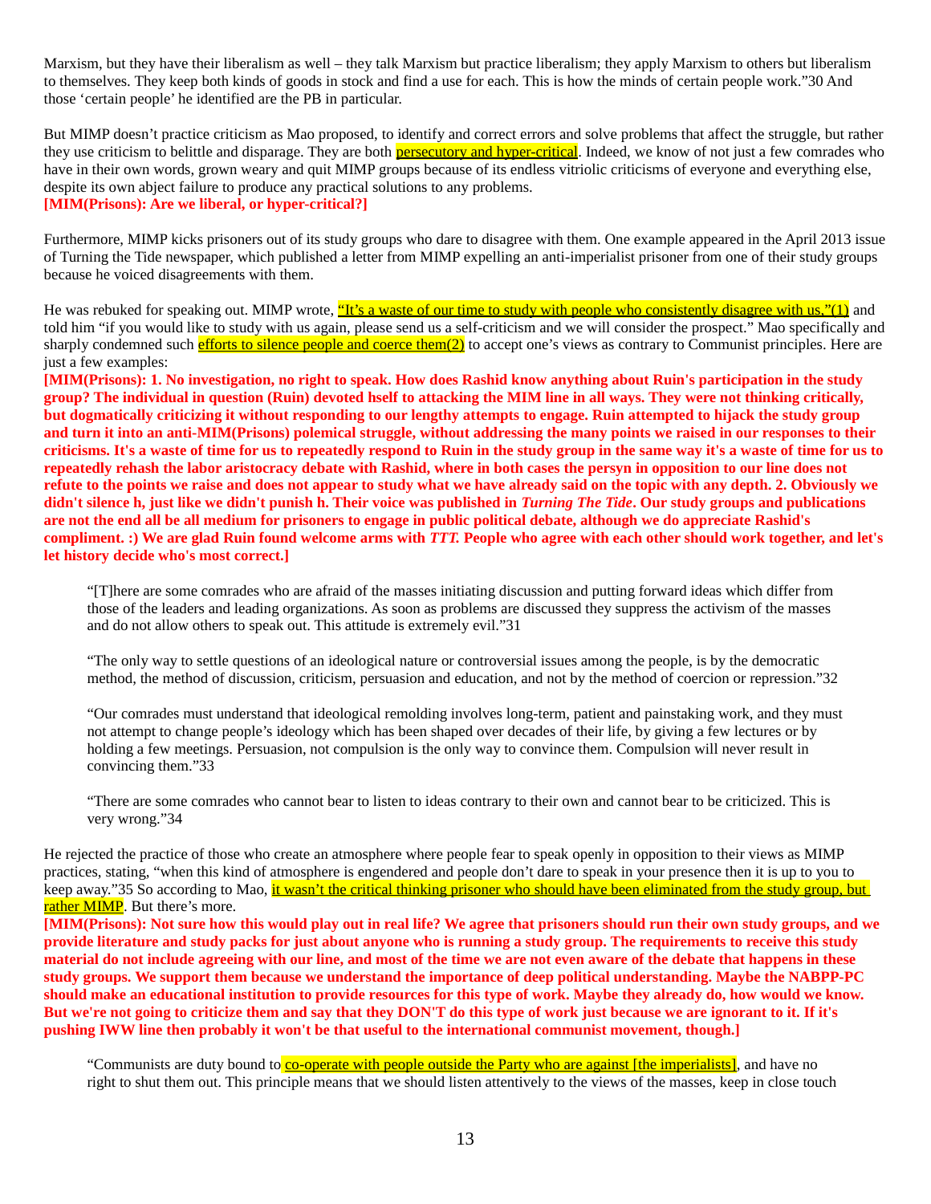Marxism, but they have their liberalism as well – they talk Marxism but practice liberalism; they apply Marxism to others but liberalism to themselves. They keep both kinds of goods in stock and find a use for each. This is how the minds of certain people work."30 And those 'certain people' he identified are the PB in particular.

But MIMP doesn't practice criticism as Mao proposed, to identify and correct errors and solve problems that affect the struggle, but rather they use criticism to belittle and disparage. They are both persecutory and hyper-critical. Indeed, we know of not just a few comrades who have in their own words, grown weary and quit MIMP groups because of its endless vitriolic criticisms of everyone and everything else, despite its own abject failure to produce any practical solutions to any problems.
**[MIM(Prisons): Are we liberal, or hyper-critical?]**

Furthermore, MIMP kicks prisoners out of its study groups who dare to disagree with them. One example appeared in the April 2013 issue of Turning the Tide newspaper, which published a letter from MIMP expelling an anti-imperialist prisoner from one of their study groups because he voiced disagreements with them.

He was rebuked for speaking out. MIMP wrote, "It's a waste of our time to study with people who consistently disagree with us,"(1) and told him "if you would like to study with us again, please send us a self-criticism and we will consider the prospect." Mao specifically and sharply condemned such efforts to silence people and coerce them(2) to accept one's views as contrary to Communist principles. Here are just a few examples:
**[MIM(Prisons): 1. No investigation, no right to speak. How does Rashid know anything about Ruin's participation in the study group? The individual in question (Ruin) devoted hself to attacking the MIM line in all ways. They were not thinking critically, but dogmatically criticizing it without responding to our lengthy attempts to engage. Ruin attempted to hijack the study group and turn it into an anti-MIM(Prisons) polemical struggle, without addressing the many points we raised in our responses to their criticisms. It's a waste of time for us to repeatedly respond to Ruin in the study group in the same way it's a waste of time for us to repeatedly rehash the labor aristocracy debate with Rashid, where in both cases the persyn in opposition to our line does not refute to the points we raise and does not appear to study what we have already said on the topic with any depth. 2. Obviously we didn't silence h, just like we didn't punish h. Their voice was published in *Turning The Tide*. Our study groups and publications are not the end all be all medium for prisoners to engage in public political debate, although we do appreciate Rashid's compliment. :) We are glad Ruin found welcome arms with *TTT.* People who agree with each other should work together, and let's let history decide who's most correct.]**

> "[T]here are some comrades who are afraid of the masses initiating discussion and putting forward ideas which differ from those of the leaders and leading organizations. As soon as problems are discussed they suppress the activism of the masses and do not allow others to speak out. This attitude is extremely evil."31
>
> "The only way to settle questions of an ideological nature or controversial issues among the people, is by the democratic method, the method of discussion, criticism, persuasion and education, and not by the method of coercion or repression."32
>
> "Our comrades must understand that ideological remolding involves long-term, patient and painstaking work, and they must not attempt to change people's ideology which has been shaped over decades of their life, by giving a few lectures or by holding a few meetings. Persuasion, not compulsion is the only way to convince them. Compulsion will never result in convincing them."33
>
> "There are some comrades who cannot bear to listen to ideas contrary to their own and cannot bear to be criticized. This is very wrong."34

He rejected the practice of those who create an atmosphere where people fear to speak openly in opposition to their views as MIMP practices, stating, "when this kind of atmosphere is engendered and people don't dare to speak in your presence then it is up to you to keep away."35 So according to Mao, it wasn't the critical thinking prisoner who should have been eliminated from the study group, but rather MIMP. But there's more.
**[MIM(Prisons): Not sure how this would play out in real life? We agree that prisoners should run their own study groups, and we provide literature and study packs for just about anyone who is running a study group. The requirements to receive this study material do not include agreeing with our line, and most of the time we are not even aware of the debate that happens in these study groups. We support them because we understand the importance of deep political understanding. Maybe the NABPP-PC should make an educational institution to provide resources for this type of work. Maybe they already do, how would we know. But we're not going to criticize them and say that they DON'T do this type of work just because we are ignorant to it. If it's pushing IWW line then probably it won't be that useful to the international communist movement, though.]**

> "Communists are duty bound to co-operate with people outside the Party who are against [the imperialists], and have no right to shut them out. This principle means that we should listen attentively to the views of the masses, keep in close touch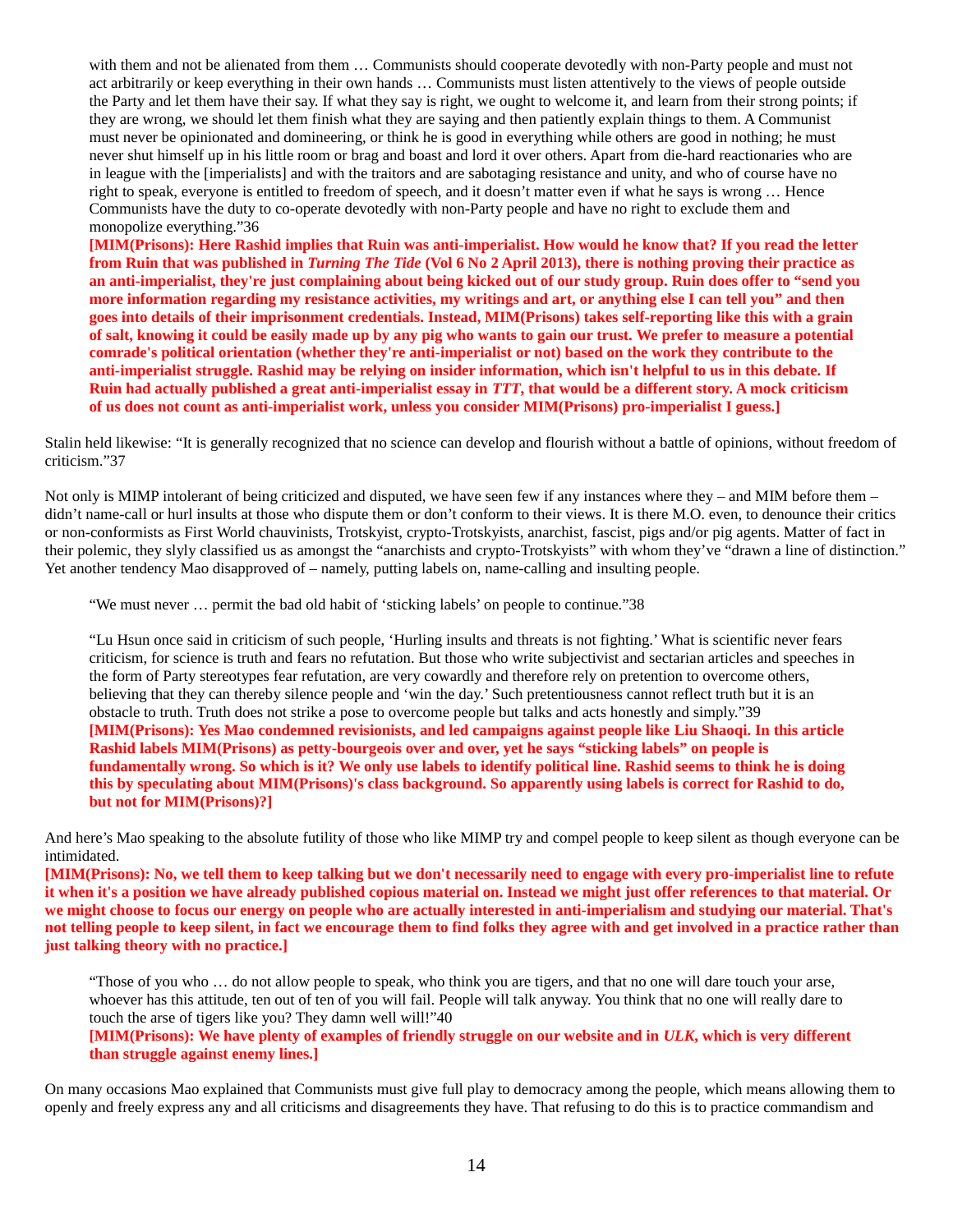> with them and not be alienated from them … Communists should cooperate devotedly with non-Party people and must not act arbitrarily or keep everything in their own hands … Communists must listen attentively to the views of people outside the Party and let them have their say. If what they say is right, we ought to welcome it, and learn from their strong points; if they are wrong, we should let them finish what they are saying and then patiently explain things to them. A Communist must never be opinionated and domineering, or think he is good in everything while others are good in nothing; he must never shut himself up in his little room or brag and boast and lord it over others. Apart from die-hard reactionaries who are in league with the [imperialists] and with the traitors and are sabotaging resistance and unity, and who of course have no right to speak, everyone is entitled to freedom of speech, and it doesn't matter even if what he says is wrong … Hence Communists have the duty to co-operate devotedly with non-Party people and have no right to exclude them and monopolize everything."36
>
> **[MIM(Prisons): Here Rashid implies that Ruin was anti-imperialist. How would he know that? If you read the letter from Ruin that was published in *Turning The Tide* (Vol 6 No 2 April 2013), there is nothing proving their practice as an anti-imperialist, they're just complaining about being kicked out of our study group. Ruin does offer to "send you more information regarding my resistance activities, my writings and art, or anything else I can tell you" and then goes into details of their imprisonment credentials. Instead, MIM(Prisons) takes self-reporting like this with a grain of salt, knowing it could be easily made up by any pig who wants to gain our trust. We prefer to measure a potential comrade's political orientation (whether they're anti-imperialist or not) based on the work they contribute to the anti-imperialist struggle. Rashid may be relying on insider information, which isn't helpful to us in this debate. If Ruin had actually published a great anti-imperialist essay in *TTT*, that would be a different story. A mock criticism of us does not count as anti-imperialist work, unless you consider MIM(Prisons) pro-imperialist I guess.]**

Stalin held likewise: "It is generally recognized that no science can develop and flourish without a battle of opinions, without freedom of criticism."37

Not only is MIMP intolerant of being criticized and disputed, we have seen few if any instances where they – and MIM before them – didn't name-call or hurl insults at those who dispute them or don't conform to their views. It is there M.O. even, to denounce their critics or non-conformists as First World chauvinists, Trotskyist, crypto-Trotskyists, anarchist, fascist, pigs and/or pig agents. Matter of fact in their polemic, they slyly classified us as amongst the "anarchists and crypto-Trotskyists" with whom they've "drawn a line of distinction." Yet another tendency Mao disapproved of – namely, putting labels on, name-calling and insulting people.

> "We must never … permit the bad old habit of 'sticking labels' on people to continue."38
>
> "Lu Hsun once said in criticism of such people, 'Hurling insults and threats is not fighting.' What is scientific never fears criticism, for science is truth and fears no refutation. But those who write subjectivist and sectarian articles and speeches in the form of Party stereotypes fear refutation, are very cowardly and therefore rely on pretention to overcome others, believing that they can thereby silence people and 'win the day.' Such pretentiousness cannot reflect truth but it is an obstacle to truth. Truth does not strike a pose to overcome people but talks and acts honestly and simply."39
>
> **[MIM(Prisons): Yes Mao condemned revisionists, and led campaigns against people like Liu Shaoqi. In this article Rashid labels MIM(Prisons) as petty-bourgeois over and over, yet he says "sticking labels" on people is fundamentally wrong. So which is it? We only use labels to identify political line. Rashid seems to think he is doing this by speculating about MIM(Prisons)'s class background. So apparently using labels is correct for Rashid to do, but not for MIM(Prisons)?]**

And here's Mao speaking to the absolute futility of those who like MIMP try and compel people to keep silent as though everyone can be intimidated.

**[MIM(Prisons): No, we tell them to keep talking but we don't necessarily need to engage with every pro-imperialist line to refute it when it's a position we have already published copious material on. Instead we might just offer references to that material. Or we might choose to focus our energy on people who are actually interested in anti-imperialism and studying our material. That's not telling people to keep silent, in fact we encourage them to find folks they agree with and get involved in a practice rather than just talking theory with no practice.]**

> "Those of you who … do not allow people to speak, who think you are tigers, and that no one will dare touch your arse, whoever has this attitude, ten out of ten of you will fail. People will talk anyway. You think that no one will really dare to touch the arse of tigers like you? They damn well will!"40
>
> **[MIM(Prisons): We have plenty of examples of friendly struggle on our website and in *ULK*, which is very different than struggle against enemy lines.]**

On many occasions Mao explained that Communists must give full play to democracy among the people, which means allowing them to openly and freely express any and all criticisms and disagreements they have. That refusing to do this is to practice commandism and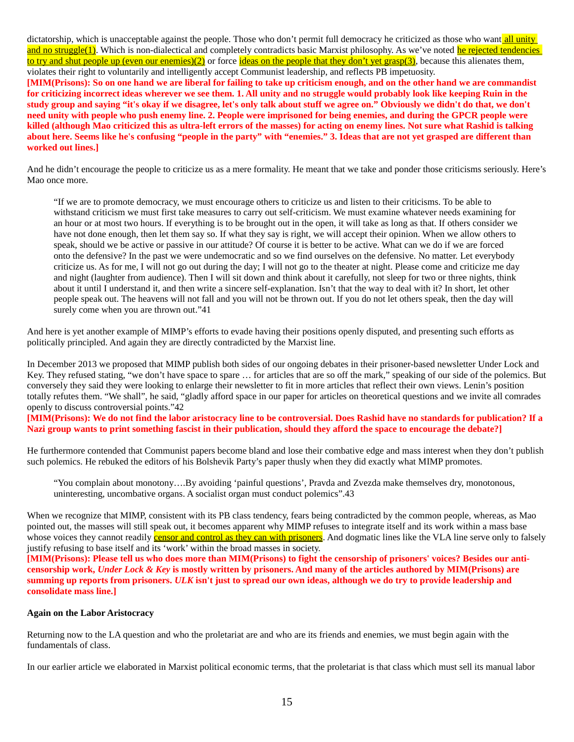dictatorship, which is unacceptable against the people. Those who don't permit full democracy he criticized as those who want all unity and no struggle(1). Which is non-dialectical and completely contradicts basic Marxist philosophy. As we've noted he rejected tendencies to try and shut people up (even our enemies)(2) or force ideas on the people that they don't yet grasp(3), because this alienates them, violates their right to voluntarily and intelligently accept Communist leadership, and reflects PB impetuosity.

**[MIM(Prisons): So on one hand we are liberal for failing to take up criticism enough, and on the other hand we are commandist for criticizing incorrect ideas wherever we see them. 1. All unity and no struggle would probably look like keeping Ruin in the study group and saying "it's okay if we disagree, let's only talk about stuff we agree on." Obviously we didn't do that, we don't need unity with people who push enemy line. 2. People were imprisoned for being enemies, and during the GPCR people were killed (although Mao criticized this as ultra-left errors of the masses) for acting on enemy lines. Not sure what Rashid is talking about here. Seems like he's confusing "people in the party" with "enemies." 3. Ideas that are not yet grasped are different than worked out lines.]**

And he didn't encourage the people to criticize us as a mere formality. He meant that we take and ponder those criticisms seriously. Here's Mao once more.

> "If we are to promote democracy, we must encourage others to criticize us and listen to their criticisms. To be able to withstand criticism we must first take measures to carry out self-criticism. We must examine whatever needs examining for an hour or at most two hours. If everything is to be brought out in the open, it will take as long as that. If others consider we have not done enough, then let them say so. If what they say is right, we will accept their opinion. When we allow others to speak, should we be active or passive in our attitude? Of course it is better to be active. What can we do if we are forced onto the defensive? In the past we were undemocratic and so we find ourselves on the defensive. No matter. Let everybody criticize us. As for me, I will not go out during the day; I will not go to the theater at night. Please come and criticize me day and night (laughter from audience). Then I will sit down and think about it carefully, not sleep for two or three nights, think about it until I understand it, and then write a sincere self-explanation. Isn't that the way to deal with it? In short, let other people speak out. The heavens will not fall and you will not be thrown out. If you do not let others speak, then the day will surely come when you are thrown out."41

And here is yet another example of MIMP's efforts to evade having their positions openly disputed, and presenting such efforts as politically principled. And again they are directly contradicted by the Marxist line.

In December 2013 we proposed that MIMP publish both sides of our ongoing debates in their prisoner-based newsletter Under Lock and Key. They refused stating, "we don't have space to spare … for articles that are so off the mark," speaking of our side of the polemics. But conversely they said they were looking to enlarge their newsletter to fit in more articles that reflect their own views. Lenin's position totally refutes them. "We shall", he said, "gladly afford space in our paper for articles on theoretical questions and we invite all comrades openly to discuss controversial points."42

**[MIM(Prisons): We do not find the labor aristocracy line to be controversial. Does Rashid have no standards for publication? If a Nazi group wants to print something fascist in their publication, should they afford the space to encourage the debate?]**

He furthermore contended that Communist papers become bland and lose their combative edge and mass interest when they don't publish such polemics. He rebuked the editors of his Bolshevik Party's paper thusly when they did exactly what MIMP promotes.

> "You complain about monotony….By avoiding 'painful questions', Pravda and Zvezda make themselves dry, monotonous, uninteresting, uncombative organs. A socialist organ must conduct polemics".43

When we recognize that MIMP, consistent with its PB class tendency, fears being contradicted by the common people, whereas, as Mao pointed out, the masses will still speak out, it becomes apparent why MIMP refuses to integrate itself and its work within a mass base whose voices they cannot readily censor and control as they can with prisoners. And dogmatic lines like the VLA line serve only to falsely justify refusing to base itself and its 'work' within the broad masses in society.

**[MIM(Prisons): Please tell us who does more than MIM(Prisons) to fight the censorship of prisoners' voices? Besides our anti-censorship work, *Under Lock & Key* is mostly written by prisoners. And many of the articles authored by MIM(Prisons) are summing up reports from prisoners. *ULK* isn't just to spread our own ideas, although we do try to provide leadership and consolidate mass line.]**

**Again on the Labor Aristocracy**

Returning now to the LA question and who the proletariat are and who are its friends and enemies, we must begin again with the fundamentals of class.

In our earlier article we elaborated in Marxist political economic terms, that the proletariat is that class which must sell its manual labor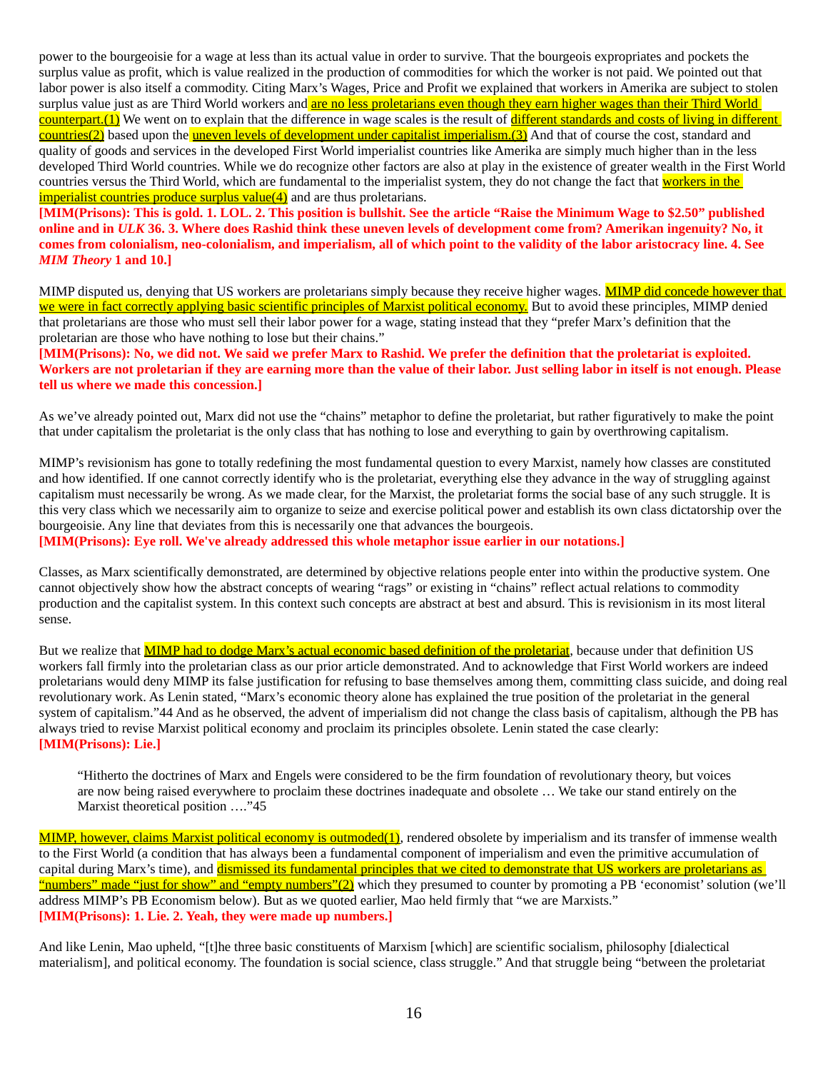power to the bourgeoisie for a wage at less than its actual value in order to survive. That the bourgeois expropriates and pockets the surplus value as profit, which is value realized in the production of commodities for which the worker is not paid. We pointed out that labor power is also itself a commodity. Citing Marx's Wages, Price and Profit we explained that workers in Amerika are subject to stolen surplus value just as are Third World workers and are no less proletarians even though they earn higher wages than their Third World counterpart.(1) We went on to explain that the difference in wage scales is the result of different standards and costs of living in different countries(2) based upon the uneven levels of development under capitalist imperialism.(3) And that of course the cost, standard and quality of goods and services in the developed First World imperialist countries like Amerika are simply much higher than in the less developed Third World countries. While we do recognize other factors are also at play in the existence of greater wealth in the First World countries versus the Third World, which are fundamental to the imperialist system, they do not change the fact that workers in the imperialist countries produce surplus value(4) and are thus proletarians.

**[MIM(Prisons): This is gold. 1. LOL. 2. This position is bullshit. See the article "Raise the Minimum Wage to $2.50" published online and in *ULK* 36. 3. Where does Rashid think these uneven levels of development come from? Amerikan ingenuity? No, it comes from colonialism, neo-colonialism, and imperialism, all of which point to the validity of the labor aristocracy line. 4. See *MIM Theory* 1 and 10.]**

MIMP disputed us, denying that US workers are proletarians simply because they receive higher wages. MIMP did concede however that we were in fact correctly applying basic scientific principles of Marxist political economy. But to avoid these principles, MIMP denied that proletarians are those who must sell their labor power for a wage, stating instead that they "prefer Marx's definition that the proletarian are those who have nothing to lose but their chains."

**[MIM(Prisons): No, we did not. We said we prefer Marx to Rashid. We prefer the definition that the proletariat is exploited. Workers are not proletarian if they are earning more than the value of their labor. Just selling labor in itself is not enough. Please tell us where we made this concession.]**

As we've already pointed out, Marx did not use the "chains" metaphor to define the proletariat, but rather figuratively to make the point that under capitalism the proletariat is the only class that has nothing to lose and everything to gain by overthrowing capitalism.

MIMP's revisionism has gone to totally redefining the most fundamental question to every Marxist, namely how classes are constituted and how identified. If one cannot correctly identify who is the proletariat, everything else they advance in the way of struggling against capitalism must necessarily be wrong. As we made clear, for the Marxist, the proletariat forms the social base of any such struggle. It is this very class which we necessarily aim to organize to seize and exercise political power and establish its own class dictatorship over the bourgeoisie. Any line that deviates from this is necessarily one that advances the bourgeois.

**[MIM(Prisons): Eye roll. We've already addressed this whole metaphor issue earlier in our notations.]**

Classes, as Marx scientifically demonstrated, are determined by objective relations people enter into within the productive system. One cannot objectively show how the abstract concepts of wearing "rags" or existing in "chains" reflect actual relations to commodity production and the capitalist system. In this context such concepts are abstract at best and absurd. This is revisionism in its most literal sense.

But we realize that MIMP had to dodge Marx's actual economic based definition of the proletariat, because under that definition US workers fall firmly into the proletarian class as our prior article demonstrated. And to acknowledge that First World workers are indeed proletarians would deny MIMP its false justification for refusing to base themselves among them, committing class suicide, and doing real revolutionary work. As Lenin stated, "Marx's economic theory alone has explained the true position of the proletariat in the general system of capitalism."44 And as he observed, the advent of imperialism did not change the class basis of capitalism, although the PB has always tried to revise Marxist political economy and proclaim its principles obsolete. Lenin stated the case clearly:

**[MIM(Prisons): Lie.]**

> "Hitherto the doctrines of Marx and Engels were considered to be the firm foundation of revolutionary theory, but voices are now being raised everywhere to proclaim these doctrines inadequate and obsolete … We take our stand entirely on the Marxist theoretical position …."45

MIMP, however, claims Marxist political economy is outmoded(1), rendered obsolete by imperialism and its transfer of immense wealth to the First World (a condition that has always been a fundamental component of imperialism and even the primitive accumulation of capital during Marx's time), and dismissed its fundamental principles that we cited to demonstrate that US workers are proletarians as "numbers" made "just for show" and "empty numbers"(2) which they presumed to counter by promoting a PB 'economist' solution (we'll address MIMP's PB Economism below). But as we quoted earlier, Mao held firmly that "we are Marxists."

**[MIM(Prisons): 1. Lie. 2. Yeah, they were made up numbers.]**

And like Lenin, Mao upheld, "[t]he three basic constituents of Marxism [which] are scientific socialism, philosophy [dialectical materialism], and political economy. The foundation is social science, class struggle." And that struggle being "between the proletariat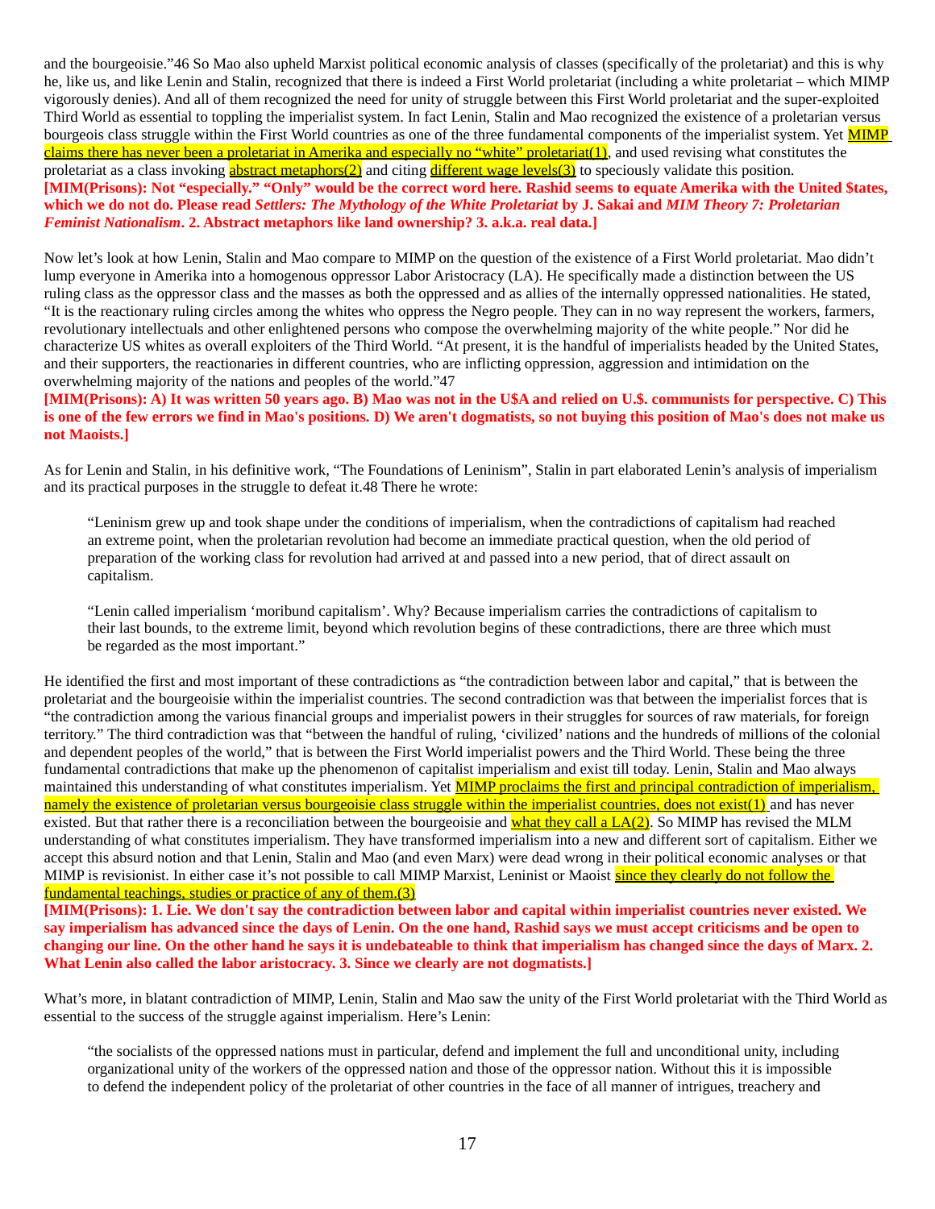and the bourgeoisie."46 So Mao also upheld Marxist political economic analysis of classes (specifically of the proletariat) and this is why he, like us, and like Lenin and Stalin, recognized that there is indeed a First World proletariat (including a white proletariat – which MIMP vigorously denies). And all of them recognized the need for unity of struggle between this First World proletariat and the super-exploited Third World as essential to toppling the imperialist system. In fact Lenin, Stalin and Mao recognized the existence of a proletarian versus bourgeois class struggle within the First World countries as one of the three fundamental components of the imperialist system. Yet MIMP claims there has never been a proletariat in Amerika and especially no "white" proletariat(1), and used revising what constitutes the proletariat as a class invoking abstract metaphors(2) and citing different wage levels(3) to speciously validate this position.
**[MIM(Prisons): Not "especially." "Only" would be the correct word here. Rashid seems to equate Amerika with the United $tates, which we do not do. Please read *Settlers: The Mythology of the White Proletariat* by J. Sakai and *MIM Theory 7: Proletarian Feminist Nationalism*. 2. Abstract metaphors like land ownership? 3. a.k.a. real data.]**

Now let's look at how Lenin, Stalin and Mao compare to MIMP on the question of the existence of a First World proletariat. Mao didn't lump everyone in Amerika into a homogenous oppressor Labor Aristocracy (LA). He specifically made a distinction between the US ruling class as the oppressor class and the masses as both the oppressed and as allies of the internally oppressed nationalities. He stated, "It is the reactionary ruling circles among the whites who oppress the Negro people. They can in no way represent the workers, farmers, revolutionary intellectuals and other enlightened persons who compose the overwhelming majority of the white people." Nor did he characterize US whites as overall exploiters of the Third World. "At present, it is the handful of imperialists headed by the United States, and their supporters, the reactionaries in different countries, who are inflicting oppression, aggression and intimidation on the overwhelming majority of the nations and peoples of the world."47
**[MIM(Prisons): A) It was written 50 years ago. B) Mao was not in the U$A and relied on U.$. communists for perspective. C) This is one of the few errors we find in Mao's positions. D) We aren't dogmatists, so not buying this position of Mao's does not make us not Maoists.]**

As for Lenin and Stalin, in his definitive work, "The Foundations of Leninism", Stalin in part elaborated Lenin's analysis of imperialism and its practical purposes in the struggle to defeat it.48 There he wrote:

> "Leninism grew up and took shape under the conditions of imperialism, when the contradictions of capitalism had reached an extreme point, when the proletarian revolution had become an immediate practical question, when the old period of preparation of the working class for revolution had arrived at and passed into a new period, that of direct assault on capitalism.
>
> "Lenin called imperialism 'moribund capitalism'. Why? Because imperialism carries the contradictions of capitalism to their last bounds, to the extreme limit, beyond which revolution begins of these contradictions, there are three which must be regarded as the most important."

He identified the first and most important of these contradictions as "the contradiction between labor and capital," that is between the proletariat and the bourgeoisie within the imperialist countries. The second contradiction was that between the imperialist forces that is "the contradiction among the various financial groups and imperialist powers in their struggles for sources of raw materials, for foreign territory." The third contradiction was that "between the handful of ruling, 'civilized' nations and the hundreds of millions of the colonial and dependent peoples of the world," that is between the First World imperialist powers and the Third World. These being the three fundamental contradictions that make up the phenomenon of capitalist imperialism and exist till today. Lenin, Stalin and Mao always maintained this understanding of what constitutes imperialism. Yet MIMP proclaims the first and principal contradiction of imperialism, namely the existence of proletarian versus bourgeoisie class struggle within the imperialist countries, does not exist(1) and has never existed. But that rather there is a reconciliation between the bourgeoisie and what they call a LA(2). So MIMP has revised the MLM understanding of what constitutes imperialism. They have transformed imperialism into a new and different sort of capitalism. Either we accept this absurd notion and that Lenin, Stalin and Mao (and even Marx) were dead wrong in their political economic analyses or that MIMP is revisionist. In either case it's not possible to call MIMP Marxist, Leninist or Maoist since they clearly do not follow the fundamental teachings, studies or practice of any of them.(3)
**[MIM(Prisons): 1. Lie. We don't say the contradiction between labor and capital within imperialist countries never existed. We say imperialism has advanced since the days of Lenin. On the one hand, Rashid says we must accept criticisms and be open to changing our line. On the other hand he says it is undebateable to think that imperialism has changed since the days of Marx. 2. What Lenin also called the labor aristocracy. 3. Since we clearly are not dogmatists.]**

What's more, in blatant contradiction of MIMP, Lenin, Stalin and Mao saw the unity of the First World proletariat with the Third World as essential to the success of the struggle against imperialism. Here's Lenin:

> "the socialists of the oppressed nations must in particular, defend and implement the full and unconditional unity, including organizational unity of the workers of the oppressed nation and those of the oppressor nation. Without this it is impossible to defend the independent policy of the proletariat of other countries in the face of all manner of intrigues, treachery and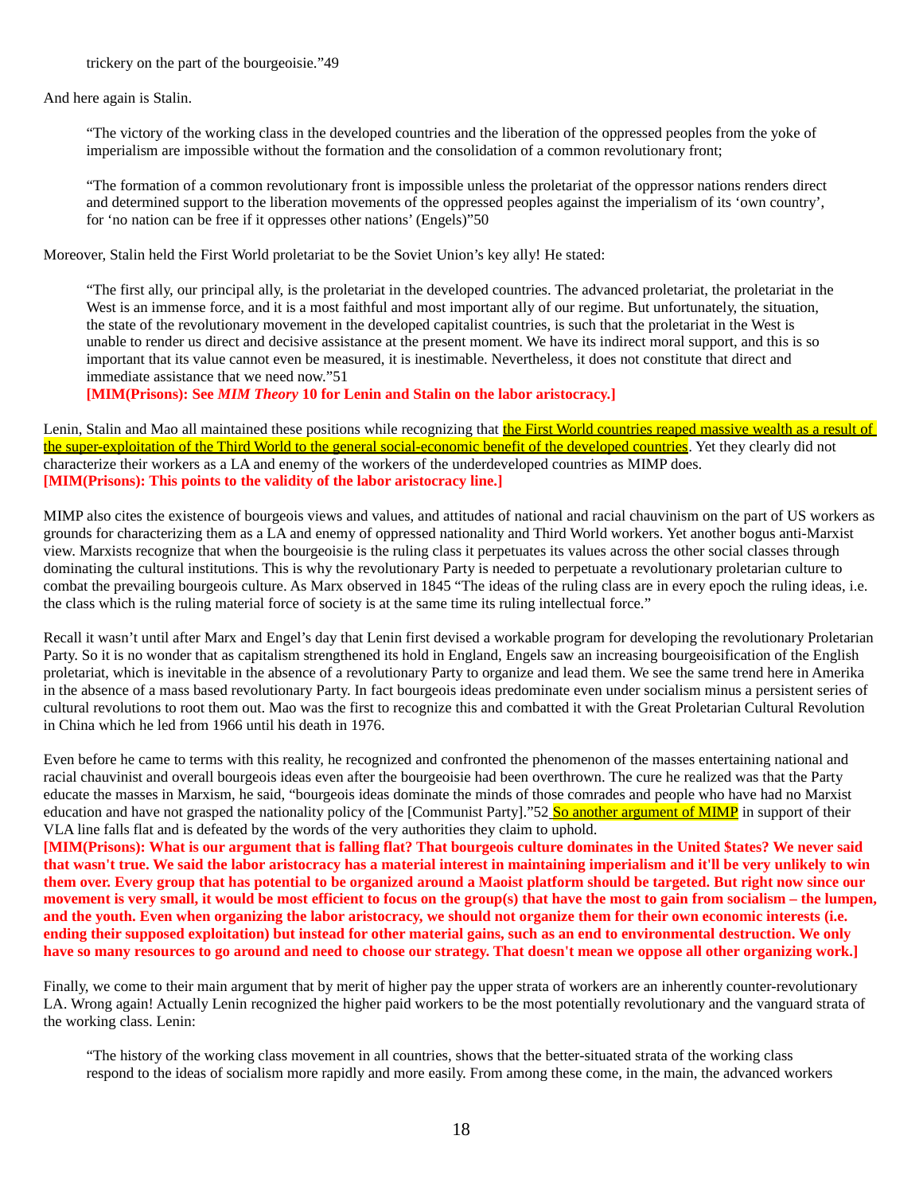trickery on the part of the bourgeoisie."49

And here again is Stalin.

> "The victory of the working class in the developed countries and the liberation of the oppressed peoples from the yoke of imperialism are impossible without the formation and the consolidation of a common revolutionary front;
>
> "The formation of a common revolutionary front is impossible unless the proletariat of the oppressor nations renders direct and determined support to the liberation movements of the oppressed peoples against the imperialism of its 'own country', for 'no nation can be free if it oppresses other nations' (Engels)"50

Moreover, Stalin held the First World proletariat to be the Soviet Union's key ally! He stated:

> "The first ally, our principal ally, is the proletariat in the developed countries. The advanced proletariat, the proletariat in the West is an immense force, and it is a most faithful and most important ally of our regime. But unfortunately, the situation, the state of the revolutionary movement in the developed capitalist countries, is such that the proletariat in the West is unable to render us direct and decisive assistance at the present moment. We have its indirect moral support, and this is so important that its value cannot even be measured, it is inestimable. Nevertheless, it does not constitute that direct and immediate assistance that we need now."51
> **[MIM(Prisons): See *MIM Theory* 10 for Lenin and Stalin on the labor aristocracy.]**

Lenin, Stalin and Mao all maintained these positions while recognizing that the First World countries reaped massive wealth as a result of the super-exploitation of the Third World to the general social-economic benefit of the developed countries. Yet they clearly did not characterize their workers as a LA and enemy of the workers of the underdeveloped countries as MIMP does.
**[MIM(Prisons): This points to the validity of the labor aristocracy line.]**

MIMP also cites the existence of bourgeois views and values, and attitudes of national and racial chauvinism on the part of US workers as grounds for characterizing them as a LA and enemy of oppressed nationality and Third World workers. Yet another bogus anti-Marxist view. Marxists recognize that when the bourgeoisie is the ruling class it perpetuates its values across the other social classes through dominating the cultural institutions. This is why the revolutionary Party is needed to perpetuate a revolutionary proletarian culture to combat the prevailing bourgeois culture. As Marx observed in 1845 "The ideas of the ruling class are in every epoch the ruling ideas, i.e. the class which is the ruling material force of society is at the same time its ruling intellectual force."

Recall it wasn't until after Marx and Engel's day that Lenin first devised a workable program for developing the revolutionary Proletarian Party. So it is no wonder that as capitalism strengthened its hold in England, Engels saw an increasing bourgeoisification of the English proletariat, which is inevitable in the absence of a revolutionary Party to organize and lead them. We see the same trend here in Amerika in the absence of a mass based revolutionary Party. In fact bourgeois ideas predominate even under socialism minus a persistent series of cultural revolutions to root them out. Mao was the first to recognize this and combatted it with the Great Proletarian Cultural Revolution in China which he led from 1966 until his death in 1976.

Even before he came to terms with this reality, he recognized and confronted the phenomenon of the masses entertaining national and racial chauvinist and overall bourgeois ideas even after the bourgeoisie had been overthrown. The cure he realized was that the Party educate the masses in Marxism, he said, "bourgeois ideas dominate the minds of those comrades and people who have had no Marxist education and have not grasped the nationality policy of the [Communist Party]."52 So another argument of MIMP in support of their VLA line falls flat and is defeated by the words of the very authorities they claim to uphold.
**[MIM(Prisons): What is our argument that is falling flat? That bourgeois culture dominates in the United $tates? We never said that wasn't true. We said the labor aristocracy has a material interest in maintaining imperialism and it'll be very unlikely to win them over. Every group that has potential to be organized around a Maoist platform should be targeted. But right now since our movement is very small, it would be most efficient to focus on the group(s) that have the most to gain from socialism – the lumpen, and the youth. Even when organizing the labor aristocracy, we should not organize them for their own economic interests (i.e. ending their supposed exploitation) but instead for other material gains, such as an end to environmental destruction. We only have so many resources to go around and need to choose our strategy. That doesn't mean we oppose all other organizing work.]**

Finally, we come to their main argument that by merit of higher pay the upper strata of workers are an inherently counter-revolutionary LA. Wrong again! Actually Lenin recognized the higher paid workers to be the most potentially revolutionary and the vanguard strata of the working class. Lenin:

> "The history of the working class movement in all countries, shows that the better-situated strata of the working class respond to the ideas of socialism more rapidly and more easily. From among these come, in the main, the advanced workers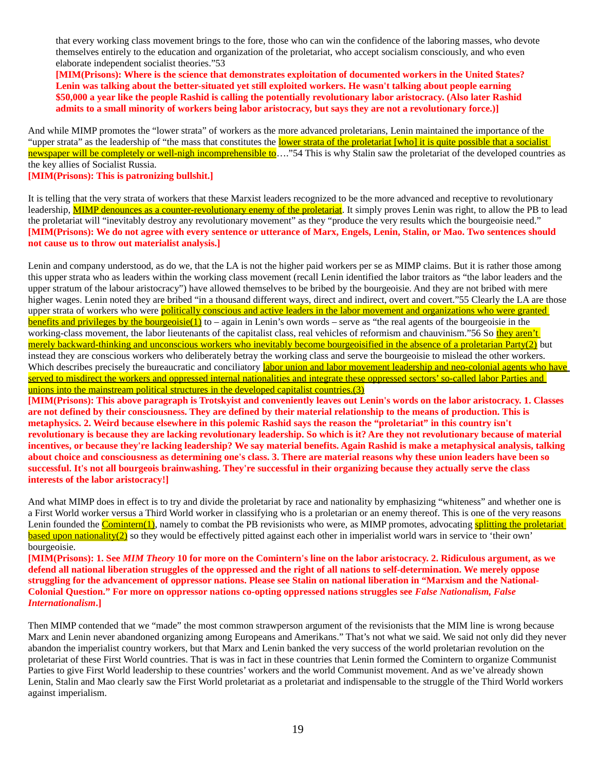that every working class movement brings to the fore, those who can win the confidence of the laboring masses, who devote themselves entirely to the education and organization of the proletariat, who accept socialism consciously, and who even elaborate independent socialist theories."53

**[MIM(Prisons): Where is the science that demonstrates exploitation of documented workers in the United $tates? Lenin was talking about the better-situated yet still exploited workers. He wasn't talking about people earning $50,000 a year like the people Rashid is calling the potentially revolutionary labor aristocracy. (Also later Rashid admits to a small minority of workers being labor aristocracy, but says they are not a revolutionary force.)]**

And while MIMP promotes the "lower strata" of workers as the more advanced proletarians, Lenin maintained the importance of the "upper strata" as the leadership of "the mass that constitutes the lower strata of the proletariat [who] it is quite possible that a socialist newspaper will be completely or well-nigh incomprehensible to…."54 This is why Stalin saw the proletariat of the developed countries as the key allies of Socialist Russia.

**[MIM(Prisons): This is patronizing bullshit.]**

It is telling that the very strata of workers that these Marxist leaders recognized to be the more advanced and receptive to revolutionary leadership, MIMP denounces as a counter-revolutionary enemy of the proletariat. It simply proves Lenin was right, to allow the PB to lead the proletariat will "inevitably destroy any revolutionary movement" as they "produce the very results which the bourgeoisie need."

**[MIM(Prisons): We do not agree with every sentence or utterance of Marx, Engels, Lenin, Stalin, or Mao. Two sentences should not cause us to throw out materialist analysis.]**

Lenin and company understood, as do we, that the LA is not the higher paid workers per se as MIMP claims. But it is rather those among this upper strata who as leaders within the working class movement (recall Lenin identified the labor traitors as "the labor leaders and the upper stratum of the labour aristocracy") have allowed themselves to be bribed by the bourgeoisie. And they are not bribed with mere higher wages. Lenin noted they are bribed "in a thousand different ways, direct and indirect, overt and covert."55 Clearly the LA are those upper strata of workers who were politically conscious and active leaders in the labor movement and organizations who were granted benefits and privileges by the bourgeoisie(1) to – again in Lenin's own words – serve as "the real agents of the bourgeoisie in the working-class movement, the labor lieutenants of the capitalist class, real vehicles of reformism and chauvinism."56 So they aren't merely backward-thinking and unconscious workers who inevitably become bourgeoisified in the absence of a proletarian Party(2) but instead they are conscious workers who deliberately betray the working class and serve the bourgeoisie to mislead the other workers. Which describes precisely the bureaucratic and conciliatory labor union and labor movement leadership and neo-colonial agents who have served to misdirect the workers and oppressed internal nationalities and integrate these oppressed sectors' so-called labor Parties and unions into the mainstream political structures in the developed capitalist countries.(3)

**[MIM(Prisons): This above paragraph is Trotskyist and conveniently leaves out Lenin's words on the labor aristocracy. 1. Classes are not defined by their consciousness. They are defined by their material relationship to the means of production. This is metaphysics. 2. Weird because elsewhere in this polemic Rashid says the reason the "proletariat" in this country isn't revolutionary is because they are lacking revolutionary leadership. So which is it? Are they not revolutionary because of material incentives, or because they're lacking leadership? We say material benefits. Again Rashid is make a metaphysical analysis, talking about choice and consciousness as determining one's class. 3. There are material reasons why these union leaders have been so successful. It's not all bourgeois brainwashing. They're successful in their organizing because they actually serve the class interests of the labor aristocracy!]**

And what MIMP does in effect is to try and divide the proletariat by race and nationality by emphasizing "whiteness" and whether one is a First World worker versus a Third World worker in classifying who is a proletarian or an enemy thereof. This is one of the very reasons Lenin founded the Comintern(1), namely to combat the PB revisionists who were, as MIMP promotes, advocating splitting the proletariat based upon nationality(2) so they would be effectively pitted against each other in imperialist world wars in service to 'their own' bourgeoisie.

**[MIM(Prisons): 1. See *MIM Theory* 10 for more on the Comintern's line on the labor aristocracy. 2. Ridiculous argument, as we defend all national liberation struggles of the oppressed and the right of all nations to self-determination. We merely oppose struggling for the advancement of oppressor nations. Please see Stalin on national liberation in "Marxism and the National-Colonial Question." For more on oppressor nations co-opting oppressed nations struggles see *False Nationalism, False Internationalism*.]**

Then MIMP contended that we "made" the most common strawperson argument of the revisionists that the MIM line is wrong because Marx and Lenin never abandoned organizing among Europeans and Amerikans." That's not what we said. We said not only did they never abandon the imperialist country workers, but that Marx and Lenin banked the very success of the world proletarian revolution on the proletariat of these First World countries. That is was in fact in these countries that Lenin formed the Comintern to organize Communist Parties to give First World leadership to these countries' workers and the world Communist movement. And as we've already shown Lenin, Stalin and Mao clearly saw the First World proletariat as a proletariat and indispensable to the struggle of the Third World workers against imperialism.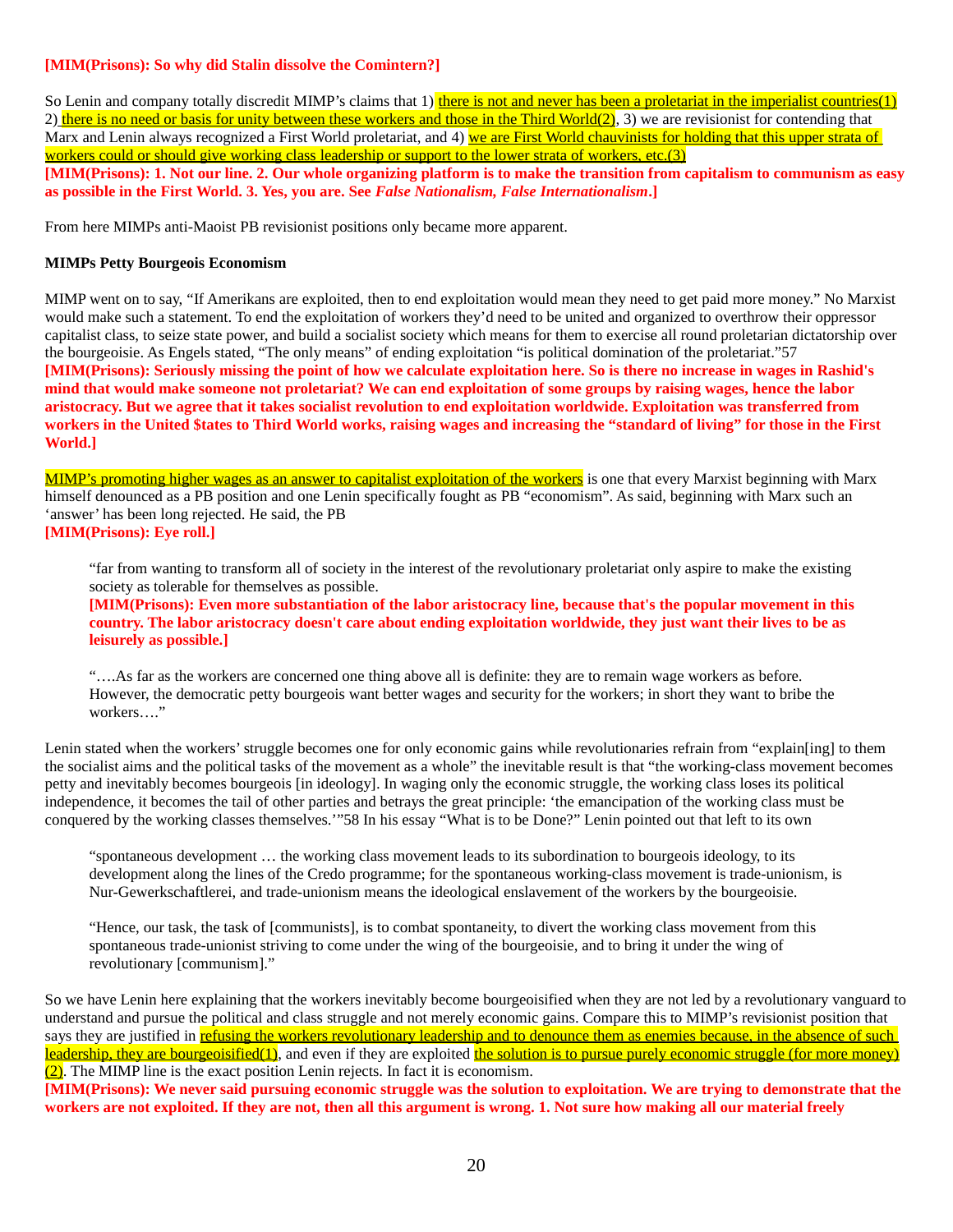**[MIM(Prisons): So why did Stalin dissolve the Comintern?]**

So Lenin and company totally discredit MIMP's claims that 1) there is not and never has been a proletariat in the imperialist countries(1) 2) there is no need or basis for unity between these workers and those in the Third World(2), 3) we are revisionist for contending that Marx and Lenin always recognized a First World proletariat, and 4) we are First World chauvinists for holding that this upper strata of workers could or should give working class leadership or support to the lower strata of workers, etc.(3)
**[MIM(Prisons): 1. Not our line. 2. Our whole organizing platform is to make the transition from capitalism to communism as easy as possible in the First World. 3. Yes, you are. See *False Nationalism, False Internationalism*.]**

From here MIMPs anti-Maoist PB revisionist positions only became more apparent.

**MIMPs Petty Bourgeois Economism**

MIMP went on to say, "If Amerikans are exploited, then to end exploitation would mean they need to get paid more money." No Marxist would make such a statement. To end the exploitation of workers they'd need to be united and organized to overthrow their oppressor capitalist class, to seize state power, and build a socialist society which means for them to exercise all round proletarian dictatorship over the bourgeoisie. As Engels stated, "The only means" of ending exploitation "is political domination of the proletariat."57
**[MIM(Prisons): Seriously missing the point of how we calculate exploitation here. So is there no increase in wages in Rashid's mind that would make someone not proletariat? We can end exploitation of some groups by raising wages, hence the labor aristocracy. But we agree that it takes socialist revolution to end exploitation worldwide. Exploitation was transferred from workers in the United $tates to Third World works, raising wages and increasing the "standard of living" for those in the First World.]**

MIMP's promoting higher wages as an answer to capitalist exploitation of the workers is one that every Marxist beginning with Marx himself denounced as a PB position and one Lenin specifically fought as PB "economism". As said, beginning with Marx such an 'answer' has been long rejected. He said, the PB
**[MIM(Prisons): Eye roll.]**

> "far from wanting to transform all of society in the interest of the revolutionary proletariat only aspire to make the existing society as tolerable for themselves as possible.
> **[MIM(Prisons): Even more substantiation of the labor aristocracy line, because that's the popular movement in this country. The labor aristocracy doesn't care about ending exploitation worldwide, they just want their lives to be as leisurely as possible.]**
>
> "….As far as the workers are concerned one thing above all is definite: they are to remain wage workers as before. However, the democratic petty bourgeois want better wages and security for the workers; in short they want to bribe the workers…."

Lenin stated when the workers' struggle becomes one for only economic gains while revolutionaries refrain from "explain[ing] to them the socialist aims and the political tasks of the movement as a whole" the inevitable result is that "the working-class movement becomes petty and inevitably becomes bourgeois [in ideology]. In waging only the economic struggle, the working class loses its political independence, it becomes the tail of other parties and betrays the great principle: 'the emancipation of the working class must be conquered by the working classes themselves.'"58 In his essay "What is to be Done?" Lenin pointed out that left to its own

> "spontaneous development … the working class movement leads to its subordination to bourgeois ideology, to its development along the lines of the Credo programme; for the spontaneous working-class movement is trade-unionism, is Nur-Gewerkschaftlerei, and trade-unionism means the ideological enslavement of the workers by the bourgeoisie.
>
> "Hence, our task, the task of [communists], is to combat spontaneity, to divert the working class movement from this spontaneous trade-unionist striving to come under the wing of the bourgeoisie, and to bring it under the wing of revolutionary [communism]."

So we have Lenin here explaining that the workers inevitably become bourgeoisified when they are not led by a revolutionary vanguard to understand and pursue the political and class struggle and not merely economic gains. Compare this to MIMP's revisionist position that says they are justified in refusing the workers revolutionary leadership and to denounce them as enemies because, in the absence of such leadership, they are bourgeoisified(1), and even if they are exploited the solution is to pursue purely economic struggle (for more money)(2). The MIMP line is the exact position Lenin rejects. In fact it is economism.
**[MIM(Prisons): We never said pursuing economic struggle was the solution to exploitation. We are trying to demonstrate that the workers are not exploited. If they are not, then all this argument is wrong. 1. Not sure how making all our material freely**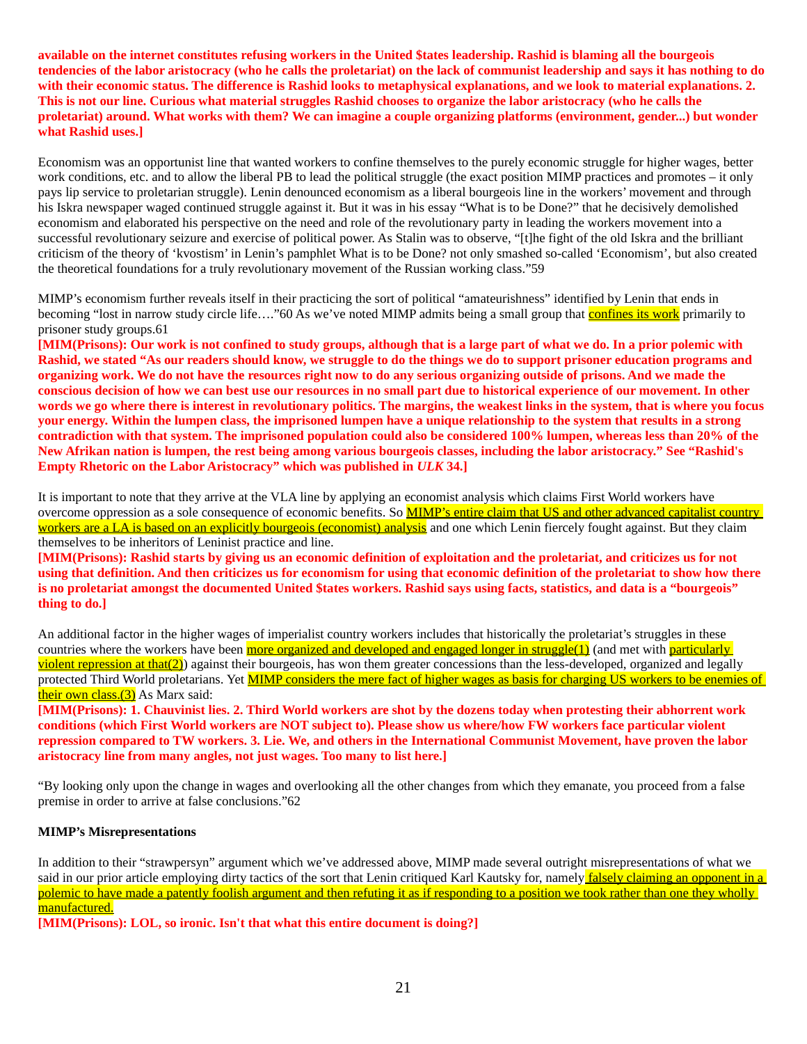**available on the internet constitutes refusing workers in the United $tates leadership. Rashid is blaming all the bourgeois tendencies of the labor aristocracy (who he calls the proletariat) on the lack of communist leadership and says it has nothing to do with their economic status. The difference is Rashid looks to metaphysical explanations, and we look to material explanations. 2. This is not our line. Curious what material struggles Rashid chooses to organize the labor aristocracy (who he calls the proletariat) around. What works with them? We can imagine a couple organizing platforms (environment, gender...) but wonder what Rashid uses.]**

Economism was an opportunist line that wanted workers to confine themselves to the purely economic struggle for higher wages, better work conditions, etc. and to allow the liberal PB to lead the political struggle (the exact position MIMP practices and promotes – it only pays lip service to proletarian struggle). Lenin denounced economism as a liberal bourgeois line in the workers' movement and through his Iskra newspaper waged continued struggle against it. But it was in his essay "What is to be Done?" that he decisively demolished economism and elaborated his perspective on the need and role of the revolutionary party in leading the workers movement into a successful revolutionary seizure and exercise of political power. As Stalin was to observe, "[t]he fight of the old Iskra and the brilliant criticism of the theory of 'kvostism' in Lenin's pamphlet What is to be Done? not only smashed so-called 'Economism', but also created the theoretical foundations for a truly revolutionary movement of the Russian working class."59

MIMP's economism further reveals itself in their practicing the sort of political "amateurishness" identified by Lenin that ends in becoming "lost in narrow study circle life…."60 As we've noted MIMP admits being a small group that confines its work primarily to prisoner study groups.61
**[MIM(Prisons): Our work is not confined to study groups, although that is a large part of what we do. In a prior polemic with Rashid, we stated "As our readers should know, we struggle to do the things we do to support prisoner education programs and organizing work. We do not have the resources right now to do any serious organizing outside of prisons. And we made the conscious decision of how we can best use our resources in no small part due to historical experience of our movement. In other words we go where there is interest in revolutionary politics. The margins, the weakest links in the system, that is where you focus your energy. Within the lumpen class, the imprisoned lumpen have a unique relationship to the system that results in a strong contradiction with that system. The imprisoned population could also be considered 100% lumpen, whereas less than 20% of the New Afrikan nation is lumpen, the rest being among various bourgeois classes, including the labor aristocracy." See "Rashid's Empty Rhetoric on the Labor Aristocracy" which was published in *ULK* 34.]**

It is important to note that they arrive at the VLA line by applying an economist analysis which claims First World workers have overcome oppression as a sole consequence of economic benefits. So MIMP's entire claim that US and other advanced capitalist country workers are a LA is based on an explicitly bourgeois (economist) analysis and one which Lenin fiercely fought against. But they claim themselves to be inheritors of Leninist practice and line.
**[MIM(Prisons): Rashid starts by giving us an economic definition of exploitation and the proletariat, and criticizes us for not using that definition. And then criticizes us for economism for using that economic definition of the proletariat to show how there is no proletariat amongst the documented United $tates workers. Rashid says using facts, statistics, and data is a "bourgeois" thing to do.]**

An additional factor in the higher wages of imperialist country workers includes that historically the proletariat's struggles in these countries where the workers have been more organized and developed and engaged longer in struggle(1) (and met with particularly violent repression at that(2)) against their bourgeois, has won them greater concessions than the less-developed, organized and legally protected Third World proletarians. Yet MIMP considers the mere fact of higher wages as basis for charging US workers to be enemies of their own class.(3) As Marx said:
**[MIM(Prisons): 1. Chauvinist lies. 2. Third World workers are shot by the dozens today when protesting their abhorrent work conditions (which First World workers are NOT subject to). Please show us where/how FW workers face particular violent repression compared to TW workers. 3. Lie. We, and others in the International Communist Movement, have proven the labor aristocracy line from many angles, not just wages. Too many to list here.]**

"By looking only upon the change in wages and overlooking all the other changes from which they emanate, you proceed from a false premise in order to arrive at false conclusions."62

**MIMP's Misrepresentations**

In addition to their "strawpersyn" argument which we've addressed above, MIMP made several outright misrepresentations of what we said in our prior article employing dirty tactics of the sort that Lenin critiqued Karl Kautsky for, namely falsely claiming an opponent in a polemic to have made a patently foolish argument and then refuting it as if responding to a position we took rather than one they wholly manufactured.
**[MIM(Prisons): LOL, so ironic. Isn't that what this entire document is doing?]**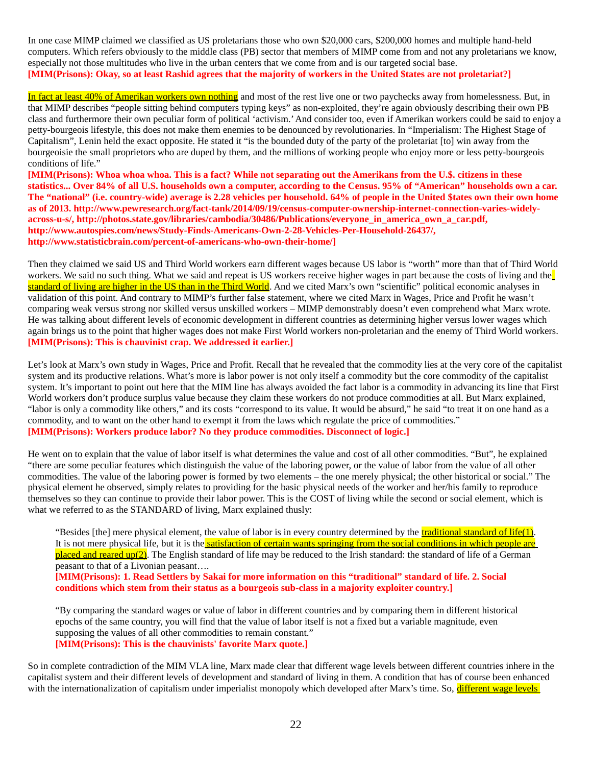In one case MIMP claimed we classified as US proletarians those who own $20,000 cars, $200,000 homes and multiple hand-held computers. Which refers obviously to the middle class (PB) sector that members of MIMP come from and not any proletarians we know, especially not those multitudes who live in the urban centers that we come from and is our targeted social base.
**[MIM(Prisons): Okay, so at least Rashid agrees that the majority of workers in the United $tates are not proletariat?]**

In fact at least 40% of Amerikan workers own nothing and most of the rest live one or two paychecks away from homelessness. But, in that MIMP describes "people sitting behind computers typing keys" as non-exploited, they're again obviously describing their own PB class and furthermore their own peculiar form of political 'activism.' And consider too, even if Amerikan workers could be said to enjoy a petty-bourgeois lifestyle, this does not make them enemies to be denounced by revolutionaries. In "Imperialism: The Highest Stage of Capitalism", Lenin held the exact opposite. He stated it "is the bounded duty of the party of the proletariat [to] win away from the bourgeoisie the small proprietors who are duped by them, and the millions of working people who enjoy more or less petty-bourgeois conditions of life."
**[MIM(Prisons): Whoa whoa whoa. This is a fact? While not separating out the Amerikans from the U.$. citizens in these statistics... Over 84% of all U.S. households own a computer, according to the Census. 95% of "American" households own a car. The "national" (i.e. country-wide) average is 2.28 vehicles per household. 64% of people in the United $tates own their own home as of 2013. http://www.pewresearch.org/fact-tank/2014/09/19/census-computer-ownership-internet-connection-varies-widely-across-u-s/, http://photos.state.gov/libraries/cambodia/30486/Publications/everyone_in_america_own_a_car.pdf, http://www.autospies.com/news/Study-Finds-Americans-Own-2-28-Vehicles-Per-Household-26437/, http://www.statisticbrain.com/percent-of-americans-who-own-their-home/]**

Then they claimed we said US and Third World workers earn different wages because US labor is "worth" more than that of Third World workers. We said no such thing. What we said and repeat is US workers receive higher wages in part because the costs of living and the standard of living are higher in the US than in the Third World. And we cited Marx's own "scientific" political economic analyses in validation of this point. And contrary to MIMP's further false statement, where we cited Marx in Wages, Price and Profit he wasn't comparing weak versus strong nor skilled versus unskilled workers – MIMP demonstrably doesn't even comprehend what Marx wrote. He was talking about different levels of economic development in different countries as determining higher versus lower wages which again brings us to the point that higher wages does not make First World workers non-proletarian and the enemy of Third World workers.
**[MIM(Prisons): This is chauvinist crap. We addressed it earlier.]**

Let's look at Marx's own study in Wages, Price and Profit. Recall that he revealed that the commodity lies at the very core of the capitalist system and its productive relations. What's more is labor power is not only itself a commodity but the core commodity of the capitalist system. It's important to point out here that the MIM line has always avoided the fact labor is a commodity in advancing its line that First World workers don't produce surplus value because they claim these workers do not produce commodities at all. But Marx explained, "labor is only a commodity like others," and its costs "correspond to its value. It would be absurd," he said "to treat it on one hand as a commodity, and to want on the other hand to exempt it from the laws which regulate the price of commodities."
**[MIM(Prisons): Workers produce labor? No they produce commodities. Disconnect of logic.]**

He went on to explain that the value of labor itself is what determines the value and cost of all other commodities. "But", he explained "there are some peculiar features which distinguish the value of the laboring power, or the value of labor from the value of all other commodities. The value of the laboring power is formed by two elements – the one merely physical; the other historical or social." The physical element he observed, simply relates to providing for the basic physical needs of the worker and her/his family to reproduce themselves so they can continue to provide their labor power. This is the COST of living while the second or social element, which is what we referred to as the STANDARD of living, Marx explained thusly:

> "Besides [the] mere physical element, the value of labor is in every country determined by the traditional standard of life(1). It is not mere physical life, but it is the satisfaction of certain wants springing from the social conditions in which people are placed and reared up(2). The English standard of life may be reduced to the Irish standard: the standard of life of a German peasant to that of a Livonian peasant….
> **[MIM(Prisons): 1. Read Settlers by Sakai for more information on this "traditional" standard of life. 2. Social conditions which stem from their status as a bourgeois sub-class in a majority exploiter country.]**
>
> "By comparing the standard wages or value of labor in different countries and by comparing them in different historical epochs of the same country, you will find that the value of labor itself is not a fixed but a variable magnitude, even supposing the values of all other commodities to remain constant."
> **[MIM(Prisons): This is the chauvinists' favorite Marx quote.]**

So in complete contradiction of the MIM VLA line, Marx made clear that different wage levels between different countries inhere in the capitalist system and their different levels of development and standard of living in them. A condition that has of course been enhanced with the internationalization of capitalism under imperialist monopoly which developed after Marx's time. So, different wage levels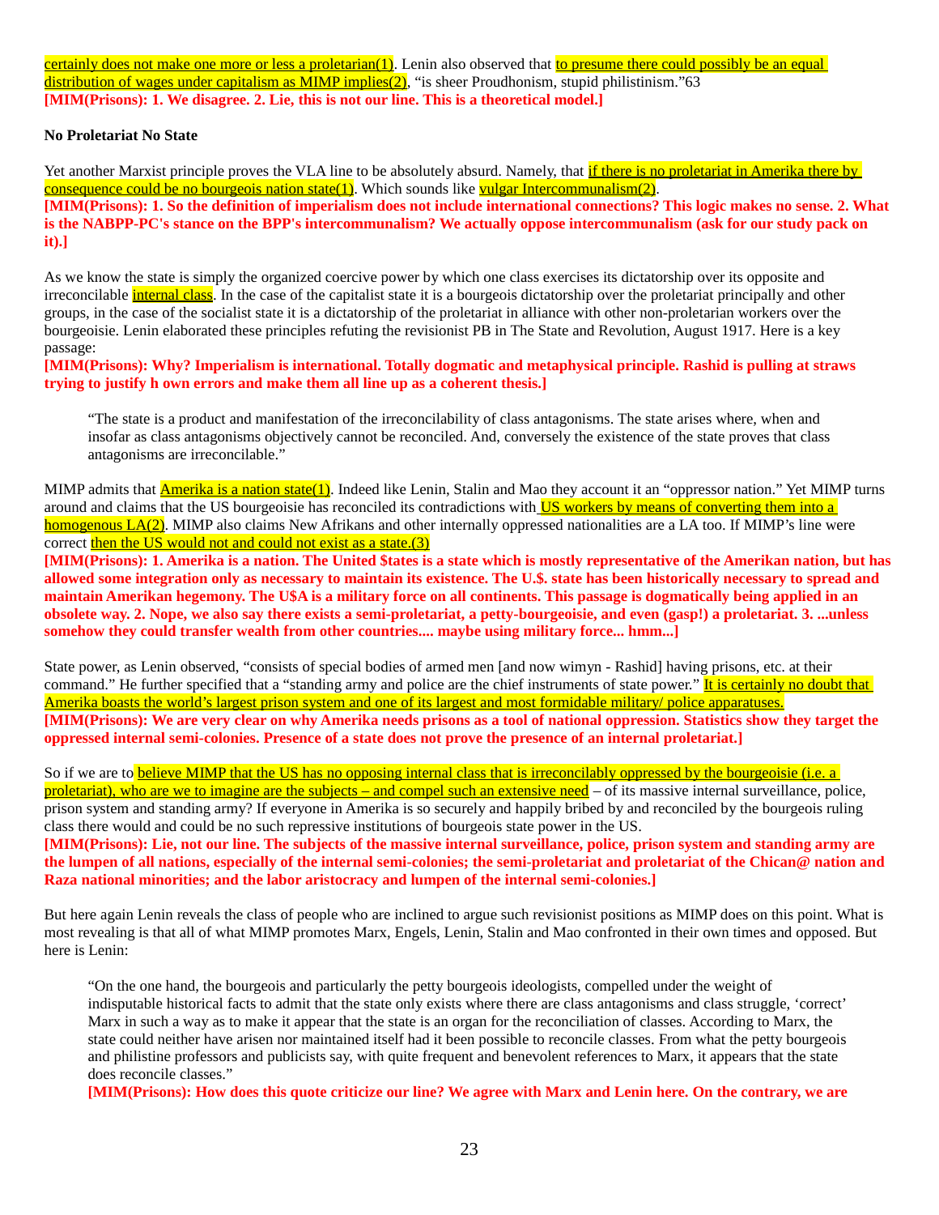certainly does not make one more or less a proletarian(1). Lenin also observed that to presume there could possibly be an equal distribution of wages under capitalism as MIMP implies(2), "is sheer Proudhonism, stupid philistinism."63
**[MIM(Prisons): 1. We disagree. 2. Lie, this is not our line. This is a theoretical model.]**

**No Proletariat No State**

Yet another Marxist principle proves the VLA line to be absolutely absurd. Namely, that if there is no proletariat in Amerika there by consequence could be no bourgeois nation state(1). Which sounds like vulgar Intercommunalism(2).
**[MIM(Prisons): 1. So the definition of imperialism does not include international connections? This logic makes no sense. 2. What is the NABPP-PC's stance on the BPP's intercommunalism? We actually oppose intercommunalism (ask for our study pack on it).]**

As we know the state is simply the organized coercive power by which one class exercises its dictatorship over its opposite and irreconcilable internal class. In the case of the capitalist state it is a bourgeois dictatorship over the proletariat principally and other groups, in the case of the socialist state it is a dictatorship of the proletariat in alliance with other non-proletarian workers over the bourgeoisie. Lenin elaborated these principles refuting the revisionist PB in The State and Revolution, August 1917. Here is a key passage:
**[MIM(Prisons): Why? Imperialism is international. Totally dogmatic and metaphysical principle. Rashid is pulling at straws trying to justify h own errors and make them all line up as a coherent thesis.]**

> "The state is a product and manifestation of the irreconcilability of class antagonisms. The state arises where, when and insofar as class antagonisms objectively cannot be reconciled. And, conversely the existence of the state proves that class antagonisms are irreconcilable."

MIMP admits that Amerika is a nation state(1). Indeed like Lenin, Stalin and Mao they account it an "oppressor nation." Yet MIMP turns around and claims that the US bourgeoisie has reconciled its contradictions with US workers by means of converting them into a homogenous LA(2). MIMP also claims New Afrikans and other internally oppressed nationalities are a LA too. If MIMP's line were correct then the US would not and could not exist as a state.(3)
**[MIM(Prisons): 1. Amerika is a nation. The United $tates is a state which is mostly representative of the Amerikan nation, but has allowed some integration only as necessary to maintain its existence. The U.$. state has been historically necessary to spread and maintain Amerikan hegemony. The U$A is a military force on all continents. This passage is dogmatically being applied in an obsolete way. 2. Nope, we also say there exists a semi-proletariat, a petty-bourgeoisie, and even (gasp!) a proletariat. 3. ...unless somehow they could transfer wealth from other countries.... maybe using military force... hmm...]**

State power, as Lenin observed, "consists of special bodies of armed men [and now wimyn - Rashid] having prisons, etc. at their command." He further specified that a "standing army and police are the chief instruments of state power." It is certainly no doubt that Amerika boasts the world's largest prison system and one of its largest and most formidable military/ police apparatuses.
**[MIM(Prisons): We are very clear on why Amerika needs prisons as a tool of national oppression. Statistics show they target the oppressed internal semi-colonies. Presence of a state does not prove the presence of an internal proletariat.]**

So if we are to believe MIMP that the US has no opposing internal class that is irreconcilably oppressed by the bourgeoisie (i.e. a proletariat), who are we to imagine are the subjects – and compel such an extensive need – of its massive internal surveillance, police, prison system and standing army? If everyone in Amerika is so securely and happily bribed by and reconciled by the bourgeois ruling class there would and could be no such repressive institutions of bourgeois state power in the US.
**[MIM(Prisons): Lie, not our line. The subjects of the massive internal surveillance, police, prison system and standing army are the lumpen of all nations, especially of the internal semi-colonies; the semi-proletariat and proletariat of the Chican@ nation and Raza national minorities; and the labor aristocracy and lumpen of the internal semi-colonies.]**

But here again Lenin reveals the class of people who are inclined to argue such revisionist positions as MIMP does on this point. What is most revealing is that all of what MIMP promotes Marx, Engels, Lenin, Stalin and Mao confronted in their own times and opposed. But here is Lenin:

> "On the one hand, the bourgeois and particularly the petty bourgeois ideologists, compelled under the weight of indisputable historical facts to admit that the state only exists where there are class antagonisms and class struggle, 'correct' Marx in such a way as to make it appear that the state is an organ for the reconciliation of classes. According to Marx, the state could neither have arisen nor maintained itself had it been possible to reconcile classes. From what the petty bourgeois and philistine professors and publicists say, with quite frequent and benevolent references to Marx, it appears that the state does reconcile classes."
>
> **[MIM(Prisons): How does this quote criticize our line? We agree with Marx and Lenin here. On the contrary, we are**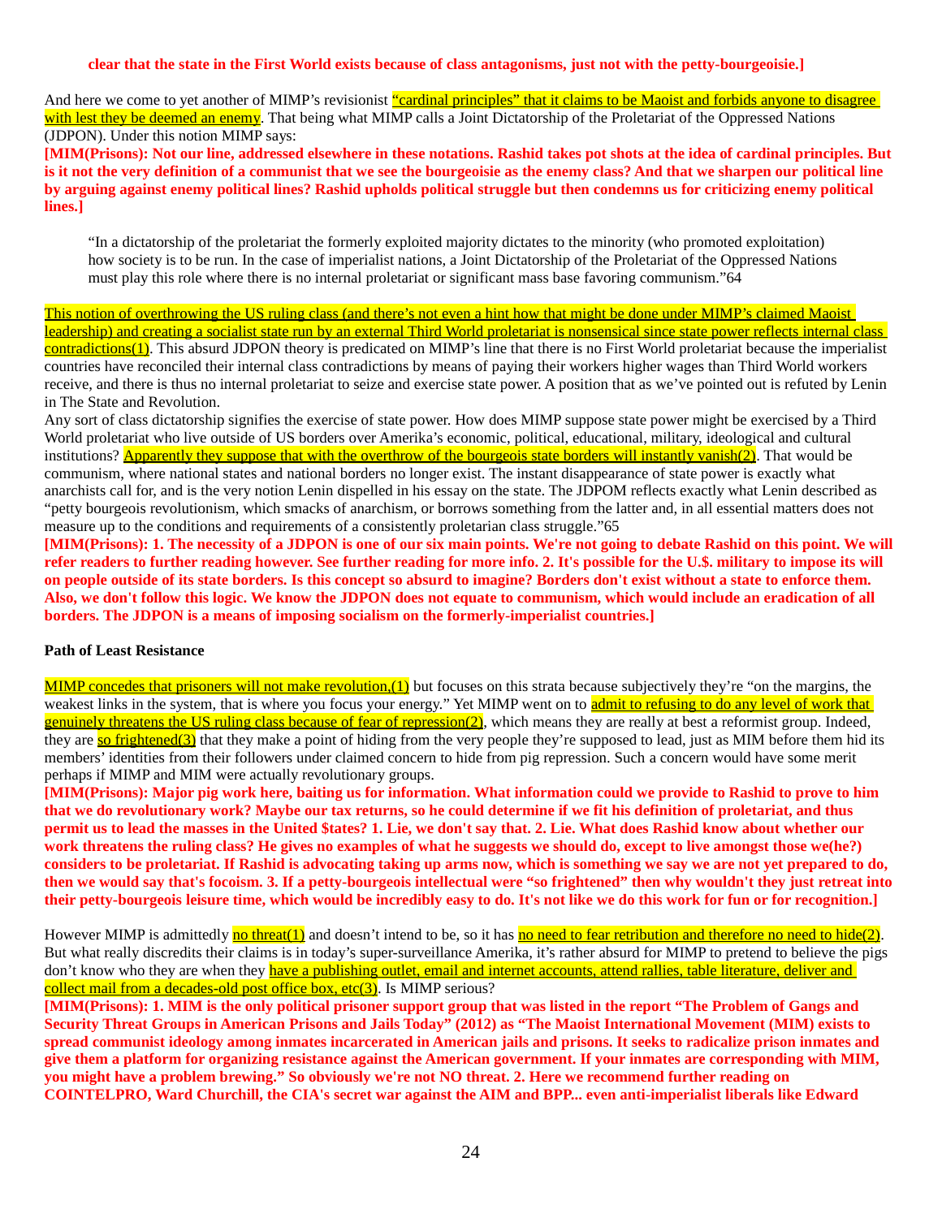**clear that the state in the First World exists because of class antagonisms, just not with the petty-bourgeoisie.]**

And here we come to yet another of MIMP's revisionist "cardinal principles" that it claims to be Maoist and forbids anyone to disagree with lest they be deemed an enemy. That being what MIMP calls a Joint Dictatorship of the Proletariat of the Oppressed Nations (JDPON). Under this notion MIMP says:

**[MIM(Prisons): Not our line, addressed elsewhere in these notations. Rashid takes pot shots at the idea of cardinal principles. But is it not the very definition of a communist that we see the bourgeoisie as the enemy class? And that we sharpen our political line by arguing against enemy political lines? Rashid upholds political struggle but then condemns us for criticizing enemy political lines.]**

> "In a dictatorship of the proletariat the formerly exploited majority dictates to the minority (who promoted exploitation) how society is to be run. In the case of imperialist nations, a Joint Dictatorship of the Proletariat of the Oppressed Nations must play this role where there is no internal proletariat or significant mass base favoring communism."64

This notion of overthrowing the US ruling class (and there's not even a hint how that might be done under MIMP's claimed Maoist leadership) and creating a socialist state run by an external Third World proletariat is nonsensical since state power reflects internal class contradictions(1). This absurd JDPON theory is predicated on MIMP's line that there is no First World proletariat because the imperialist countries have reconciled their internal class contradictions by means of paying their workers higher wages than Third World workers receive, and there is thus no internal proletariat to seize and exercise state power. A position that as we've pointed out is refuted by Lenin in The State and Revolution.

Any sort of class dictatorship signifies the exercise of state power. How does MIMP suppose state power might be exercised by a Third World proletariat who live outside of US borders over Amerika's economic, political, educational, military, ideological and cultural institutions? Apparently they suppose that with the overthrow of the bourgeois state borders will instantly vanish(2). That would be communism, where national states and national borders no longer exist. The instant disappearance of state power is exactly what anarchists call for, and is the very notion Lenin dispelled in his essay on the state. The JDPOM reflects exactly what Lenin described as "petty bourgeois revolutionism, which smacks of anarchism, or borrows something from the latter and, in all essential matters does not measure up to the conditions and requirements of a consistently proletarian class struggle."65

**[MIM(Prisons): 1. The necessity of a JDPON is one of our six main points. We're not going to debate Rashid on this point. We will refer readers to further reading however. See further reading for more info. 2. It's possible for the U.$. military to impose its will on people outside of its state borders. Is this concept so absurd to imagine? Borders don't exist without a state to enforce them. Also, we don't follow this logic. We know the JDPON does not equate to communism, which would include an eradication of all borders. The JDPON is a means of imposing socialism on the formerly-imperialist countries.]**

**Path of Least Resistance**

MIMP concedes that prisoners will not make revolution,(1) but focuses on this strata because subjectively they're "on the margins, the weakest links in the system, that is where you focus your energy." Yet MIMP went on to admit to refusing to do any level of work that genuinely threatens the US ruling class because of fear of repression(2), which means they are really at best a reformist group. Indeed, they are so frightened(3) that they make a point of hiding from the very people they're supposed to lead, just as MIM before them hid its members' identities from their followers under claimed concern to hide from pig repression. Such a concern would have some merit perhaps if MIMP and MIM were actually revolutionary groups.

**[MIM(Prisons): Major pig work here, baiting us for information. What information could we provide to Rashid to prove to him that we do revolutionary work? Maybe our tax returns, so he could determine if we fit his definition of proletariat, and thus permit us to lead the masses in the United $tates? 1. Lie, we don't say that. 2. Lie. What does Rashid know about whether our work threatens the ruling class? He gives no examples of what he suggests we should do, except to live amongst those we(he?) considers to be proletariat. If Rashid is advocating taking up arms now, which is something we say we are not yet prepared to do, then we would say that's focoism. 3. If a petty-bourgeois intellectual were "so frightened" then why wouldn't they just retreat into their petty-bourgeois leisure time, which would be incredibly easy to do. It's not like we do this work for fun or for recognition.]**

However MIMP is admittedly no threat(1) and doesn't intend to be, so it has no need to fear retribution and therefore no need to hide(2). But what really discredits their claims is in today's super-surveillance Amerika, it's rather absurd for MIMP to pretend to believe the pigs don't know who they are when they have a publishing outlet, email and internet accounts, attend rallies, table literature, deliver and collect mail from a decades-old post office box, etc(3). Is MIMP serious?

**[MIM(Prisons): 1. MIM is the only political prisoner support group that was listed in the report "The Problem of Gangs and Security Threat Groups in American Prisons and Jails Today" (2012) as "The Maoist International Movement (MIM) exists to spread communist ideology among inmates incarcerated in American jails and prisons. It seeks to radicalize prison inmates and give them a platform for organizing resistance against the American government. If your inmates are corresponding with MIM, you might have a problem brewing." So obviously we're not NO threat. 2. Here we recommend further reading on COINTELPRO, Ward Churchill, the CIA's secret war against the AIM and BPP... even anti-imperialist liberals like Edward**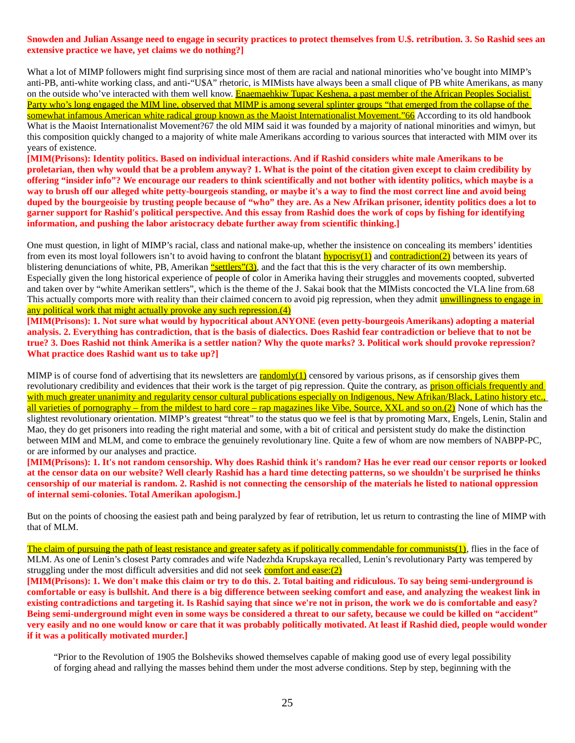**Snowden and Julian Assange need to engage in security practices to protect themselves from U.$. retribution. 3. So Rashid sees an extensive practice we have, yet claims we do nothing?]**

What a lot of MIMP followers might find surprising since most of them are racial and national minorities who've bought into MIMP's anti-PB, anti-white working class, and anti-"U$A" rhetoric, is MIMists have always been a small clique of PB white Amerikans, as many on the outside who've interacted with them well know. Enaemaehkiw Tupac Keshena, a past member of the African Peoples Socialist Party who's long engaged the MIM line, observed that MIMP is among several splinter groups "that emerged from the collapse of the somewhat infamous American white radical group known as the Maoist Internationalist Movement."66 According to its old handbook What is the Maoist Internationalist Movement?67 the old MIM said it was founded by a majority of national minorities and wimyn, but this composition quickly changed to a majority of white male Amerikans according to various sources that interacted with MIM over its years of existence.

**[MIM(Prisons): Identity politics. Based on individual interactions. And if Rashid considers white male Amerikans to be proletarian, then why would that be a problem anyway? 1. What is the point of the citation given except to claim credibility by offering "insider info"? We encourage our readers to think scientifically and not bother with identity politics, which maybe is a way to brush off our alleged white petty-bourgeois standing, or maybe it's a way to find the most correct line and avoid being duped by the bourgeoisie by trusting people because of "who" they are. As a New Afrikan prisoner, identity politics does a lot to garner support for Rashid's political perspective. And this essay from Rashid does the work of cops by fishing for identifying information, and pushing the labor aristocracy debate further away from scientific thinking.]**

One must question, in light of MIMP's racial, class and national make-up, whether the insistence on concealing its members' identities from even its most loyal followers isn't to avoid having to confront the blatant hypocrisy(1) and contradiction(2) between its years of blistering denunciations of white, PB, Amerikan "settlers"(3), and the fact that this is the very character of its own membership. Especially given the long historical experience of people of color in Amerika having their struggles and movements coopted, subverted and taken over by "white Amerikan settlers", which is the theme of the J. Sakai book that the MIMists concocted the VLA line from.68 This actually comports more with reality than their claimed concern to avoid pig repression, when they admit unwillingness to engage in any political work that might actually provoke any such repression.(4)

**[MIM(Prisons): 1. Not sure what would by hypocritical about ANYONE (even petty-bourgeois Amerikans) adopting a material analysis. 2. Everything has contradiction, that is the basis of dialectics. Does Rashid fear contradiction or believe that to not be true? 3. Does Rashid not think Amerika is a settler nation? Why the quote marks? 3. Political work should provoke repression? What practice does Rashid want us to take up?]**

MIMP is of course fond of advertising that its newsletters are randomly(1) censored by various prisons, as if censorship gives them revolutionary credibility and evidences that their work is the target of pig repression. Quite the contrary, as prison officials frequently and with much greater unanimity and regularity censor cultural publications especially on Indigenous, New Afrikan/Black, Latino history etc., all varieties of pornography – from the mildest to hard core – rap magazines like Vibe, Source, XXL and so on.(2) None of which has the slightest revolutionary orientation. MIMP's greatest "threat" to the status quo we feel is that by promoting Marx, Engels, Lenin, Stalin and Mao, they do get prisoners into reading the right material and some, with a bit of critical and persistent study do make the distinction between MIM and MLM, and come to embrace the genuinely revolutionary line. Quite a few of whom are now members of NABPP-PC, or are informed by our analyses and practice.

**[MIM(Prisons): 1. It's not random censorship. Why does Rashid think it's random? Has he ever read our censor reports or looked at the censor data on our website? Well clearly Rashid has a hard time detecting patterns, so we shouldn't be surprised he thinks censorship of our material is random. 2. Rashid is not connecting the censorship of the materials he listed to national oppression of internal semi-colonies. Total Amerikan apologism.]**

But on the points of choosing the easiest path and being paralyzed by fear of retribution, let us return to contrasting the line of MIMP with that of MLM.

The claim of pursuing the path of least resistance and greater safety as if politically commendable for communists(1), flies in the face of MLM. As one of Lenin's closest Party comrades and wife Nadezhda Krupskaya recalled, Lenin's revolutionary Party was tempered by struggling under the most difficult adversities and did not seek comfort and ease:(2)

**[MIM(Prisons): 1. We don't make this claim or try to do this. 2. Total baiting and ridiculous. To say being semi-underground is comfortable or easy is bullshit. And there is a big difference between seeking comfort and ease, and analyzing the weakest link in existing contradictions and targeting it. Is Rashid saying that since we're not in prison, the work we do is comfortable and easy? Being semi-underground might even in some ways be considered a threat to our safety, because we could be killed on "accident" very easily and no one would know or care that it was probably politically motivated. At least if Rashid died, people would wonder if it was a politically motivated murder.]**

> "Prior to the Revolution of 1905 the Bolsheviks showed themselves capable of making good use of every legal possibility of forging ahead and rallying the masses behind them under the most adverse conditions. Step by step, beginning with the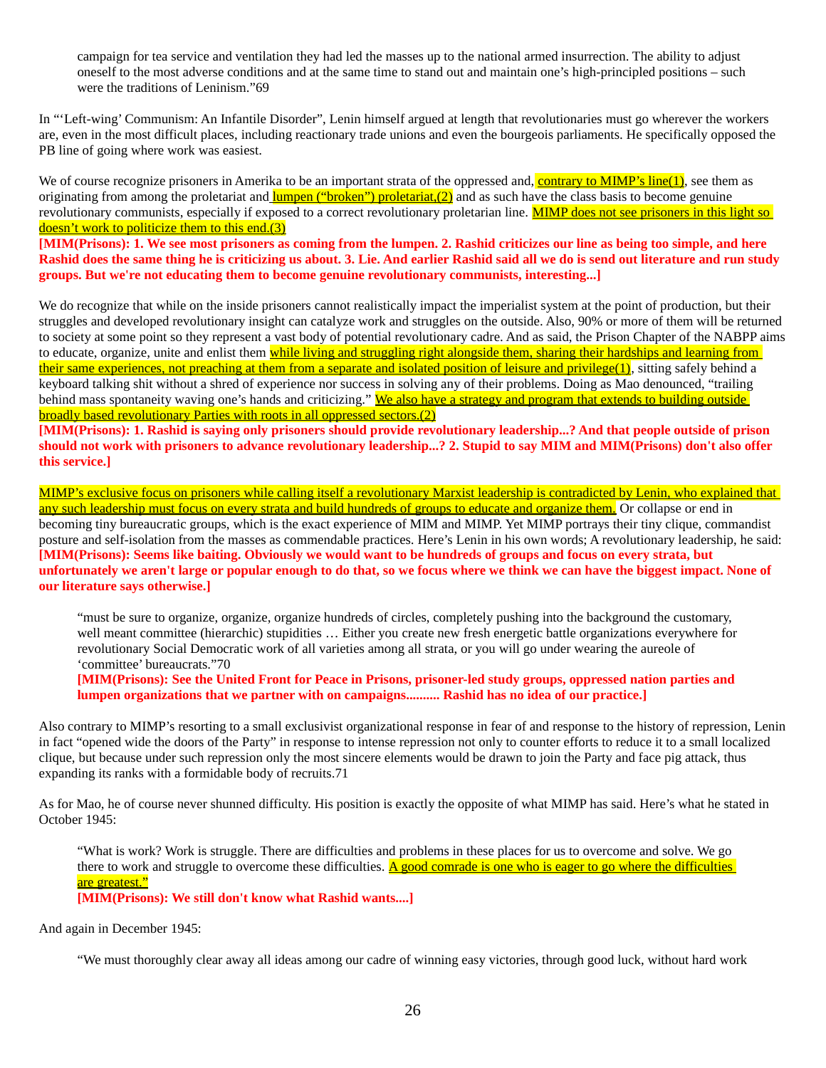> campaign for tea service and ventilation they had led the masses up to the national armed insurrection. The ability to adjust oneself to the most adverse conditions and at the same time to stand out and maintain one's high-principled positions – such were the traditions of Leninism."69

In "'Left-wing' Communism: An Infantile Disorder", Lenin himself argued at length that revolutionaries must go wherever the workers are, even in the most difficult places, including reactionary trade unions and even the bourgeois parliaments. He specifically opposed the PB line of going where work was easiest.

We of course recognize prisoners in Amerika to be an important strata of the oppressed and, contrary to MIMP's line(1), see them as originating from among the proletariat and lumpen ("broken") proletariat,(2) and as such have the class basis to become genuine revolutionary communists, especially if exposed to a correct revolutionary proletarian line. MIMP does not see prisoners in this light so doesn't work to politicize them to this end.(3)

**[MIM(Prisons): 1. We see most prisoners as coming from the lumpen. 2. Rashid criticizes our line as being too simple, and here Rashid does the same thing he is criticizing us about. 3. Lie. And earlier Rashid said all we do is send out literature and run study groups. But we're not educating them to become genuine revolutionary communists, interesting...]**

We do recognize that while on the inside prisoners cannot realistically impact the imperialist system at the point of production, but their struggles and developed revolutionary insight can catalyze work and struggles on the outside. Also, 90% or more of them will be returned to society at some point so they represent a vast body of potential revolutionary cadre. And as said, the Prison Chapter of the NABPP aims to educate, organize, unite and enlist them while living and struggling right alongside them, sharing their hardships and learning from their same experiences, not preaching at them from a separate and isolated position of leisure and privilege(1), sitting safely behind a keyboard talking shit without a shred of experience nor success in solving any of their problems. Doing as Mao denounced, "trailing behind mass spontaneity waving one's hands and criticizing." We also have a strategy and program that extends to building outside broadly based revolutionary Parties with roots in all oppressed sectors.(2)

**[MIM(Prisons): 1. Rashid is saying only prisoners should provide revolutionary leadership...? And that people outside of prison should not work with prisoners to advance revolutionary leadership...? 2. Stupid to say MIM and MIM(Prisons) don't also offer this service.]**

MIMP's exclusive focus on prisoners while calling itself a revolutionary Marxist leadership is contradicted by Lenin, who explained that any such leadership must focus on every strata and build hundreds of groups to educate and organize them. Or collapse or end in becoming tiny bureaucratic groups, which is the exact experience of MIM and MIMP. Yet MIMP portrays their tiny clique, commandist posture and self-isolation from the masses as commendable practices. Here's Lenin in his own words; A revolutionary leadership, he said:

**[MIM(Prisons): Seems like baiting. Obviously we would want to be hundreds of groups and focus on every strata, but unfortunately we aren't large or popular enough to do that, so we focus where we think we can have the biggest impact. None of our literature says otherwise.]**

> "must be sure to organize, organize, organize hundreds of circles, completely pushing into the background the customary, well meant committee (hierarchic) stupidities … Either you create new fresh energetic battle organizations everywhere for revolutionary Social Democratic work of all varieties among all strata, or you will go under wearing the aureole of 'committee' bureaucrats."70
>
> **[MIM(Prisons): See the United Front for Peace in Prisons, prisoner-led study groups, oppressed nation parties and lumpen organizations that we partner with on campaigns.......... Rashid has no idea of our practice.]**

Also contrary to MIMP's resorting to a small exclusivist organizational response in fear of and response to the history of repression, Lenin in fact "opened wide the doors of the Party" in response to intense repression not only to counter efforts to reduce it to a small localized clique, but because under such repression only the most sincere elements would be drawn to join the Party and face pig attack, thus expanding its ranks with a formidable body of recruits.71

As for Mao, he of course never shunned difficulty. His position is exactly the opposite of what MIMP has said. Here's what he stated in October 1945:

> "What is work? Work is struggle. There are difficulties and problems in these places for us to overcome and solve. We go there to work and struggle to overcome these difficulties. A good comrade is one who is eager to go where the difficulties are greatest."
>
> **[MIM(Prisons): We still don't know what Rashid wants....]**

And again in December 1945:

> "We must thoroughly clear away all ideas among our cadre of winning easy victories, through good luck, without hard work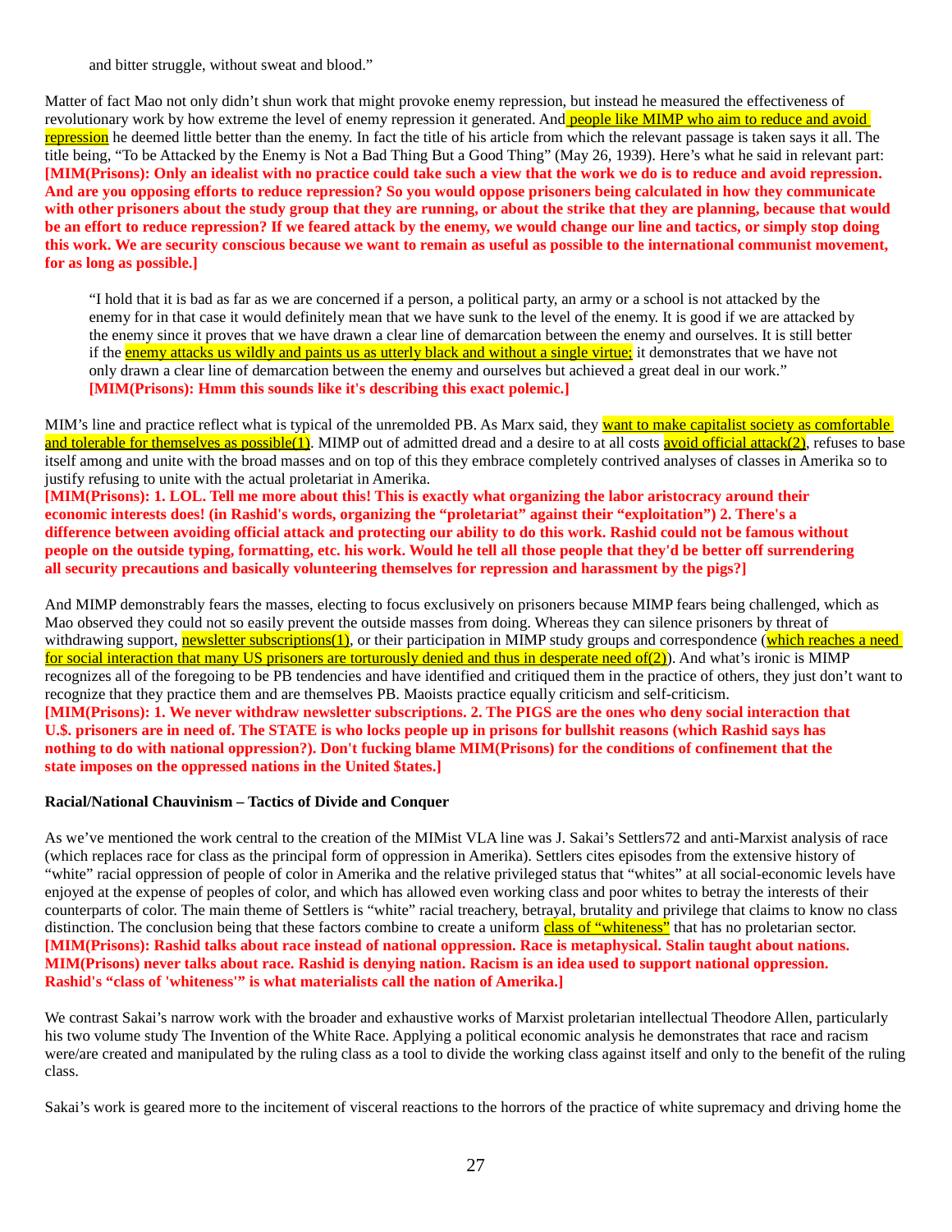and bitter struggle, without sweat and blood."

Matter of fact Mao not only didn't shun work that might provoke enemy repression, but instead he measured the effectiveness of revolutionary work by how extreme the level of enemy repression it generated. And people like MIMP who aim to reduce and avoid repression he deemed little better than the enemy. In fact the title of his article from which the relevant passage is taken says it all. The title being, "To be Attacked by the Enemy is Not a Bad Thing But a Good Thing" (May 26, 1939). Here's what he said in relevant part:
**[MIM(Prisons): Only an idealist with no practice could take such a view that the work we do is to reduce and avoid repression. And are you opposing efforts to reduce repression? So you would oppose prisoners being calculated in how they communicate with other prisoners about the study group that they are running, or about the strike that they are planning, because that would be an effort to reduce repression? If we feared attack by the enemy, we would change our line and tactics, or simply stop doing this work. We are security conscious because we want to remain as useful as possible to the international communist movement, for as long as possible.]**

> "I hold that it is bad as far as we are concerned if a person, a political party, an army or a school is not attacked by the enemy for in that case it would definitely mean that we have sunk to the level of the enemy. It is good if we are attacked by the enemy since it proves that we have drawn a clear line of demarcation between the enemy and ourselves. It is still better if the enemy attacks us wildly and paints us as utterly black and without a single virtue; it demonstrates that we have not only drawn a clear line of demarcation between the enemy and ourselves but achieved a great deal in our work."
> **[MIM(Prisons): Hmm this sounds like it's describing this exact polemic.]**

MIM's line and practice reflect what is typical of the unremolded PB. As Marx said, they want to make capitalist society as comfortable and tolerable for themselves as possible(1). MIMP out of admitted dread and a desire to at all costs avoid official attack(2), refuses to base itself among and unite with the broad masses and on top of this they embrace completely contrived analyses of classes in Amerika so to justify refusing to unite with the actual proletariat in Amerika.
**[MIM(Prisons): 1. LOL. Tell me more about this! This is exactly what organizing the labor aristocracy around their economic interests does! (in Rashid's words, organizing the "proletariat" against their "exploitation") 2. There's a difference between avoiding official attack and protecting our ability to do this work. Rashid could not be famous without people on the outside typing, formatting, etc. his work. Would he tell all those people that they'd be better off surrendering all security precautions and basically volunteering themselves for repression and harassment by the pigs?]**

And MIMP demonstrably fears the masses, electing to focus exclusively on prisoners because MIMP fears being challenged, which as Mao observed they could not so easily prevent the outside masses from doing. Whereas they can silence prisoners by threat of withdrawing support, newsletter subscriptions(1), or their participation in MIMP study groups and correspondence (which reaches a need for social interaction that many US prisoners are torturously denied and thus in desperate need of(2)). And what's ironic is MIMP recognizes all of the foregoing to be PB tendencies and have identified and critiqued them in the practice of others, they just don't want to recognize that they practice them and are themselves PB. Maoists practice equally criticism and self-criticism.
**[MIM(Prisons): 1. We never withdraw newsletter subscriptions. 2. The PIGS are the ones who deny social interaction that U.$. prisoners are in need of. The STATE is who locks people up in prisons for bullshit reasons (which Rashid says has nothing to do with national oppression?). Don't fucking blame MIM(Prisons) for the conditions of confinement that the state imposes on the oppressed nations in the United $tates.]**

**Racial/National Chauvinism – Tactics of Divide and Conquer**

As we've mentioned the work central to the creation of the MIMist VLA line was J. Sakai's Settlers72 and anti-Marxist analysis of race (which replaces race for class as the principal form of oppression in Amerika). Settlers cites episodes from the extensive history of "white" racial oppression of people of color in Amerika and the relative privileged status that "whites" at all social-economic levels have enjoyed at the expense of peoples of color, and which has allowed even working class and poor whites to betray the interests of their counterparts of color. The main theme of Settlers is "white" racial treachery, betrayal, brutality and privilege that claims to know no class distinction. The conclusion being that these factors combine to create a uniform class of "whiteness" that has no proletarian sector.
**[MIM(Prisons): Rashid talks about race instead of national oppression. Race is metaphysical. Stalin taught about nations. MIM(Prisons) never talks about race. Rashid is denying nation. Racism is an idea used to support national oppression. Rashid's "class of 'whiteness'" is what materialists call the nation of Amerika.]**

We contrast Sakai's narrow work with the broader and exhaustive works of Marxist proletarian intellectual Theodore Allen, particularly his two volume study The Invention of the White Race. Applying a political economic analysis he demonstrates that race and racism were/are created and manipulated by the ruling class as a tool to divide the working class against itself and only to the benefit of the ruling class.

Sakai's work is geared more to the incitement of visceral reactions to the horrors of the practice of white supremacy and driving home the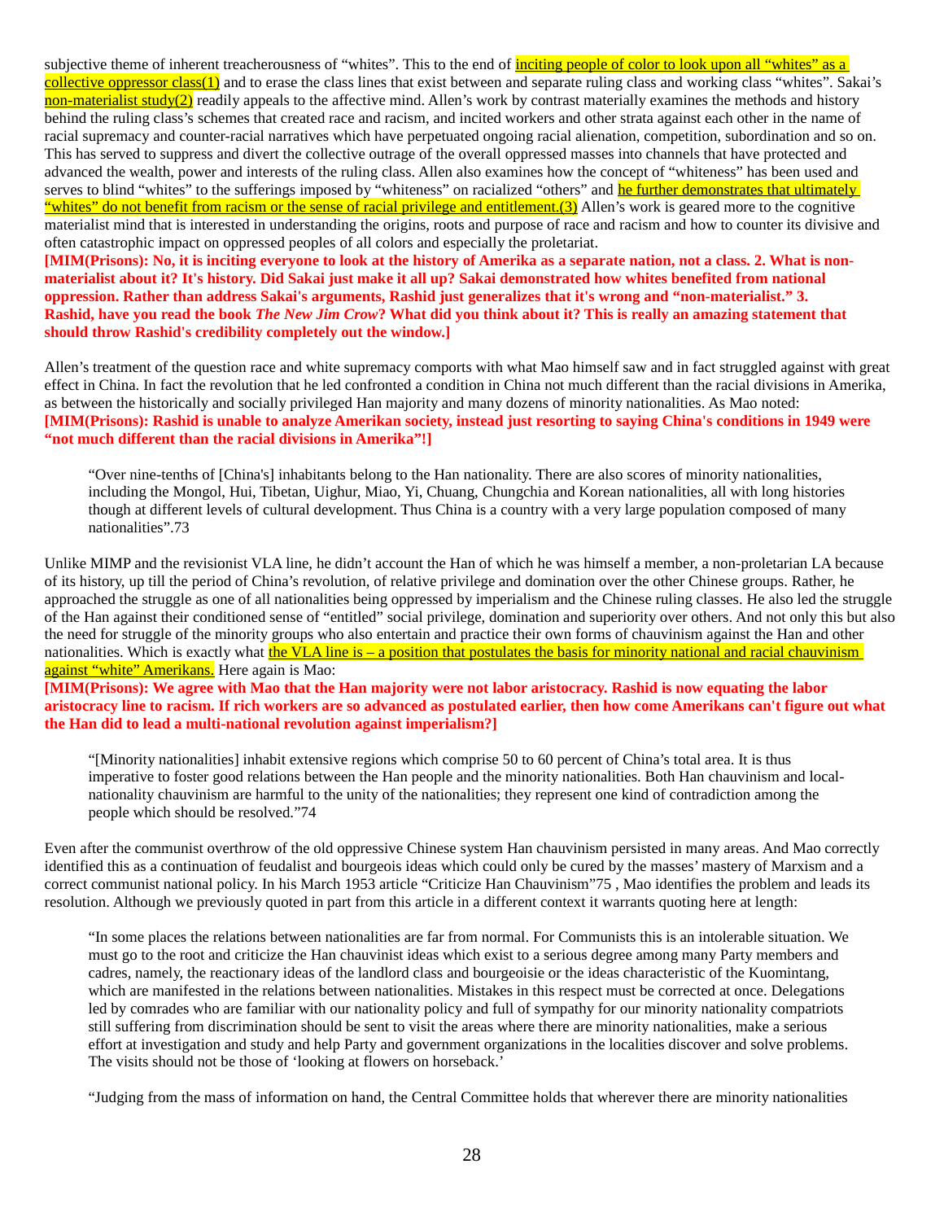subjective theme of inherent treacherousness of "whites". This to the end of inciting people of color to look upon all "whites" as a collective oppressor class(1) and to erase the class lines that exist between and separate ruling class and working class "whites". Sakai's non-materialist study(2) readily appeals to the affective mind. Allen's work by contrast materially examines the methods and history behind the ruling class's schemes that created race and racism, and incited workers and other strata against each other in the name of racial supremacy and counter-racial narratives which have perpetuated ongoing racial alienation, competition, subordination and so on. This has served to suppress and divert the collective outrage of the overall oppressed masses into channels that have protected and advanced the wealth, power and interests of the ruling class. Allen also examines how the concept of "whiteness" has been used and serves to blind "whites" to the sufferings imposed by "whiteness" on racialized "others" and he further demonstrates that ultimately "whites" do not benefit from racism or the sense of racial privilege and entitlement.(3) Allen's work is geared more to the cognitive materialist mind that is interested in understanding the origins, roots and purpose of race and racism and how to counter its divisive and often catastrophic impact on oppressed peoples of all colors and especially the proletariat.

**[MIM(Prisons): No, it is inciting everyone to look at the history of Amerika as a separate nation, not a class. 2. What is non-materialist about it? It's history. Did Sakai just make it all up? Sakai demonstrated how whites benefited from national oppression. Rather than address Sakai's arguments, Rashid just generalizes that it's wrong and "non-materialist." 3. Rashid, have you read the book *The New Jim Crow*? What did you think about it? This is really an amazing statement that should throw Rashid's credibility completely out the window.]**

Allen's treatment of the question race and white supremacy comports with what Mao himself saw and in fact struggled against with great effect in China. In fact the revolution that he led confronted a condition in China not much different than the racial divisions in Amerika, as between the historically and socially privileged Han majority and many dozens of minority nationalities. As Mao noted:

**[MIM(Prisons): Rashid is unable to analyze Amerikan society, instead just resorting to saying China's conditions in 1949 were "not much different than the racial divisions in Amerika"!]**

> "Over nine-tenths of [China's] inhabitants belong to the Han nationality. There are also scores of minority nationalities, including the Mongol, Hui, Tibetan, Uighur, Miao, Yi, Chuang, Chungchia and Korean nationalities, all with long histories though at different levels of cultural development. Thus China is a country with a very large population composed of many nationalities".73

Unlike MIMP and the revisionist VLA line, he didn't account the Han of which he was himself a member, a non-proletarian LA because of its history, up till the period of China's revolution, of relative privilege and domination over the other Chinese groups. Rather, he approached the struggle as one of all nationalities being oppressed by imperialism and the Chinese ruling classes. He also led the struggle of the Han against their conditioned sense of "entitled" social privilege, domination and superiority over others. And not only this but also the need for struggle of the minority groups who also entertain and practice their own forms of chauvinism against the Han and other nationalities. Which is exactly what the VLA line is – a position that postulates the basis for minority national and racial chauvinism against "white" Amerikans. Here again is Mao:

**[MIM(Prisons): We agree with Mao that the Han majority were not labor aristocracy. Rashid is now equating the labor aristocracy line to racism. If rich workers are so advanced as postulated earlier, then how come Amerikans can't figure out what the Han did to lead a multi-national revolution against imperialism?]**

> "[Minority nationalities] inhabit extensive regions which comprise 50 to 60 percent of China's total area. It is thus imperative to foster good relations between the Han people and the minority nationalities. Both Han chauvinism and local-nationality chauvinism are harmful to the unity of the nationalities; they represent one kind of contradiction among the people which should be resolved."74

Even after the communist overthrow of the old oppressive Chinese system Han chauvinism persisted in many areas. And Mao correctly identified this as a continuation of feudalist and bourgeois ideas which could only be cured by the masses' mastery of Marxism and a correct communist national policy. In his March 1953 article "Criticize Han Chauvinism"75 , Mao identifies the problem and leads its resolution. Although we previously quoted in part from this article in a different context it warrants quoting here at length:

> "In some places the relations between nationalities are far from normal. For Communists this is an intolerable situation. We must go to the root and criticize the Han chauvinist ideas which exist to a serious degree among many Party members and cadres, namely, the reactionary ideas of the landlord class and bourgeoisie or the ideas characteristic of the Kuomintang, which are manifested in the relations between nationalities. Mistakes in this respect must be corrected at once. Delegations led by comrades who are familiar with our nationality policy and full of sympathy for our minority nationality compatriots still suffering from discrimination should be sent to visit the areas where there are minority nationalities, make a serious effort at investigation and study and help Party and government organizations in the localities discover and solve problems. The visits should not be those of 'looking at flowers on horseback.'
>
> "Judging from the mass of information on hand, the Central Committee holds that wherever there are minority nationalities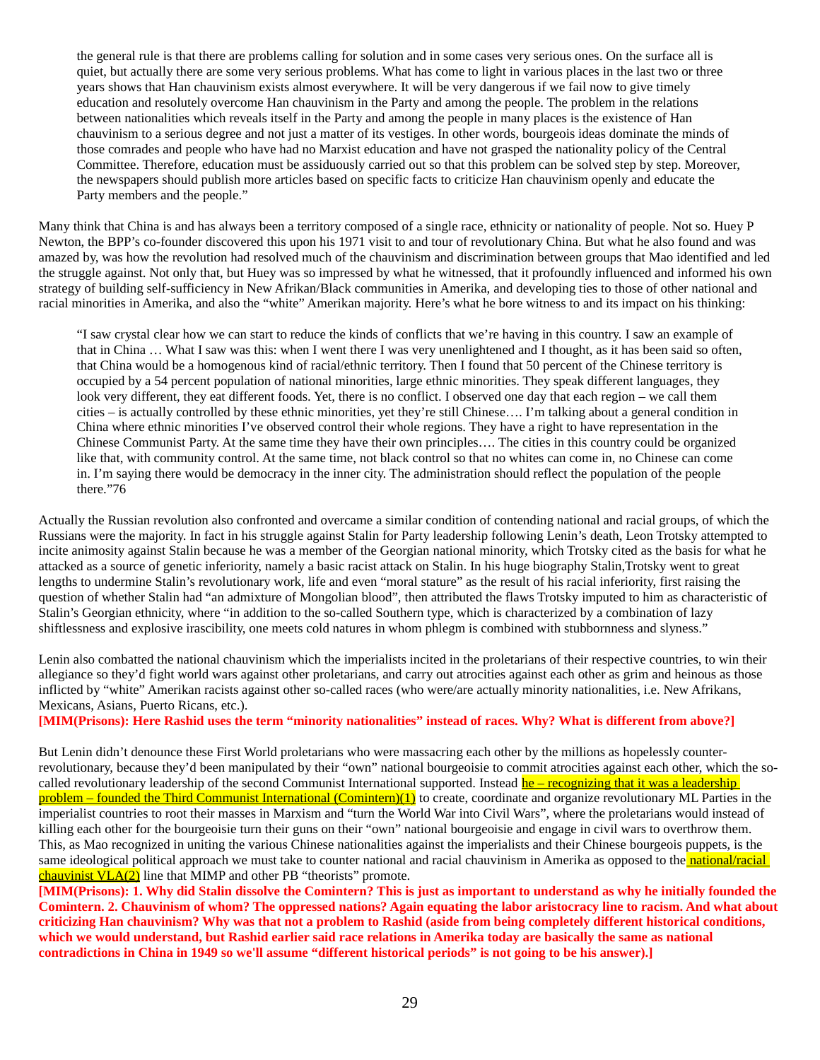> the general rule is that there are problems calling for solution and in some cases very serious ones. On the surface all is quiet, but actually there are some very serious problems. What has come to light in various places in the last two or three years shows that Han chauvinism exists almost everywhere. It will be very dangerous if we fail now to give timely education and resolutely overcome Han chauvinism in the Party and among the people. The problem in the relations between nationalities which reveals itself in the Party and among the people in many places is the existence of Han chauvinism to a serious degree and not just a matter of its vestiges. In other words, bourgeois ideas dominate the minds of those comrades and people who have had no Marxist education and have not grasped the nationality policy of the Central Committee. Therefore, education must be assiduously carried out so that this problem can be solved step by step. Moreover, the newspapers should publish more articles based on specific facts to criticize Han chauvinism openly and educate the Party members and the people."

Many think that China is and has always been a territory composed of a single race, ethnicity or nationality of people. Not so. Huey P Newton, the BPP's co-founder discovered this upon his 1971 visit to and tour of revolutionary China. But what he also found and was amazed by, was how the revolution had resolved much of the chauvinism and discrimination between groups that Mao identified and led the struggle against. Not only that, but Huey was so impressed by what he witnessed, that it profoundly influenced and informed his own strategy of building self-sufficiency in New Afrikan/Black communities in Amerika, and developing ties to those of other national and racial minorities in Amerika, and also the "white" Amerikan majority. Here's what he bore witness to and its impact on his thinking:

> "I saw crystal clear how we can start to reduce the kinds of conflicts that we're having in this country. I saw an example of that in China … What I saw was this: when I went there I was very unenlightened and I thought, as it has been said so often, that China would be a homogenous kind of racial/ethnic territory. Then I found that 50 percent of the Chinese territory is occupied by a 54 percent population of national minorities, large ethnic minorities. They speak different languages, they look very different, they eat different foods. Yet, there is no conflict. I observed one day that each region – we call them cities – is actually controlled by these ethnic minorities, yet they're still Chinese…. I'm talking about a general condition in China where ethnic minorities I've observed control their whole regions. They have a right to have representation in the Chinese Communist Party. At the same time they have their own principles…. The cities in this country could be organized like that, with community control. At the same time, not black control so that no whites can come in, no Chinese can come in. I'm saying there would be democracy in the inner city. The administration should reflect the population of the people there."76

Actually the Russian revolution also confronted and overcame a similar condition of contending national and racial groups, of which the Russians were the majority. In fact in his struggle against Stalin for Party leadership following Lenin's death, Leon Trotsky attempted to incite animosity against Stalin because he was a member of the Georgian national minority, which Trotsky cited as the basis for what he attacked as a source of genetic inferiority, namely a basic racist attack on Stalin. In his huge biography Stalin,Trotsky went to great lengths to undermine Stalin's revolutionary work, life and even "moral stature" as the result of his racial inferiority, first raising the question of whether Stalin had "an admixture of Mongolian blood", then attributed the flaws Trotsky imputed to him as characteristic of Stalin's Georgian ethnicity, where "in addition to the so-called Southern type, which is characterized by a combination of lazy shiftlessness and explosive irascibility, one meets cold natures in whom phlegm is combined with stubbornness and slyness."

Lenin also combatted the national chauvinism which the imperialists incited in the proletarians of their respective countries, to win their allegiance so they'd fight world wars against other proletarians, and carry out atrocities against each other as grim and heinous as those inflicted by "white" Amerikan racists against other so-called races (who were/are actually minority nationalities, i.e. New Afrikans, Mexicans, Asians, Puerto Ricans, etc.).

**[MIM(Prisons): Here Rashid uses the term "minority nationalities" instead of races. Why? What is different from above?]**

But Lenin didn't denounce these First World proletarians who were massacring each other by the millions as hopelessly counter-revolutionary, because they'd been manipulated by their "own" national bourgeoisie to commit atrocities against each other, which the so-called revolutionary leadership of the second Communist International supported. Instead he – recognizing that it was a leadership problem – founded the Third Communist International (Comintern)(1) to create, coordinate and organize revolutionary ML Parties in the imperialist countries to root their masses in Marxism and "turn the World War into Civil Wars", where the proletarians would instead of killing each other for the bourgeoisie turn their guns on their "own" national bourgeoisie and engage in civil wars to overthrow them. This, as Mao recognized in uniting the various Chinese nationalities against the imperialists and their Chinese bourgeois puppets, is the same ideological political approach we must take to counter national and racial chauvinism in Amerika as opposed to the national/racial chauvinist VLA(2) line that MIMP and other PB "theorists" promote.

**[MIM(Prisons): 1. Why did Stalin dissolve the Comintern? This is just as important to understand as why he initially founded the Comintern. 2. Chauvinism of whom? The oppressed nations? Again equating the labor aristocracy line to racism. And what about criticizing Han chauvinism? Why was that not a problem to Rashid (aside from being completely different historical conditions, which we would understand, but Rashid earlier said race relations in Amerika today are basically the same as national contradictions in China in 1949 so we'll assume "different historical periods" is not going to be his answer).]**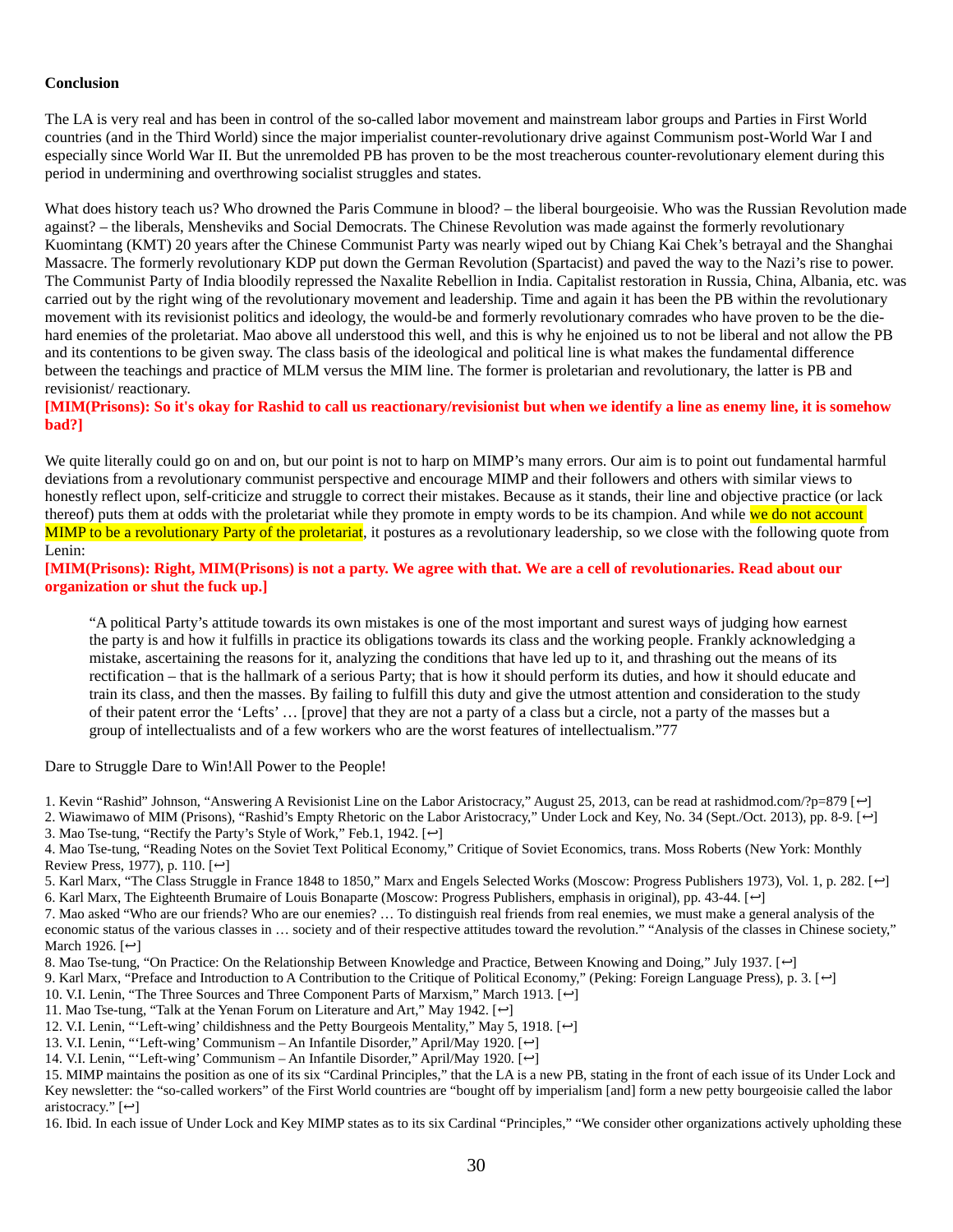**Conclusion**

The LA is very real and has been in control of the so-called labor movement and mainstream labor groups and Parties in First World countries (and in the Third World) since the major imperialist counter-revolutionary drive against Communism post-World War I and especially since World War II. But the unremolded PB has proven to be the most treacherous counter-revolutionary element during this period in undermining and overthrowing socialist struggles and states.

What does history teach us? Who drowned the Paris Commune in blood? – the liberal bourgeoisie. Who was the Russian Revolution made against? – the liberals, Mensheviks and Social Democrats. The Chinese Revolution was made against the formerly revolutionary Kuomintang (KMT) 20 years after the Chinese Communist Party was nearly wiped out by Chiang Kai Chek's betrayal and the Shanghai Massacre. The formerly revolutionary KDP put down the German Revolution (Spartacist) and paved the way to the Nazi's rise to power. The Communist Party of India bloodily repressed the Naxalite Rebellion in India. Capitalist restoration in Russia, China, Albania, etc. was carried out by the right wing of the revolutionary movement and leadership. Time and again it has been the PB within the revolutionary movement with its revisionist politics and ideology, the would-be and formerly revolutionary comrades who have proven to be the die-hard enemies of the proletariat. Mao above all understood this well, and this is why he enjoined us to not be liberal and not allow the PB and its contentions to be given sway. The class basis of the ideological and political line is what makes the fundamental difference between the teachings and practice of MLM versus the MIM line. The former is proletarian and revolutionary, the latter is PB and revisionist/ reactionary.

**[MIM(Prisons): So it's okay for Rashid to call us reactionary/revisionist but when we identify a line as enemy line, it is somehow bad?]**

We quite literally could go on and on, but our point is not to harp on MIMP's many errors. Our aim is to point out fundamental harmful deviations from a revolutionary communist perspective and encourage MIMP and their followers and others with similar views to honestly reflect upon, self-criticize and struggle to correct their mistakes. Because as it stands, their line and objective practice (or lack thereof) puts them at odds with the proletariat while they promote in empty words to be its champion. And while we do not account MIMP to be a revolutionary Party of the proletariat, it postures as a revolutionary leadership, so we close with the following quote from Lenin:

**[MIM(Prisons): Right, MIM(Prisons) is not a party. We agree with that. We are a cell of revolutionaries. Read about our organization or shut the fuck up.]**

> "A political Party's attitude towards its own mistakes is one of the most important and surest ways of judging how earnest the party is and how it fulfills in practice its obligations towards its class and the working people. Frankly acknowledging a mistake, ascertaining the reasons for it, analyzing the conditions that have led up to it, and thrashing out the means of its rectification – that is the hallmark of a serious Party; that is how it should perform its duties, and how it should educate and train its class, and then the masses. By failing to fulfill this duty and give the utmost attention and consideration to the study of their patent error the 'Lefts' … [prove] that they are not a party of a class but a circle, not a party of the masses but a group of intellectualists and of a few workers who are the worst features of intellectualism."77

Dare to Struggle Dare to Win!All Power to the People!

1. Kevin "Rashid" Johnson, "Answering A Revisionist Line on the Labor Aristocracy," August 25, 2013, can be read at rashidmod.com/?p=879 [↩]
2. Wiawimawo of MIM (Prisons), "Rashid's Empty Rhetoric on the Labor Aristocracy," Under Lock and Key, No. 34 (Sept./Oct. 2013), pp. 8-9. [↩]
3. Mao Tse-tung, "Rectify the Party's Style of Work," Feb.1, 1942. [↩]
4. Mao Tse-tung, "Reading Notes on the Soviet Text Political Economy," Critique of Soviet Economics, trans. Moss Roberts (New York: Monthly Review Press, 1977), p. 110. [↩]
5. Karl Marx, "The Class Struggle in France 1848 to 1850," Marx and Engels Selected Works (Moscow: Progress Publishers 1973), Vol. 1, p. 282. [↩]
6. Karl Marx, The Eighteenth Brumaire of Louis Bonaparte (Moscow: Progress Publishers, emphasis in original), pp. 43-44. [↩]
7. Mao asked "Who are our friends? Who are our enemies? … To distinguish real friends from real enemies, we must make a general analysis of the economic status of the various classes in … society and of their respective attitudes toward the revolution." "Analysis of the classes in Chinese society," March 1926. [↩]
8. Mao Tse-tung, "On Practice: On the Relationship Between Knowledge and Practice, Between Knowing and Doing," July 1937. [↩]
9. Karl Marx, "Preface and Introduction to A Contribution to the Critique of Political Economy," (Peking: Foreign Language Press), p. 3. [↩]
10. V.I. Lenin, "The Three Sources and Three Component Parts of Marxism," March 1913. [↩]
11. Mao Tse-tung, "Talk at the Yenan Forum on Literature and Art," May 1942. [↩]
12. V.I. Lenin, "'Left-wing' childishness and the Petty Bourgeois Mentality," May 5, 1918. [↩]
13. V.I. Lenin, "'Left-wing' Communism – An Infantile Disorder," April/May 1920. [↩]
14. V.I. Lenin, "'Left-wing' Communism – An Infantile Disorder," April/May 1920. [↩]
15. MIMP maintains the position as one of its six "Cardinal Principles," that the LA is a new PB, stating in the front of each issue of its Under Lock and Key newsletter: the "so-called workers" of the First World countries are "bought off by imperialism [and] form a new petty bourgeoisie called the labor aristocracy." [↩]
16. Ibid. In each issue of Under Lock and Key MIMP states as to its six Cardinal "Principles," "We consider other organizations actively upholding these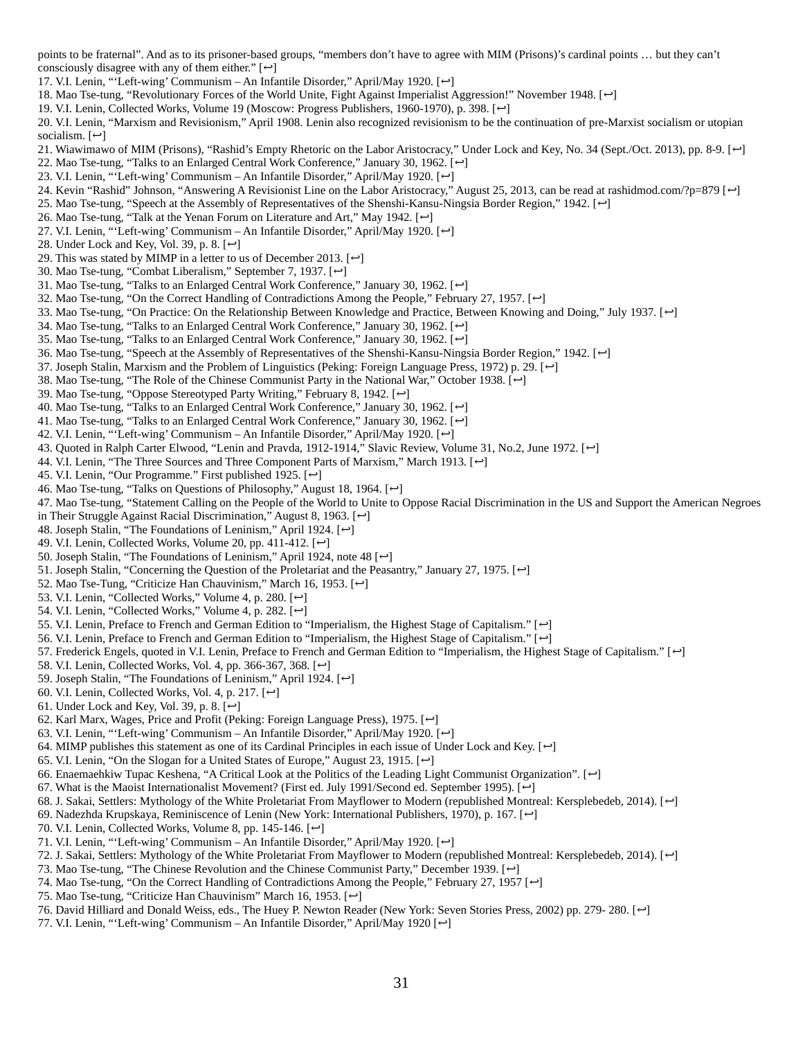points to be fraternal". And as to its prisoner-based groups, "members don't have to agree with MIM (Prisons)'s cardinal points … but they can't consciously disagree with any of them either." [↩]

17. V.I. Lenin, "'Left-wing' Communism – An Infantile Disorder," April/May 1920. [↩]
18. Mao Tse-tung, "Revolutionary Forces of the World Unite, Fight Against Imperialist Aggression!" November 1948. [↩]
19. V.I. Lenin, Collected Works, Volume 19 (Moscow: Progress Publishers, 1960-1970), p. 398. [↩]
20. V.I. Lenin, "Marxism and Revisionism," April 1908. Lenin also recognized revisionism to be the continuation of pre-Marxist socialism or utopian socialism. [↩]
21. Wiawimawo of MIM (Prisons), "Rashid's Empty Rhetoric on the Labor Aristocracy," Under Lock and Key, No. 34 (Sept./Oct. 2013), pp. 8-9. [↩]
22. Mao Tse-tung, "Talks to an Enlarged Central Work Conference," January 30, 1962. [↩]
23. V.I. Lenin, "'Left-wing' Communism – An Infantile Disorder," April/May 1920. [↩]
24. Kevin "Rashid" Johnson, "Answering A Revisionist Line on the Labor Aristocracy," August 25, 2013, can be read at rashidmod.com/?p=879 [↩]
25. Mao Tse-tung, "Speech at the Assembly of Representatives of the Shenshi-Kansu-Ningsia Border Region," 1942. [↩]
26. Mao Tse-tung, "Talk at the Yenan Forum on Literature and Art," May 1942. [↩]
27. V.I. Lenin, "'Left-wing' Communism – An Infantile Disorder," April/May 1920. [↩]
28. Under Lock and Key, Vol. 39, p. 8. [↩]
29. This was stated by MIMP in a letter to us of December 2013. [↩]
30. Mao Tse-tung, "Combat Liberalism," September 7, 1937. [↩]
31. Mao Tse-tung, "Talks to an Enlarged Central Work Conference," January 30, 1962. [↩]
32. Mao Tse-tung, "On the Correct Handling of Contradictions Among the People," February 27, 1957. [↩]
33. Mao Tse-tung, "On Practice: On the Relationship Between Knowledge and Practice, Between Knowing and Doing," July 1937. [↩]
34. Mao Tse-tung, "Talks to an Enlarged Central Work Conference," January 30, 1962. [↩]
35. Mao Tse-tung, "Talks to an Enlarged Central Work Conference," January 30, 1962. [↩]
36. Mao Tse-tung, "Speech at the Assembly of Representatives of the Shenshi-Kansu-Ningsia Border Region," 1942. [↩]
37. Joseph Stalin, Marxism and the Problem of Linguistics (Peking: Foreign Language Press, 1972) p. 29. [↩]
38. Mao Tse-tung, "The Role of the Chinese Communist Party in the National War," October 1938. [↩]
39. Mao Tse-tung, "Oppose Stereotyped Party Writing," February 8, 1942. [↩]
40. Mao Tse-tung, "Talks to an Enlarged Central Work Conference," January 30, 1962. [↩]
41. Mao Tse-tung, "Talks to an Enlarged Central Work Conference," January 30, 1962. [↩]
42. V.I. Lenin, "'Left-wing' Communism – An Infantile Disorder," April/May 1920. [↩]
43. Quoted in Ralph Carter Elwood, "Lenin and Pravda, 1912-1914," Slavic Review, Volume 31, No.2, June 1972. [↩]
44. V.I. Lenin, "The Three Sources and Three Component Parts of Marxism," March 1913. [↩]
45. V.I. Lenin, "Our Programme." First published 1925. [↩]
46. Mao Tse-tung, "Talks on Questions of Philosophy," August 18, 1964. [↩]
47. Mao Tse-tung, "Statement Calling on the People of the World to Unite to Oppose Racial Discrimination in the US and Support the American Negroes in Their Struggle Against Racial Discrimination," August 8, 1963. [↩]
48. Joseph Stalin, "The Foundations of Leninism," April 1924. [↩]
49. V.I. Lenin, Collected Works, Volume 20, pp. 411-412. [↩]
50. Joseph Stalin, "The Foundations of Leninism," April 1924, note 48 [↩]
51. Joseph Stalin, "Concerning the Question of the Proletariat and the Peasantry," January 27, 1975. [↩]
52. Mao Tse-Tung, "Criticize Han Chauvinism," March 16, 1953. [↩]
53. V.I. Lenin, "Collected Works," Volume 4, p. 280. [↩]
54. V.I. Lenin, "Collected Works," Volume 4, p. 282. [↩]
55. V.I. Lenin, Preface to French and German Edition to "Imperialism, the Highest Stage of Capitalism." [↩]
56. V.I. Lenin, Preface to French and German Edition to "Imperialism, the Highest Stage of Capitalism." [↩]
57. Frederick Engels, quoted in V.I. Lenin, Preface to French and German Edition to "Imperialism, the Highest Stage of Capitalism." [↩]
58. V.I. Lenin, Collected Works, Vol. 4, pp. 366-367, 368. [↩]
59. Joseph Stalin, "The Foundations of Leninism," April 1924. [↩]
60. V.I. Lenin, Collected Works, Vol. 4, p. 217. [↩]
61. Under Lock and Key, Vol. 39, p. 8. [↩]
62. Karl Marx, Wages, Price and Profit (Peking: Foreign Language Press), 1975. [↩]
63. V.I. Lenin, "'Left-wing' Communism – An Infantile Disorder," April/May 1920. [↩]
64. MIMP publishes this statement as one of its Cardinal Principles in each issue of Under Lock and Key. [↩]
65. V.I. Lenin, "On the Slogan for a United States of Europe," August 23, 1915. [↩]
66. Enaemaehkiw Tupac Keshena, "A Critical Look at the Politics of the Leading Light Communist Organization". [↩]
67. What is the Maoist Internationalist Movement? (First ed. July 1991/Second ed. September 1995). [↩]
68. J. Sakai, Settlers: Mythology of the White Proletariat From Mayflower to Modern (republished Montreal: Kersplebedeb, 2014). [↩]
69. Nadezhda Krupskaya, Reminiscence of Lenin (New York: International Publishers, 1970), p. 167. [↩]
70. V.I. Lenin, Collected Works, Volume 8, pp. 145-146. [↩]
71. V.I. Lenin, "'Left-wing' Communism – An Infantile Disorder," April/May 1920. [↩]
72. J. Sakai, Settlers: Mythology of the White Proletariat From Mayflower to Modern (republished Montreal: Kersplebedeb, 2014). [↩]
73. Mao Tse-tung, "The Chinese Revolution and the Chinese Communist Party," December 1939. [↩]
74. Mao Tse-tung, "On the Correct Handling of Contradictions Among the People," February 27, 1957 [↩]
75. Mao Tse-tung, "Criticize Han Chauvinism" March 16, 1953. [↩]
76. David Hilliard and Donald Weiss, eds., The Huey P. Newton Reader (New York: Seven Stories Press, 2002) pp. 279- 280. [↩]
77. V.I. Lenin, "'Left-wing' Communism – An Infantile Disorder," April/May 1920 [↩]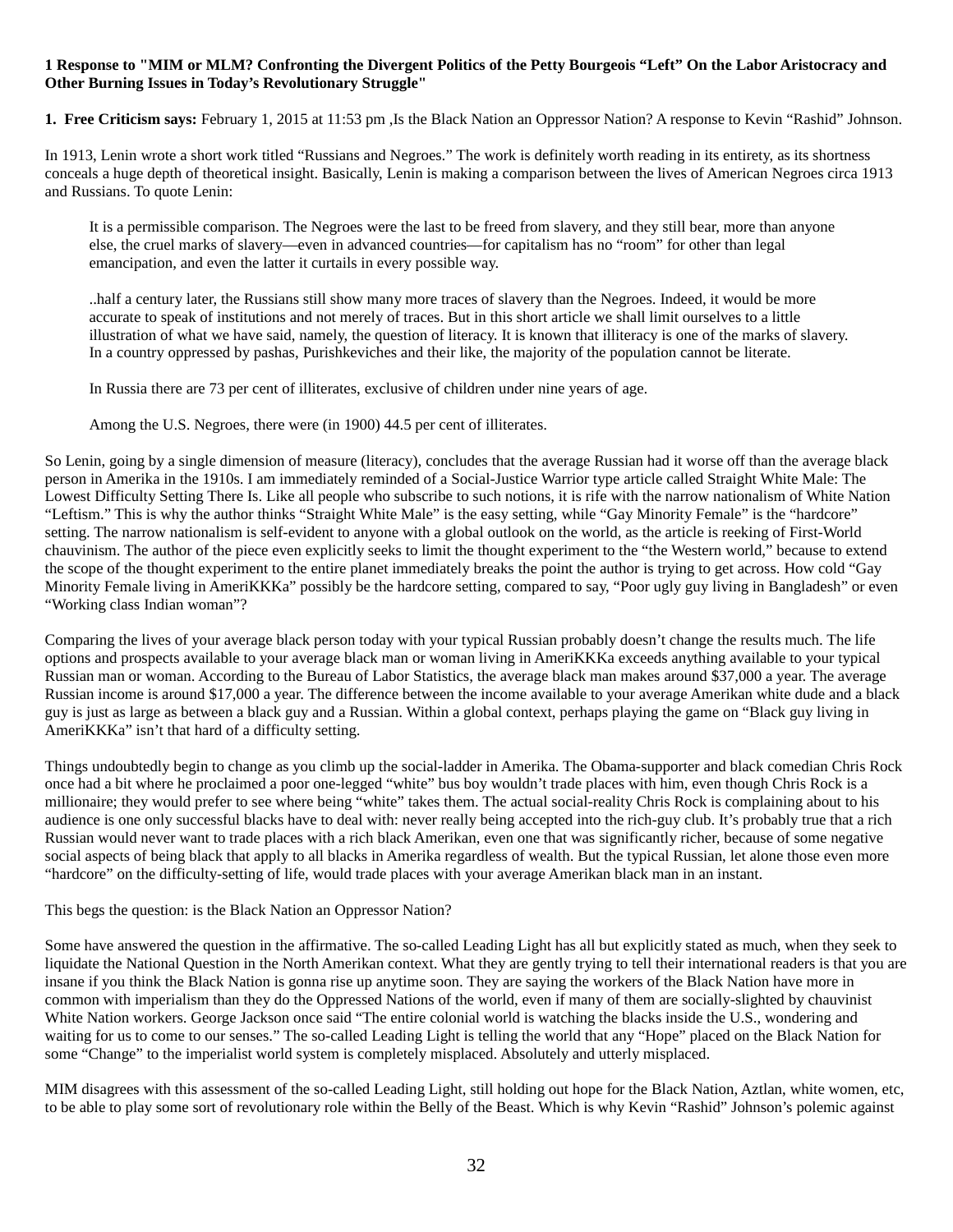**1 Response to "MIM or MLM? Confronting the Divergent Politics of the Petty Bourgeois "Left" On the Labor Aristocracy and Other Burning Issues in Today's Revolutionary Struggle"**

**1. Free Criticism says:** February 1, 2015 at 11:53 pm ,Is the Black Nation an Oppressor Nation? A response to Kevin "Rashid" Johnson.

In 1913, Lenin wrote a short work titled "Russians and Negroes." The work is definitely worth reading in its entirety, as its shortness conceals a huge depth of theoretical insight. Basically, Lenin is making a comparison between the lives of American Negroes circa 1913 and Russians. To quote Lenin:

> It is a permissible comparison. The Negroes were the last to be freed from slavery, and they still bear, more than anyone else, the cruel marks of slavery—even in advanced countries—for capitalism has no "room" for other than legal emancipation, and even the latter it curtails in every possible way.
>
> ..half a century later, the Russians still show many more traces of slavery than the Negroes. Indeed, it would be more accurate to speak of institutions and not merely of traces. But in this short article we shall limit ourselves to a little illustration of what we have said, namely, the question of literacy. It is known that illiteracy is one of the marks of slavery. In a country oppressed by pashas, Purishkeviches and their like, the majority of the population cannot be literate.
>
> In Russia there are 73 per cent of illiterates, exclusive of children under nine years of age.
>
> Among the U.S. Negroes, there were (in 1900) 44.5 per cent of illiterates.

So Lenin, going by a single dimension of measure (literacy), concludes that the average Russian had it worse off than the average black person in Amerika in the 1910s. I am immediately reminded of a Social-Justice Warrior type article called Straight White Male: The Lowest Difficulty Setting There Is. Like all people who subscribe to such notions, it is rife with the narrow nationalism of White Nation "Leftism." This is why the author thinks "Straight White Male" is the easy setting, while "Gay Minority Female" is the "hardcore" setting. The narrow nationalism is self-evident to anyone with a global outlook on the world, as the article is reeking of First-World chauvinism. The author of the piece even explicitly seeks to limit the thought experiment to the "the Western world," because to extend the scope of the thought experiment to the entire planet immediately breaks the point the author is trying to get across. How cold "Gay Minority Female living in AmeriKKKa" possibly be the hardcore setting, compared to say, "Poor ugly guy living in Bangladesh" or even "Working class Indian woman"?

Comparing the lives of your average black person today with your typical Russian probably doesn't change the results much. The life options and prospects available to your average black man or woman living in AmeriKKKa exceeds anything available to your typical Russian man or woman. According to the Bureau of Labor Statistics, the average black man makes around $37,000 a year. The average Russian income is around $17,000 a year. The difference between the income available to your average Amerikan white dude and a black guy is just as large as between a black guy and a Russian. Within a global context, perhaps playing the game on "Black guy living in AmeriKKKa" isn't that hard of a difficulty setting.

Things undoubtedly begin to change as you climb up the social-ladder in Amerika. The Obama-supporter and black comedian Chris Rock once had a bit where he proclaimed a poor one-legged "white" bus boy wouldn't trade places with him, even though Chris Rock is a millionaire; they would prefer to see where being "white" takes them. The actual social-reality Chris Rock is complaining about to his audience is one only successful blacks have to deal with: never really being accepted into the rich-guy club. It's probably true that a rich Russian would never want to trade places with a rich black Amerikan, even one that was significantly richer, because of some negative social aspects of being black that apply to all blacks in Amerika regardless of wealth. But the typical Russian, let alone those even more "hardcore" on the difficulty-setting of life, would trade places with your average Amerikan black man in an instant.

This begs the question: is the Black Nation an Oppressor Nation?

Some have answered the question in the affirmative. The so-called Leading Light has all but explicitly stated as much, when they seek to liquidate the National Question in the North Amerikan context. What they are gently trying to tell their international readers is that you are insane if you think the Black Nation is gonna rise up anytime soon. They are saying the workers of the Black Nation have more in common with imperialism than they do the Oppressed Nations of the world, even if many of them are socially-slighted by chauvinist White Nation workers. George Jackson once said "The entire colonial world is watching the blacks inside the U.S., wondering and waiting for us to come to our senses." The so-called Leading Light is telling the world that any "Hope" placed on the Black Nation for some "Change" to the imperialist world system is completely misplaced. Absolutely and utterly misplaced.

MIM disagrees with this assessment of the so-called Leading Light, still holding out hope for the Black Nation, Aztlan, white women, etc, to be able to play some sort of revolutionary role within the Belly of the Beast. Which is why Kevin "Rashid" Johnson's polemic against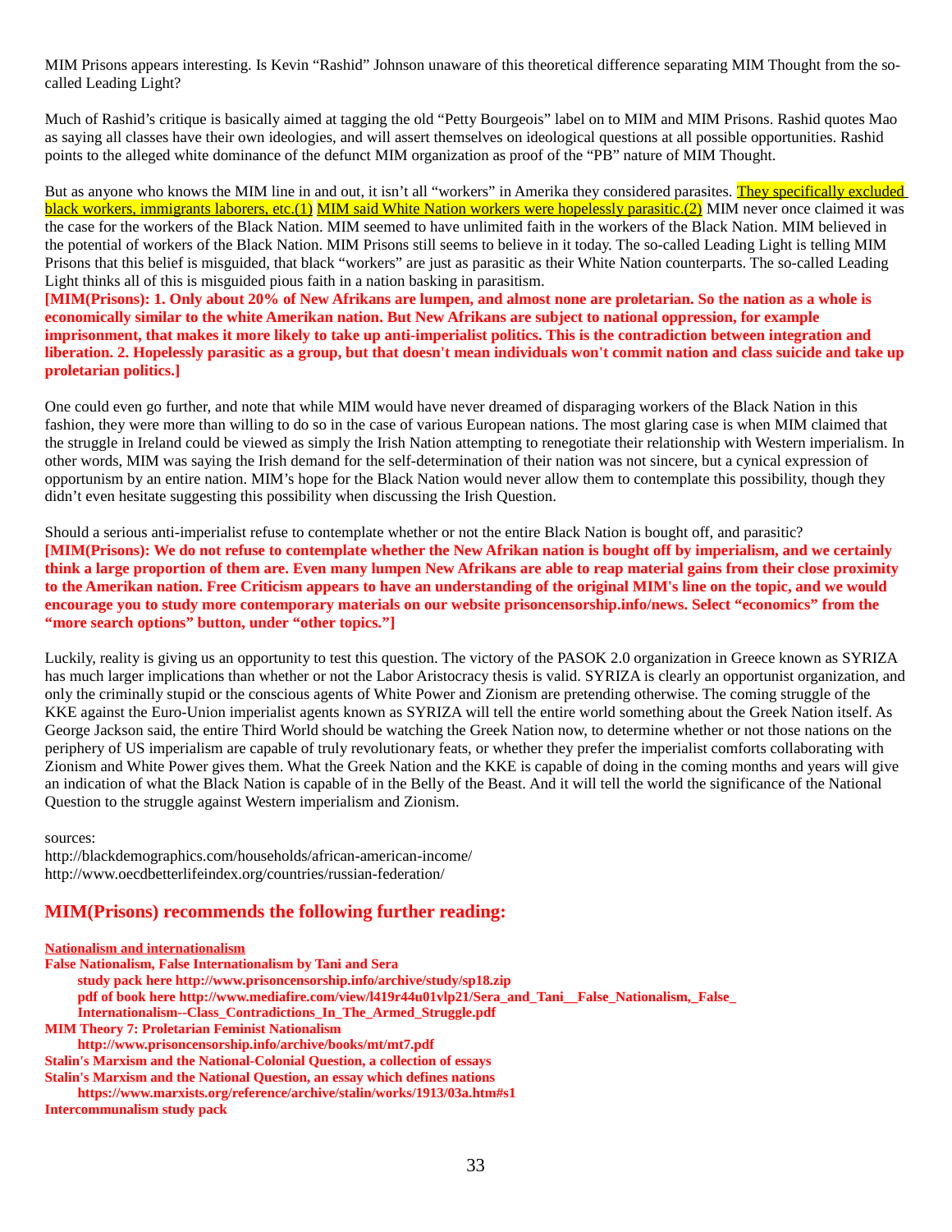MIM Prisons appears interesting. Is Kevin "Rashid" Johnson unaware of this theoretical difference separating MIM Thought from the so-called Leading Light?

Much of Rashid's critique is basically aimed at tagging the old "Petty Bourgeois" label on to MIM and MIM Prisons. Rashid quotes Mao as saying all classes have their own ideologies, and will assert themselves on ideological questions at all possible opportunities. Rashid points to the alleged white dominance of the defunct MIM organization as proof of the "PB" nature of MIM Thought.

But as anyone who knows the MIM line in and out, it isn't all "workers" in Amerika they considered parasites. They specifically excluded black workers, immigrants laborers, etc.(1) MIM said White Nation workers were hopelessly parasitic.(2) MIM never once claimed it was the case for the workers of the Black Nation. MIM seemed to have unlimited faith in the workers of the Black Nation. MIM believed in the potential of workers of the Black Nation. MIM Prisons still seems to believe in it today. The so-called Leading Light is telling MIM Prisons that this belief is misguided, that black "workers" are just as parasitic as their White Nation counterparts. The so-called Leading Light thinks all of this is misguided pious faith in a nation basking in parasitism.

**[MIM(Prisons): 1. Only about 20% of New Afrikans are lumpen, and almost none are proletarian. So the nation as a whole is economically similar to the white Amerikan nation. But New Afrikans are subject to national oppression, for example imprisonment, that makes it more likely to take up anti-imperialist politics. This is the contradiction between integration and liberation. 2. Hopelessly parasitic as a group, but that doesn't mean individuals won't commit nation and class suicide and take up proletarian politics.]**

One could even go further, and note that while MIM would have never dreamed of disparaging workers of the Black Nation in this fashion, they were more than willing to do so in the case of various European nations. The most glaring case is when MIM claimed that the struggle in Ireland could be viewed as simply the Irish Nation attempting to renegotiate their relationship with Western imperialism. In other words, MIM was saying the Irish demand for the self-determination of their nation was not sincere, but a cynical expression of opportunism by an entire nation. MIM's hope for the Black Nation would never allow them to contemplate this possibility, though they didn't even hesitate suggesting this possibility when discussing the Irish Question.

Should a serious anti-imperialist refuse to contemplate whether or not the entire Black Nation is bought off, and parasitic?
**[MIM(Prisons): We do not refuse to contemplate whether the New Afrikan nation is bought off by imperialism, and we certainly think a large proportion of them are. Even many lumpen New Afrikans are able to reap material gains from their close proximity to the Amerikan nation. Free Criticism appears to have an understanding of the original MIM's line on the topic, and we would encourage you to study more contemporary materials on our website prisoncensorship.info/news. Select "economics" from the "more search options" button, under "other topics."]**

Luckily, reality is giving us an opportunity to test this question. The victory of the PASOK 2.0 organization in Greece known as SYRIZA has much larger implications than whether or not the Labor Aristocracy thesis is valid. SYRIZA is clearly an opportunist organization, and only the criminally stupid or the conscious agents of White Power and Zionism are pretending otherwise. The coming struggle of the KKE against the Euro-Union imperialist agents known as SYRIZA will tell the entire world something about the Greek Nation itself. As George Jackson said, the entire Third World should be watching the Greek Nation now, to determine whether or not those nations on the periphery of US imperialism are capable of truly revolutionary feats, or whether they prefer the imperialist comforts collaborating with Zionism and White Power gives them. What the Greek Nation and the KKE is capable of doing in the coming months and years will give an indication of what the Black Nation is capable of in the Belly of the Beast. And it will tell the world the significance of the National Question to the struggle against Western imperialism and Zionism.

sources:
http://blackdemographics.com/households/african-american-income/
http://www.oecdbetterlifeindex.org/countries/russian-federation/

## MIM(Prisons) recommends the following further reading:

**Nationalism and internationalism**
**False Nationalism, False Internationalism by Tani and Sera**
- **study pack here http://www.prisoncensorship.info/archive/study/sp18.zip**
- **pdf of book here http://www.mediafire.com/view/l419r44u01vlp21/Sera_and_Tani__False_Nationalism,_False_Internationalism--Class_Contradictions_In_The_Armed_Struggle.pdf**

**MIM Theory 7: Proletarian Feminist Nationalism**
- **http://www.prisoncensorship.info/archive/books/mt/mt7.pdf**

**Stalin's Marxism and the National-Colonial Question, a collection of essays**
**Stalin's Marxism and the National Question, an essay which defines nations**
- **https://www.marxists.org/reference/archive/stalin/works/1913/03a.htm#s1**

**Intercommunalism study pack**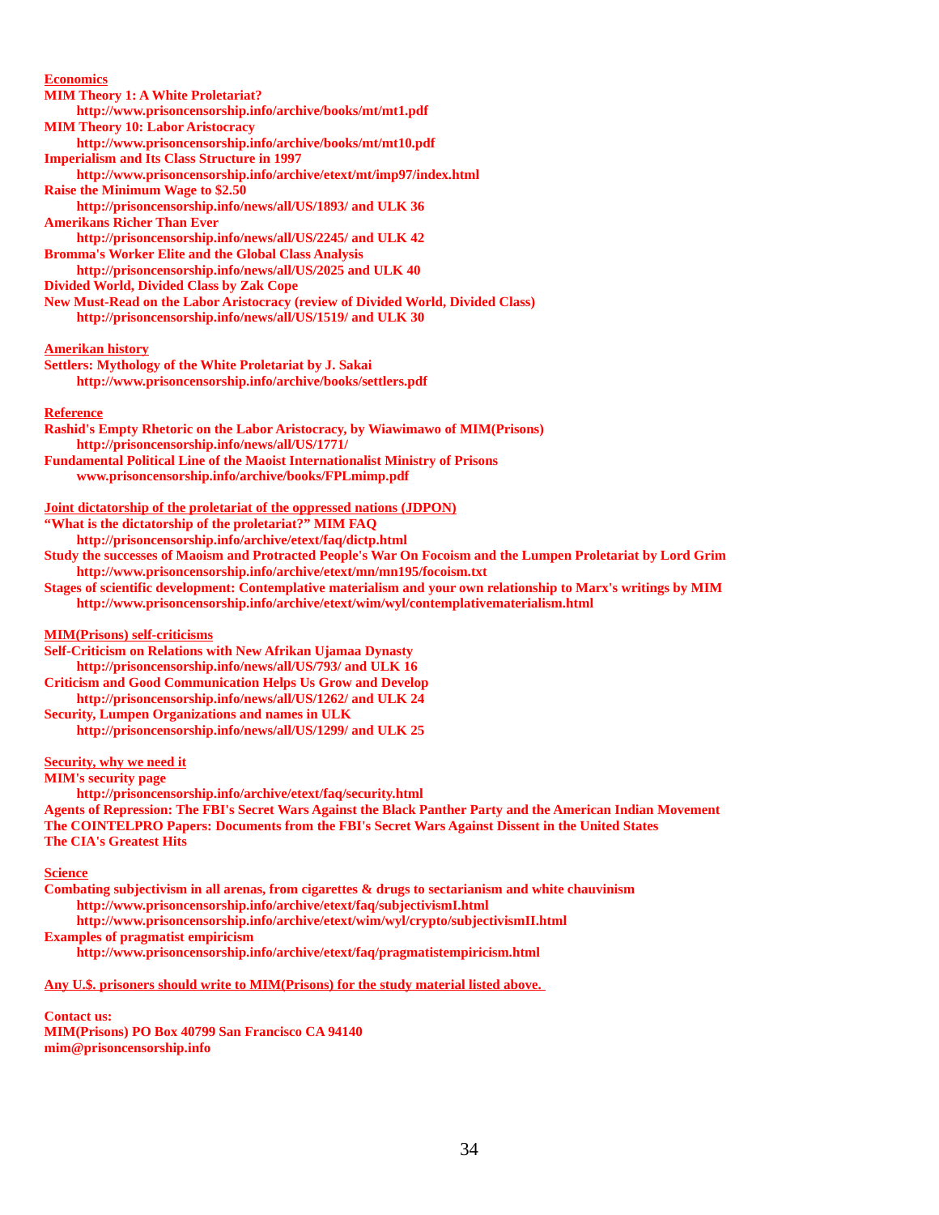**Economics**

**MIM Theory 1: A White Proletariat?**
 **http://www.prisoncensorship.info/archive/books/mt/mt1.pdf**

**MIM Theory 10: Labor Aristocracy**
 **http://www.prisoncensorship.info/archive/books/mt/mt10.pdf**

**Imperialism and Its Class Structure in 1997**
 **http://www.prisoncensorship.info/archive/etext/mt/imp97/index.html**

**Raise the Minimum Wage to $2.50**
 **http://prisoncensorship.info/news/all/US/1893/ and ULK 36**

**Amerikans Richer Than Ever**
 **http://prisoncensorship.info/news/all/US/2245/ and ULK 42**

**Bromma's Worker Elite and the Global Class Analysis**
 **http://prisoncensorship.info/news/all/US/2025 and ULK 40**

**Divided World, Divided Class by Zak Cope**

**New Must-Read on the Labor Aristocracy (review of Divided World, Divided Class)**
 **http://prisoncensorship.info/news/all/US/1519/ and ULK 30**

**Amerikan history**

**Settlers: Mythology of the White Proletariat by J. Sakai**
 **http://www.prisoncensorship.info/archive/books/settlers.pdf**

**Reference**

**Rashid's Empty Rhetoric on the Labor Aristocracy, by Wiawimawo of MIM(Prisons)**
 **http://prisoncensorship.info/news/all/US/1771/**

**Fundamental Political Line of the Maoist Internationalist Ministry of Prisons**
 **www.prisoncensorship.info/archive/books/FPLmimp.pdf**

**Joint dictatorship of the proletariat of the oppressed nations (JDPON)**

**"What is the dictatorship of the proletariat?" MIM FAQ**
 **http://prisoncensorship.info/archive/etext/faq/dictp.html**

**Study the successes of Maoism and Protracted People's War On Focoism and the Lumpen Proletariat by Lord Grim**
 **http://www.prisoncensorship.info/archive/etext/mn/mn195/focoism.txt**

**Stages of scientific development: Contemplative materialism and your own relationship to Marx's writings by MIM**
 **http://www.prisoncensorship.info/archive/etext/wim/wyl/contemplativematerialism.html**

**MIM(Prisons) self-criticisms**

**Self-Criticism on Relations with New Afrikan Ujamaa Dynasty**
 **http://prisoncensorship.info/news/all/US/793/ and ULK 16**

**Criticism and Good Communication Helps Us Grow and Develop**
 **http://prisoncensorship.info/news/all/US/1262/ and ULK 24**

**Security, Lumpen Organizations and names in ULK**
 **http://prisoncensorship.info/news/all/US/1299/ and ULK 25**

**Security, why we need it**

**MIM's security page**
 **http://prisoncensorship.info/archive/etext/faq/security.html**

**Agents of Repression: The FBI's Secret Wars Against the Black Panther Party and the American Indian Movement**

**The COINTELPRO Papers: Documents from the FBI's Secret Wars Against Dissent in the United States**

**The CIA's Greatest Hits**

**Science**

**Combating subjectivism in all arenas, from cigarettes & drugs to sectarianism and white chauvinism**
 **http://www.prisoncensorship.info/archive/etext/faq/subjectivismI.html**
 **http://www.prisoncensorship.info/archive/etext/wim/wyl/crypto/subjectivismII.html**

**Examples of pragmatist empiricism**
 **http://www.prisoncensorship.info/archive/etext/faq/pragmatistempiricism.html**

**Any U.S. prisoners should write to MIM(Prisons) for the study material listed above.**

**Contact us:**
**MIM(Prisons) PO Box 40799 San Francisco CA 94140**
**mim@prisoncensorship.info**